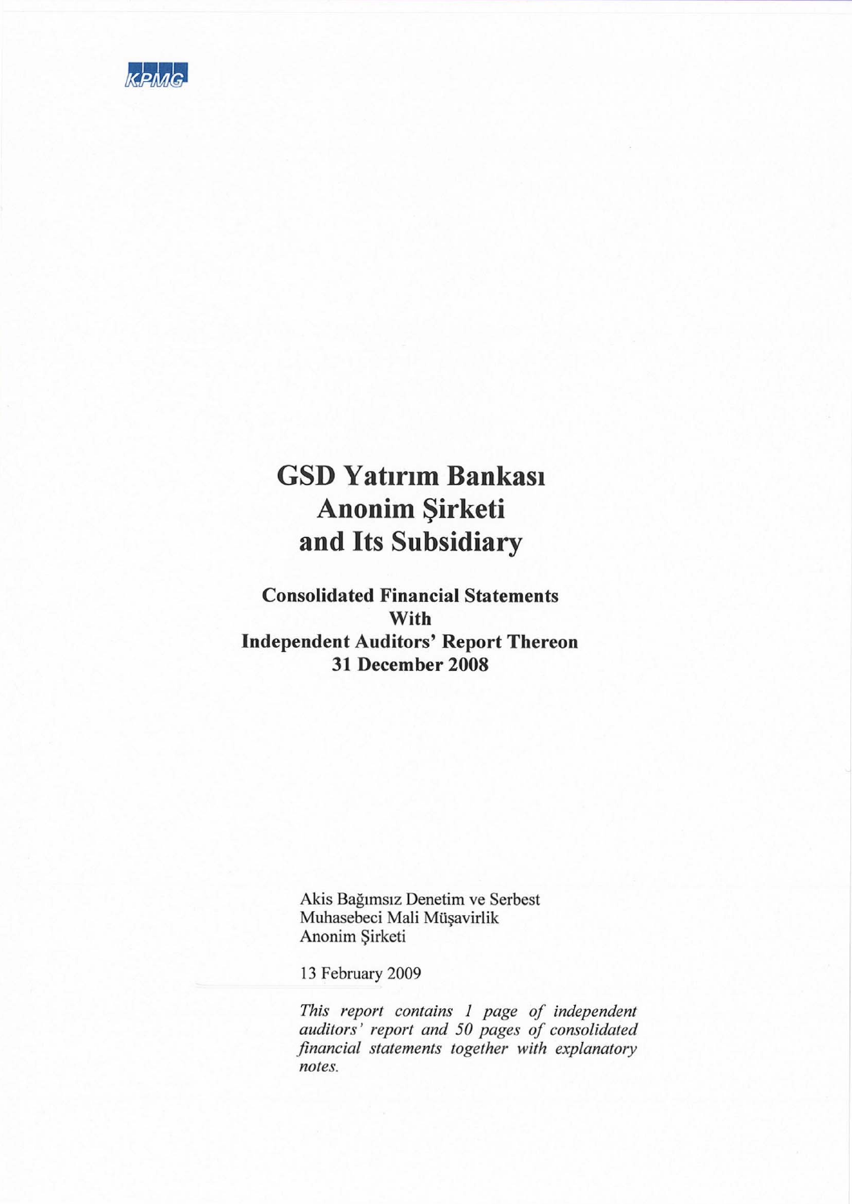KPMG

# GSD Yatırım Bankası Anonim Şirketi and Its Subsidiary

**Consolidated Financial Statements With Independent Auditors' Report Thereon 31 December 2008**

Akis Bağımsız Denetim ve Serbest Muhasebeci Mali Müşavirlik Anonim Şirketi

13 February 2009

*This report contains 1 page of independent auditors' report and 50 pages of consolidated financial statements together with explanatory notes.*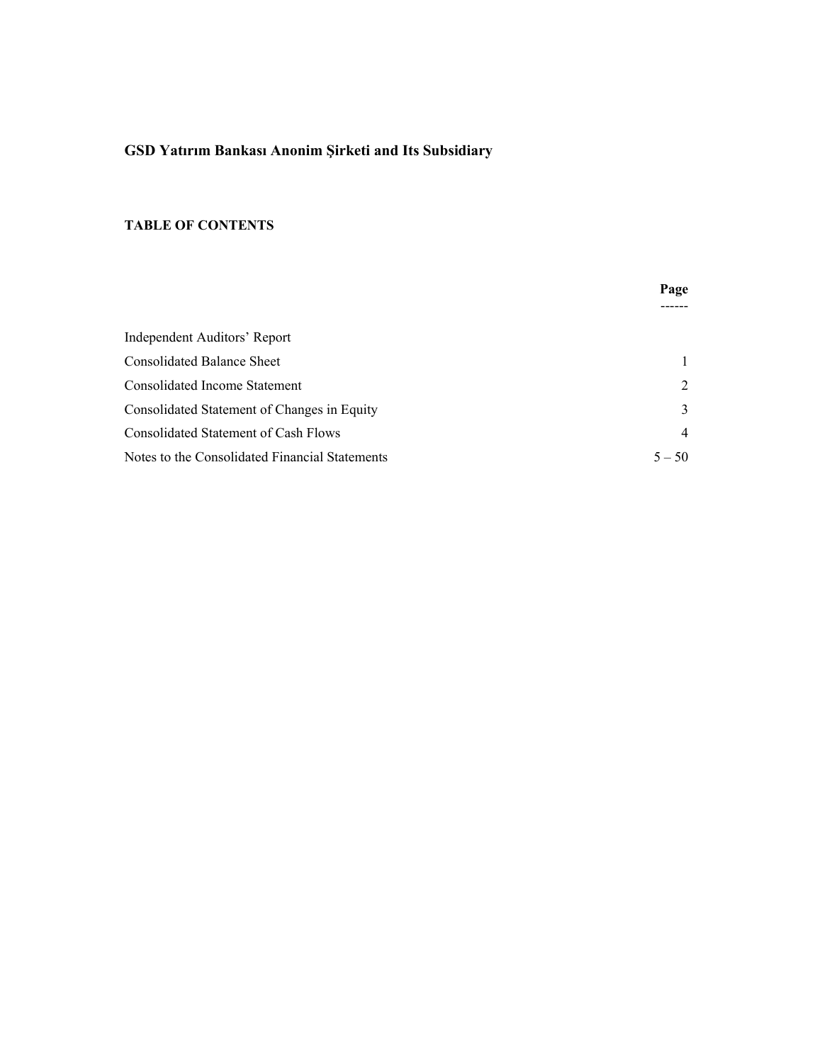## GSD Yatırım Bankası Anonim Şirketi and Its Subsidiary

### TABLE OF CONTENTS

| | Page |
|---|---|
| Independent Auditors' Report | |
| Consolidated Balance Sheet | 1 |
| Consolidated Income Statement | 2 |
| Consolidated Statement of Changes in Equity | 3 |
| Consolidated Statement of Cash Flows | 4 |
| Notes to the Consolidated Financial Statements | 5 – 50 |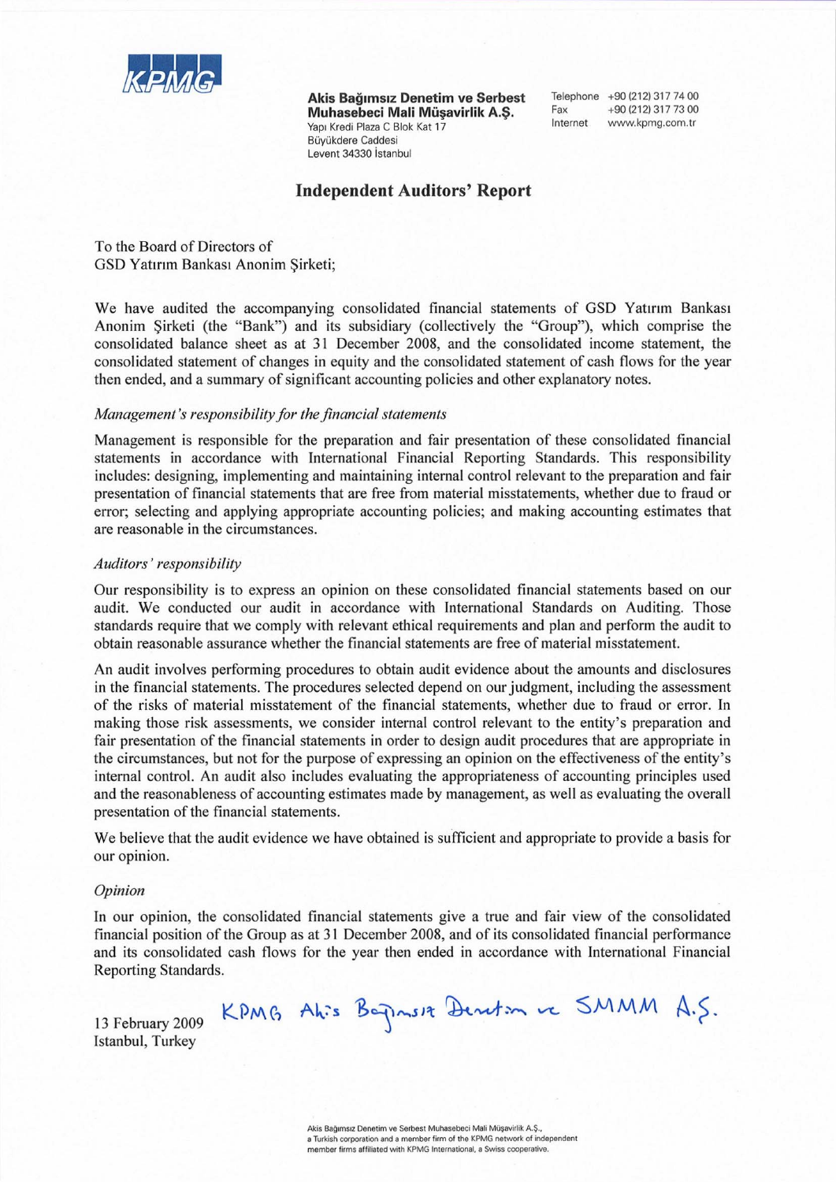KPMG

**Akis Bağımsız Denetim ve Serbest Muhasebeci Mali Müşavirlik A.Ş.**
Yapı Kredi Plaza C Blok Kat 17
Büyükdere Caddesi
Levent 34330 İstanbul

Telephone +90 (212) 317 74 00
Fax +90 (212) 317 73 00
Internet www.kpmg.com.tr

# Independent Auditors' Report

To the Board of Directors of
GSD Yatırım Bankası Anonim Şirketi;

We have audited the accompanying consolidated financial statements of GSD Yatırım Bankası Anonim Şirketi (the "Bank") and its subsidiary (collectively the "Group"), which comprise the consolidated balance sheet as at 31 December 2008, and the consolidated income statement, the consolidated statement of changes in equity and the consolidated statement of cash flows for the year then ended, and a summary of significant accounting policies and other explanatory notes.

### *Management's responsibility for the financial statements*

Management is responsible for the preparation and fair presentation of these consolidated financial statements in accordance with International Financial Reporting Standards. This responsibility includes: designing, implementing and maintaining internal control relevant to the preparation and fair presentation of financial statements that are free from material misstatements, whether due to fraud or error; selecting and applying appropriate accounting policies; and making accounting estimates that are reasonable in the circumstances.

### *Auditors' responsibility*

Our responsibility is to express an opinion on these consolidated financial statements based on our audit. We conducted our audit in accordance with International Standards on Auditing. Those standards require that we comply with relevant ethical requirements and plan and perform the audit to obtain reasonable assurance whether the financial statements are free of material misstatement.

An audit involves performing procedures to obtain audit evidence about the amounts and disclosures in the financial statements. The procedures selected depend on our judgment, including the assessment of the risks of material misstatement of the financial statements, whether due to fraud or error. In making those risk assessments, we consider internal control relevant to the entity's preparation and fair presentation of the financial statements in order to design audit procedures that are appropriate in the circumstances, but not for the purpose of expressing an opinion on the effectiveness of the entity's internal control. An audit also includes evaluating the appropriateness of accounting principles used and the reasonableness of accounting estimates made by management, as well as evaluating the overall presentation of the financial statements.

We believe that the audit evidence we have obtained is sufficient and appropriate to provide a basis for our opinion.

### *Opinion*

In our opinion, the consolidated financial statements give a true and fair view of the consolidated financial position of the Group as at 31 December 2008, and of its consolidated financial performance and its consolidated cash flows for the year then ended in accordance with International Financial Reporting Standards.

13 February 2009
Istanbul, Turkey

KPMG Akis Bağımsız Denetim ve SMMM A.Ş.

Akis Bağımsız Denetim ve Serbest Muhasebeci Mali Müşavirlik A.Ş., a Turkish corporation and a member firm of the KPMG network of independent member firms affiliated with KPMG International, a Swiss cooperative.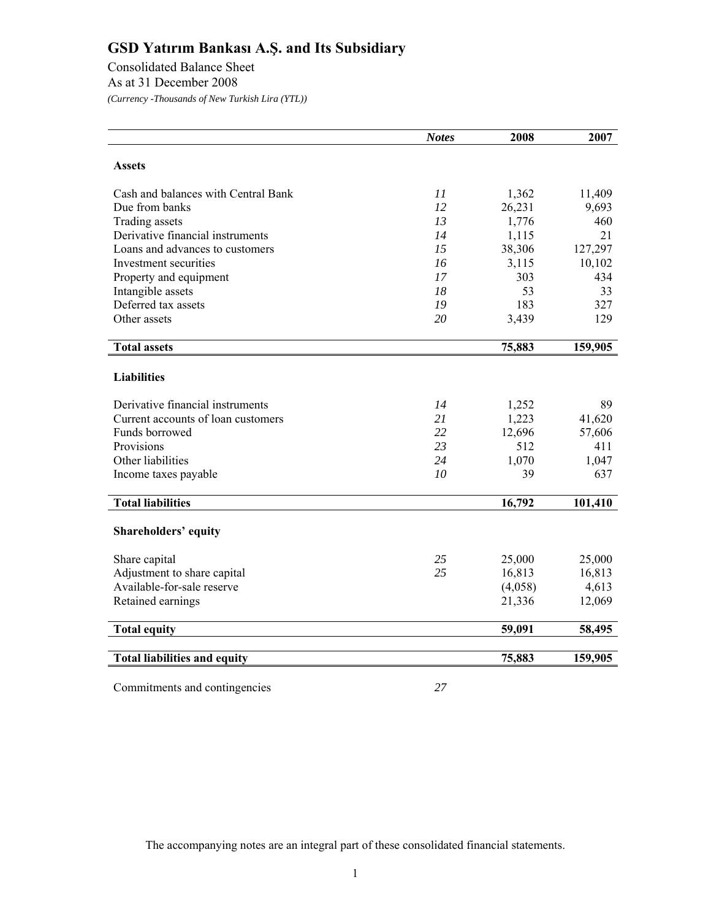# GSD Yatırım Bankası A.Ş. and Its Subsidiary

Consolidated Balance Sheet

As at 31 December 2008

*(Currency -Thousands of New Turkish Lira (YTL))*

| | *Notes* | 2008 | 2007 |
|---|---|---|---|
| **Assets** | | | |
| Cash and balances with Central Bank | *11* | 1,362 | 11,409 |
| Due from banks | *12* | 26,231 | 9,693 |
| Trading assets | *13* | 1,776 | 460 |
| Derivative financial instruments | *14* | 1,115 | 21 |
| Loans and advances to customers | *15* | 38,306 | 127,297 |
| Investment securities | *16* | 3,115 | 10,102 |
| Property and equipment | *17* | 303 | 434 |
| Intangible assets | *18* | 53 | 33 |
| Deferred tax assets | *19* | 183 | 327 |
| Other assets | *20* | 3,439 | 129 |
| **Total assets** | | **75,883** | **159,905** |
| **Liabilities** | | | |
| Derivative financial instruments | *14* | 1,252 | 89 |
| Current accounts of loan customers | *21* | 1,223 | 41,620 |
| Funds borrowed | *22* | 12,696 | 57,606 |
| Provisions | *23* | 512 | 411 |
| Other liabilities | *24* | 1,070 | 1,047 |
| Income taxes payable | *10* | 39 | 637 |
| **Total liabilities** | | **16,792** | **101,410** |
| **Shareholders' equity** | | | |
| Share capital | *25* | 25,000 | 25,000 |
| Adjustment to share capital | *25* | 16,813 | 16,813 |
| Available-for-sale reserve | | (4,058) | 4,613 |
| Retained earnings | | 21,336 | 12,069 |
| **Total equity** | | **59,091** | **58,495** |
| **Total liabilities and equity** | | **75,883** | **159,905** |
| Commitments and contingencies | *27* | | |

The accompanying notes are an integral part of these consolidated financial statements.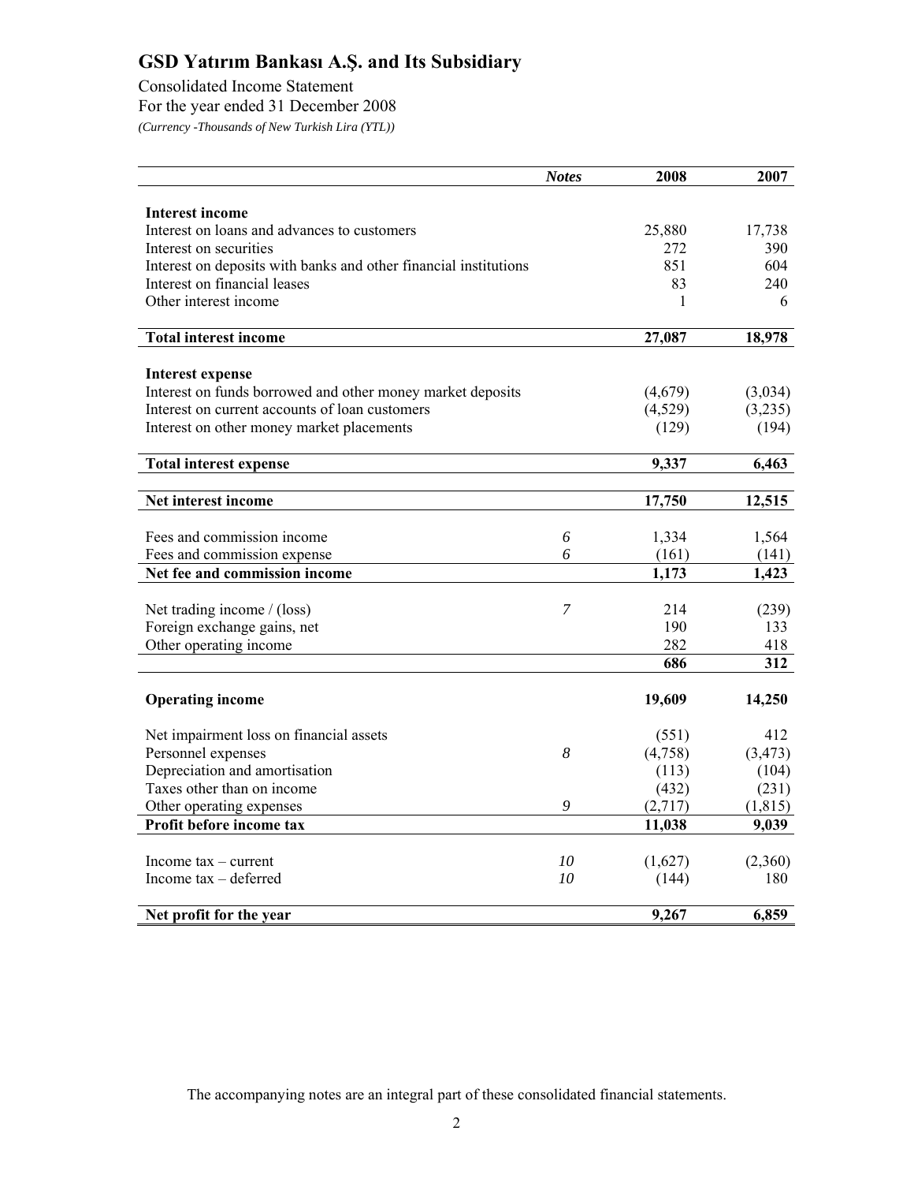# GSD Yatırım Bankası A.Ş. and Its Subsidiary

Consolidated Income Statement

For the year ended 31 December 2008

*(Currency -Thousands of New Turkish Lira (YTL))*

| | *Notes* | 2008 | 2007 |
|---|---|---|---|
| **Interest income** | | | |
| Interest on loans and advances to customers | | 25,880 | 17,738 |
| Interest on securities | | 272 | 390 |
| Interest on deposits with banks and other financial institutions | | 851 | 604 |
| Interest on financial leases | | 83 | 240 |
| Other interest income | | 1 | 6 |
| **Total interest income** | | **27,087** | **18,978** |
| **Interest expense** | | | |
| Interest on funds borrowed and other money market deposits | | (4,679) | (3,034) |
| Interest on current accounts of loan customers | | (4,529) | (3,235) |
| Interest on other money market placements | | (129) | (194) |
| **Total interest expense** | | **9,337** | **6,463** |
| **Net interest income** | | **17,750** | **12,515** |
| Fees and commission income | *6* | 1,334 | 1,564 |
| Fees and commission expense | *6* | (161) | (141) |
| **Net fee and commission income** | | **1,173** | **1,423** |
| Net trading income / (loss) | *7* | 214 | (239) |
| Foreign exchange gains, net | | 190 | 133 |
| Other operating income | | 282 | 418 |
| | | **686** | **312** |
| **Operating income** | | **19,609** | **14,250** |
| Net impairment loss on financial assets | | (551) | 412 |
| Personnel expenses | *8* | (4,758) | (3,473) |
| Depreciation and amortisation | | (113) | (104) |
| Taxes other than on income | | (432) | (231) |
| Other operating expenses | *9* | (2,717) | (1,815) |
| **Profit before income tax** | | **11,038** | **9,039** |
| Income tax – current | *10* | (1,627) | (2,360) |
| Income tax – deferred | *10* | (144) | 180 |
| **Net profit for the year** | | **9,267** | **6,859** |

The accompanying notes are an integral part of these consolidated financial statements.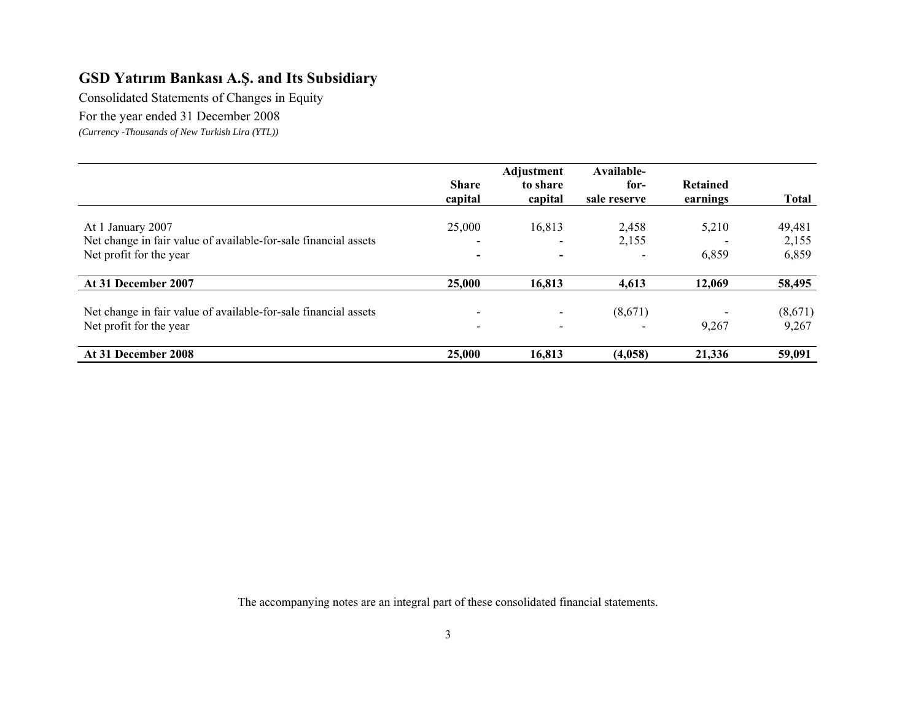# GSD Yatırım Bankası A.Ş. and Its Subsidiary

Consolidated Statements of Changes in Equity

For the year ended 31 December 2008

*(Currency -Thousands of New Turkish Lira (YTL))*

| | Share capital | Adjustment to share capital | Available-for-sale reserve | Retained earnings | Total |
|---|---|---|---|---|---|
| At 1 January 2007 | 25,000 | 16,813 | 2,458 | 5,210 | 49,481 |
| Net change in fair value of available-for-sale financial assets | - | - | 2,155 | - | 2,155 |
| Net profit for the year | - | - | - | 6,859 | 6,859 |
| **At 31 December 2007** | **25,000** | **16,813** | **4,613** | **12,069** | **58,495** |
| Net change in fair value of available-for-sale financial assets | - | - | (8,671) | - | (8,671) |
| Net profit for the year | - | - | - | 9,267 | 9,267 |
| **At 31 December 2008** | **25,000** | **16,813** | **(4,058)** | **21,336** | **59,091** |

The accompanying notes are an integral part of these consolidated financial statements.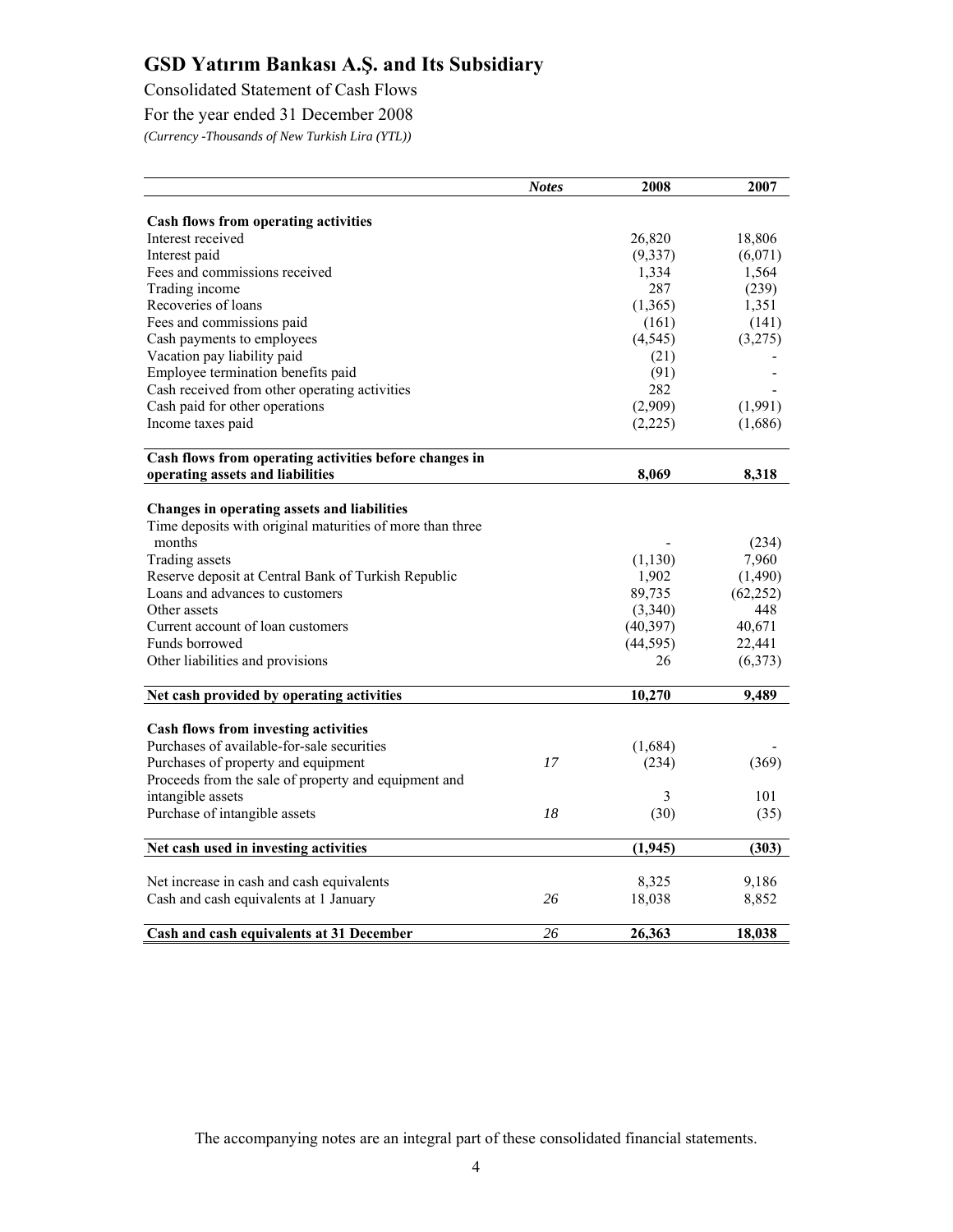# GSD Yatırım Bankası A.Ş. and Its Subsidiary

Consolidated Statement of Cash Flows

For the year ended 31 December 2008

*(Currency -Thousands of New Turkish Lira (YTL))*

| | *Notes* | 2008 | 2007 |
|---|---|---|---|
| **Cash flows from operating activities** | | | |
| Interest received | | 26,820 | 18,806 |
| Interest paid | | (9,337) | (6,071) |
| Fees and commissions received | | 1,334 | 1,564 |
| Trading income | | 287 | (239) |
| Recoveries of loans | | (1,365) | 1,351 |
| Fees and commissions paid | | (161) | (141) |
| Cash payments to employees | | (4,545) | (3,275) |
| Vacation pay liability paid | | (21) | - |
| Employee termination benefits paid | | (91) | - |
| Cash received from other operating activities | | 282 | - |
| Cash paid for other operations | | (2,909) | (1,991) |
| Income taxes paid | | (2,225) | (1,686) |
| **Cash flows from operating activities before changes in operating assets and liabilities** | | **8,069** | **8,318** |
| **Changes in operating assets and liabilities** | | | |
| Time deposits with original maturities of more than three months | | - | (234) |
| Trading assets | | (1,130) | 7,960 |
| Reserve deposit at Central Bank of Turkish Republic | | 1,902 | (1,490) |
| Loans and advances to customers | | 89,735 | (62,252) |
| Other assets | | (3,340) | 448 |
| Current account of loan customers | | (40,397) | 40,671 |
| Funds borrowed | | (44,595) | 22,441 |
| Other liabilities and provisions | | 26 | (6,373) |
| **Net cash provided by operating activities** | | **10,270** | **9,489** |
| **Cash flows from investing activities** | | | |
| Purchases of available-for-sale securities | | (1,684) | - |
| Purchases of property and equipment | *17* | (234) | (369) |
| Proceeds from the sale of property and equipment and intangible assets | | 3 | 101 |
| Purchase of intangible assets | *18* | (30) | (35) |
| **Net cash used in investing activities** | | **(1,945)** | **(303)** |
| Net increase in cash and cash equivalents | | 8,325 | 9,186 |
| Cash and cash equivalents at 1 January | *26* | 18,038 | 8,852 |
| **Cash and cash equivalents at 31 December** | *26* | **26,363** | **18,038** |

The accompanying notes are an integral part of these consolidated financial statements.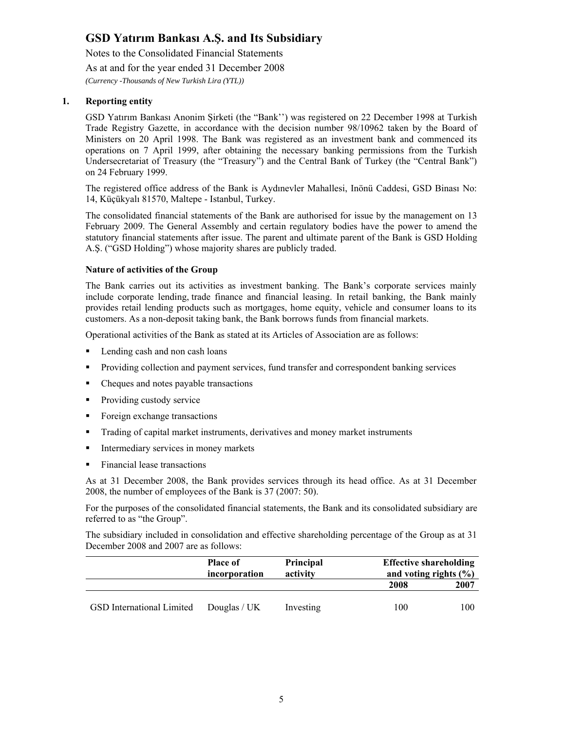## 1. Reporting entity

GSD Yatırım Bankası Anonim Şirketi (the "Bank'') was registered on 22 December 1998 at Turkish Trade Registry Gazette, in accordance with the decision number 98/10962 taken by the Board of Ministers on 20 April 1998. The Bank was registered as an investment bank and commenced its operations on 7 April 1999, after obtaining the necessary banking permissions from the Turkish Undersecretariat of Treasury (the "Treasury") and the Central Bank of Turkey (the "Central Bank") on 24 February 1999.

The registered office address of the Bank is Aydınevler Mahallesi, Inönü Caddesi, GSD Binası No: 14, Küçükyalı 81570, Maltepe - Istanbul, Turkey.

The consolidated financial statements of the Bank are authorised for issue by the management on 13 February 2009. The General Assembly and certain regulatory bodies have the power to amend the statutory financial statements after issue. The parent and ultimate parent of the Bank is GSD Holding A.Ş. ("GSD Holding") whose majority shares are publicly traded.

### Nature of activities of the Group

The Bank carries out its activities as investment banking. The Bank's corporate services mainly include corporate lending, trade finance and financial leasing. In retail banking, the Bank mainly provides retail lending products such as mortgages, home equity, vehicle and consumer loans to its customers. As a non-deposit taking bank, the Bank borrows funds from financial markets.

Operational activities of the Bank as stated at its Articles of Association are as follows:

- Lending cash and non cash loans
- Providing collection and payment services, fund transfer and correspondent banking services
- Cheques and notes payable transactions
- Providing custody service
- Foreign exchange transactions
- Trading of capital market instruments, derivatives and money market instruments
- Intermediary services in money markets
- Financial lease transactions

As at 31 December 2008, the Bank provides services through its head office. As at 31 December 2008, the number of employees of the Bank is 37 (2007: 50).

For the purposes of the consolidated financial statements, the Bank and its consolidated subsidiary are referred to as "the Group".

The subsidiary included in consolidation and effective shareholding percentage of the Group as at 31 December 2008 and 2007 are as follows:

| | Place of incorporation | Principal activity | Effective shareholding and voting rights (%) | |
|---|---|---|---|---|
| | | | 2008 | 2007 |
| GSD International Limited | Douglas / UK | Investing | 100 | 100 |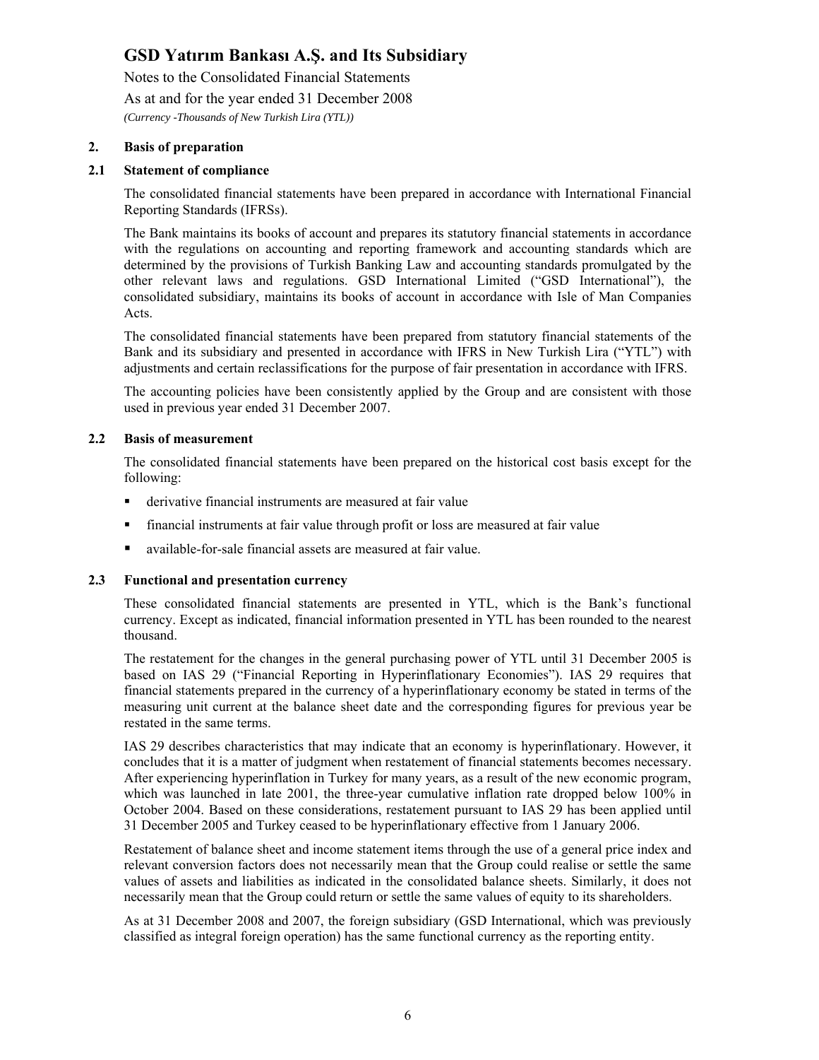## 2. Basis of preparation

### 2.1 Statement of compliance

The consolidated financial statements have been prepared in accordance with International Financial Reporting Standards (IFRSs).

The Bank maintains its books of account and prepares its statutory financial statements in accordance with the regulations on accounting and reporting framework and accounting standards which are determined by the provisions of Turkish Banking Law and accounting standards promulgated by the other relevant laws and regulations. GSD International Limited ("GSD International"), the consolidated subsidiary, maintains its books of account in accordance with Isle of Man Companies Acts.

The consolidated financial statements have been prepared from statutory financial statements of the Bank and its subsidiary and presented in accordance with IFRS in New Turkish Lira ("YTL") with adjustments and certain reclassifications for the purpose of fair presentation in accordance with IFRS.

The accounting policies have been consistently applied by the Group and are consistent with those used in previous year ended 31 December 2007.

### 2.2 Basis of measurement

The consolidated financial statements have been prepared on the historical cost basis except for the following:

- derivative financial instruments are measured at fair value
- financial instruments at fair value through profit or loss are measured at fair value
- available-for-sale financial assets are measured at fair value.

### 2.3 Functional and presentation currency

These consolidated financial statements are presented in YTL, which is the Bank's functional currency. Except as indicated, financial information presented in YTL has been rounded to the nearest thousand.

The restatement for the changes in the general purchasing power of YTL until 31 December 2005 is based on IAS 29 ("Financial Reporting in Hyperinflationary Economies"). IAS 29 requires that financial statements prepared in the currency of a hyperinflationary economy be stated in terms of the measuring unit current at the balance sheet date and the corresponding figures for previous year be restated in the same terms.

IAS 29 describes characteristics that may indicate that an economy is hyperinflationary. However, it concludes that it is a matter of judgment when restatement of financial statements becomes necessary. After experiencing hyperinflation in Turkey for many years, as a result of the new economic program, which was launched in late 2001, the three-year cumulative inflation rate dropped below 100% in October 2004. Based on these considerations, restatement pursuant to IAS 29 has been applied until 31 December 2005 and Turkey ceased to be hyperinflationary effective from 1 January 2006.

Restatement of balance sheet and income statement items through the use of a general price index and relevant conversion factors does not necessarily mean that the Group could realise or settle the same values of assets and liabilities as indicated in the consolidated balance sheets. Similarly, it does not necessarily mean that the Group could return or settle the same values of equity to its shareholders.

As at 31 December 2008 and 2007, the foreign subsidiary (GSD International, which was previously classified as integral foreign operation) has the same functional currency as the reporting entity.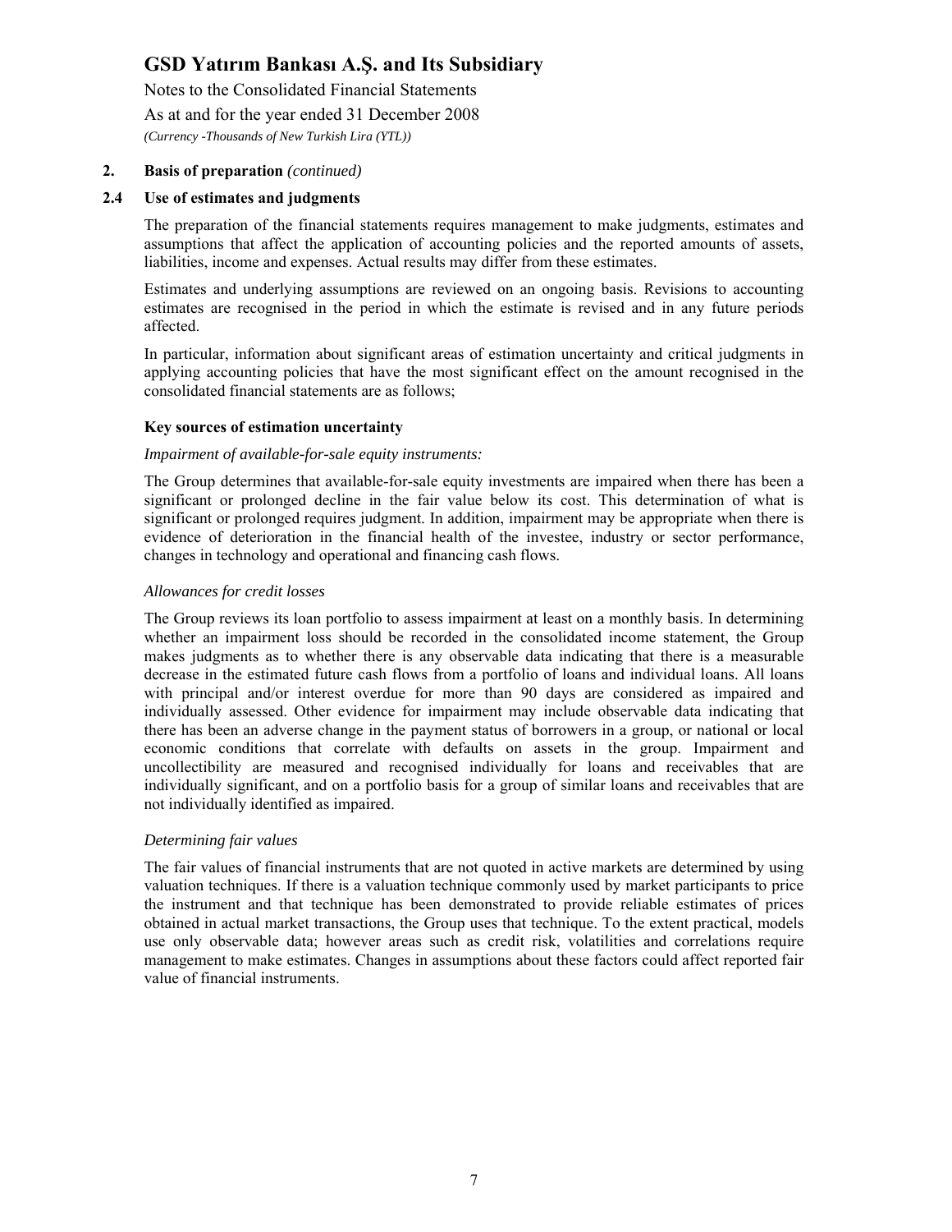## 2. Basis of preparation *(continued)*

### 2.4 Use of estimates and judgments

The preparation of the financial statements requires management to make judgments, estimates and assumptions that affect the application of accounting policies and the reported amounts of assets, liabilities, income and expenses. Actual results may differ from these estimates.

Estimates and underlying assumptions are reviewed on an ongoing basis. Revisions to accounting estimates are recognised in the period in which the estimate is revised and in any future periods affected.

In particular, information about significant areas of estimation uncertainty and critical judgments in applying accounting policies that have the most significant effect on the amount recognised in the consolidated financial statements are as follows;

**Key sources of estimation uncertainty**

*Impairment of available-for-sale equity instruments:*

The Group determines that available-for-sale equity investments are impaired when there has been a significant or prolonged decline in the fair value below its cost. This determination of what is significant or prolonged requires judgment. In addition, impairment may be appropriate when there is evidence of deterioration in the financial health of the investee, industry or sector performance, changes in technology and operational and financing cash flows.

*Allowances for credit losses*

The Group reviews its loan portfolio to assess impairment at least on a monthly basis. In determining whether an impairment loss should be recorded in the consolidated income statement, the Group makes judgments as to whether there is any observable data indicating that there is a measurable decrease in the estimated future cash flows from a portfolio of loans and individual loans. All loans with principal and/or interest overdue for more than 90 days are considered as impaired and individually assessed. Other evidence for impairment may include observable data indicating that there has been an adverse change in the payment status of borrowers in a group, or national or local economic conditions that correlate with defaults on assets in the group. Impairment and uncollectibility are measured and recognised individually for loans and receivables that are individually significant, and on a portfolio basis for a group of similar loans and receivables that are not individually identified as impaired.

*Determining fair values*

The fair values of financial instruments that are not quoted in active markets are determined by using valuation techniques. If there is a valuation technique commonly used by market participants to price the instrument and that technique has been demonstrated to provide reliable estimates of prices obtained in actual market transactions, the Group uses that technique. To the extent practical, models use only observable data; however areas such as credit risk, volatilities and correlations require management to make estimates. Changes in assumptions about these factors could affect reported fair value of financial instruments.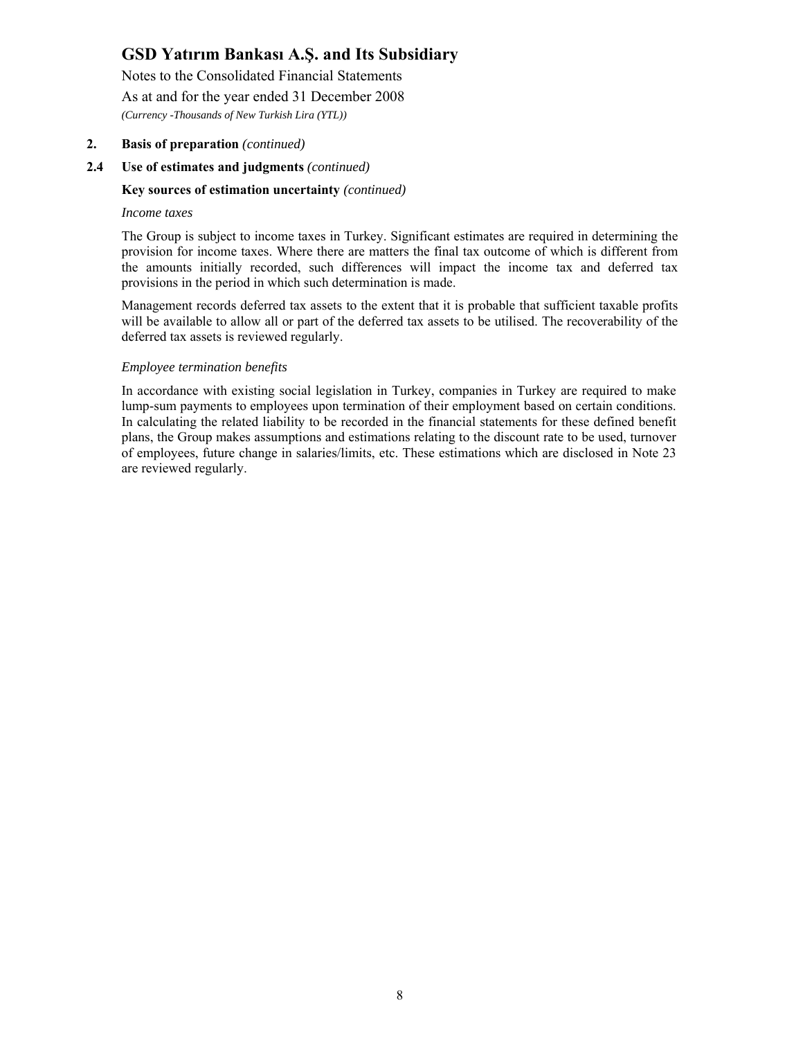## 2. Basis of preparation *(continued)*

### 2.4 Use of estimates and judgments *(continued)*

**Key sources of estimation uncertainty** *(continued)*

*Income taxes*

The Group is subject to income taxes in Turkey. Significant estimates are required in determining the provision for income taxes. Where there are matters the final tax outcome of which is different from the amounts initially recorded, such differences will impact the income tax and deferred tax provisions in the period in which such determination is made.

Management records deferred tax assets to the extent that it is probable that sufficient taxable profits will be available to allow all or part of the deferred tax assets to be utilised. The recoverability of the deferred tax assets is reviewed regularly.

*Employee termination benefits*

In accordance with existing social legislation in Turkey, companies in Turkey are required to make lump-sum payments to employees upon termination of their employment based on certain conditions. In calculating the related liability to be recorded in the financial statements for these defined benefit plans, the Group makes assumptions and estimations relating to the discount rate to be used, turnover of employees, future change in salaries/limits, etc. These estimations which are disclosed in Note 23 are reviewed regularly.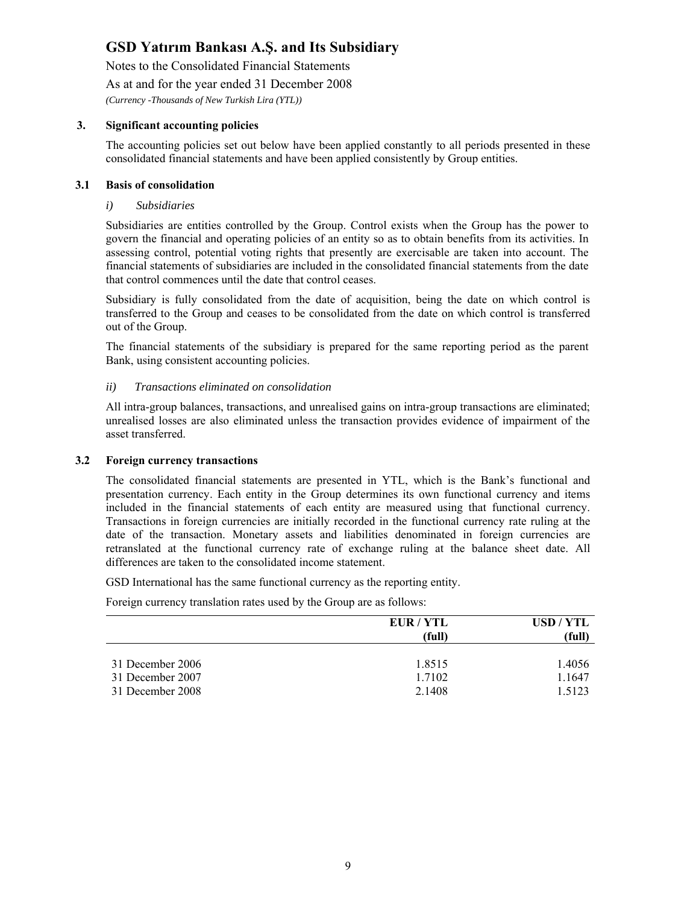### 3. Significant accounting policies

The accounting policies set out below have been applied constantly to all periods presented in these consolidated financial statements and have been applied consistently by Group entities.

### 3.1 Basis of consolidation

*i) Subsidiaries*

Subsidiaries are entities controlled by the Group. Control exists when the Group has the power to govern the financial and operating policies of an entity so as to obtain benefits from its activities. In assessing control, potential voting rights that presently are exercisable are taken into account. The financial statements of subsidiaries are included in the consolidated financial statements from the date that control commences until the date that control ceases.

Subsidiary is fully consolidated from the date of acquisition, being the date on which control is transferred to the Group and ceases to be consolidated from the date on which control is transferred out of the Group.

The financial statements of the subsidiary is prepared for the same reporting period as the parent Bank, using consistent accounting policies.

*ii) Transactions eliminated on consolidation*

All intra-group balances, transactions, and unrealised gains on intra-group transactions are eliminated; unrealised losses are also eliminated unless the transaction provides evidence of impairment of the asset transferred.

### 3.2 Foreign currency transactions

The consolidated financial statements are presented in YTL, which is the Bank's functional and presentation currency. Each entity in the Group determines its own functional currency and items included in the financial statements of each entity are measured using that functional currency. Transactions in foreign currencies are initially recorded in the functional currency rate ruling at the date of the transaction. Monetary assets and liabilities denominated in foreign currencies are retranslated at the functional currency rate of exchange ruling at the balance sheet date. All differences are taken to the consolidated income statement.

GSD International has the same functional currency as the reporting entity.

Foreign currency translation rates used by the Group are as follows:

| | EUR / YTL (full) | USD / YTL (full) |
|---|---|---|
| 31 December 2006 | 1.8515 | 1.4056 |
| 31 December 2007 | 1.7102 | 1.1647 |
| 31 December 2008 | 2.1408 | 1.5123 |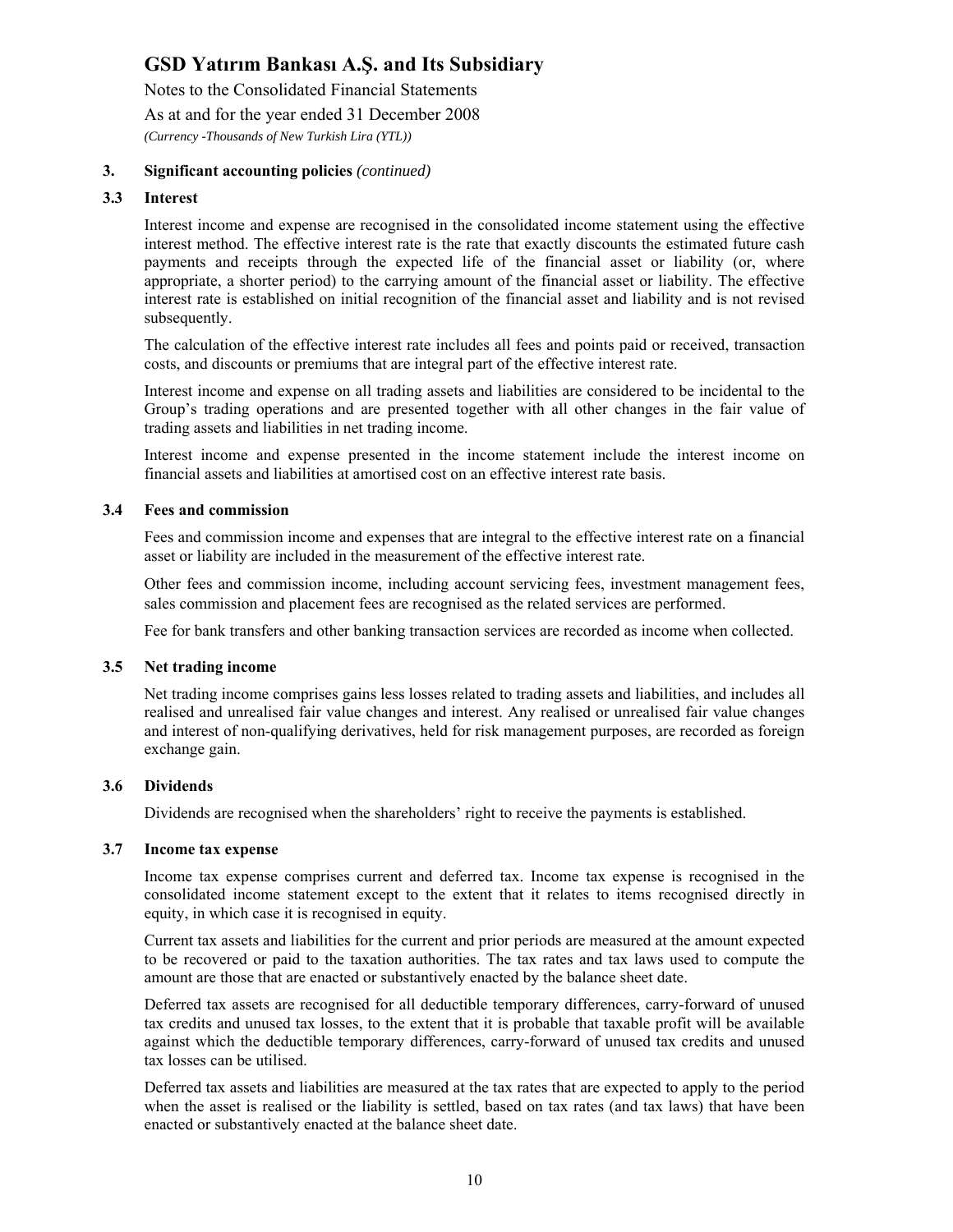## 3. Significant accounting policies *(continued)*

### 3.3 Interest

Interest income and expense are recognised in the consolidated income statement using the effective interest method. The effective interest rate is the rate that exactly discounts the estimated future cash payments and receipts through the expected life of the financial asset or liability (or, where appropriate, a shorter period) to the carrying amount of the financial asset or liability. The effective interest rate is established on initial recognition of the financial asset and liability and is not revised subsequently.

The calculation of the effective interest rate includes all fees and points paid or received, transaction costs, and discounts or premiums that are integral part of the effective interest rate.

Interest income and expense on all trading assets and liabilities are considered to be incidental to the Group's trading operations and are presented together with all other changes in the fair value of trading assets and liabilities in net trading income.

Interest income and expense presented in the income statement include the interest income on financial assets and liabilities at amortised cost on an effective interest rate basis.

### 3.4 Fees and commission

Fees and commission income and expenses that are integral to the effective interest rate on a financial asset or liability are included in the measurement of the effective interest rate.

Other fees and commission income, including account servicing fees, investment management fees, sales commission and placement fees are recognised as the related services are performed.

Fee for bank transfers and other banking transaction services are recorded as income when collected.

### 3.5 Net trading income

Net trading income comprises gains less losses related to trading assets and liabilities, and includes all realised and unrealised fair value changes and interest. Any realised or unrealised fair value changes and interest of non-qualifying derivatives, held for risk management purposes, are recorded as foreign exchange gain.

### 3.6 Dividends

Dividends are recognised when the shareholders' right to receive the payments is established.

### 3.7 Income tax expense

Income tax expense comprises current and deferred tax. Income tax expense is recognised in the consolidated income statement except to the extent that it relates to items recognised directly in equity, in which case it is recognised in equity.

Current tax assets and liabilities for the current and prior periods are measured at the amount expected to be recovered or paid to the taxation authorities. The tax rates and tax laws used to compute the amount are those that are enacted or substantively enacted by the balance sheet date.

Deferred tax assets are recognised for all deductible temporary differences, carry-forward of unused tax credits and unused tax losses, to the extent that it is probable that taxable profit will be available against which the deductible temporary differences, carry-forward of unused tax credits and unused tax losses can be utilised.

Deferred tax assets and liabilities are measured at the tax rates that are expected to apply to the period when the asset is realised or the liability is settled, based on tax rates (and tax laws) that have been enacted or substantively enacted at the balance sheet date.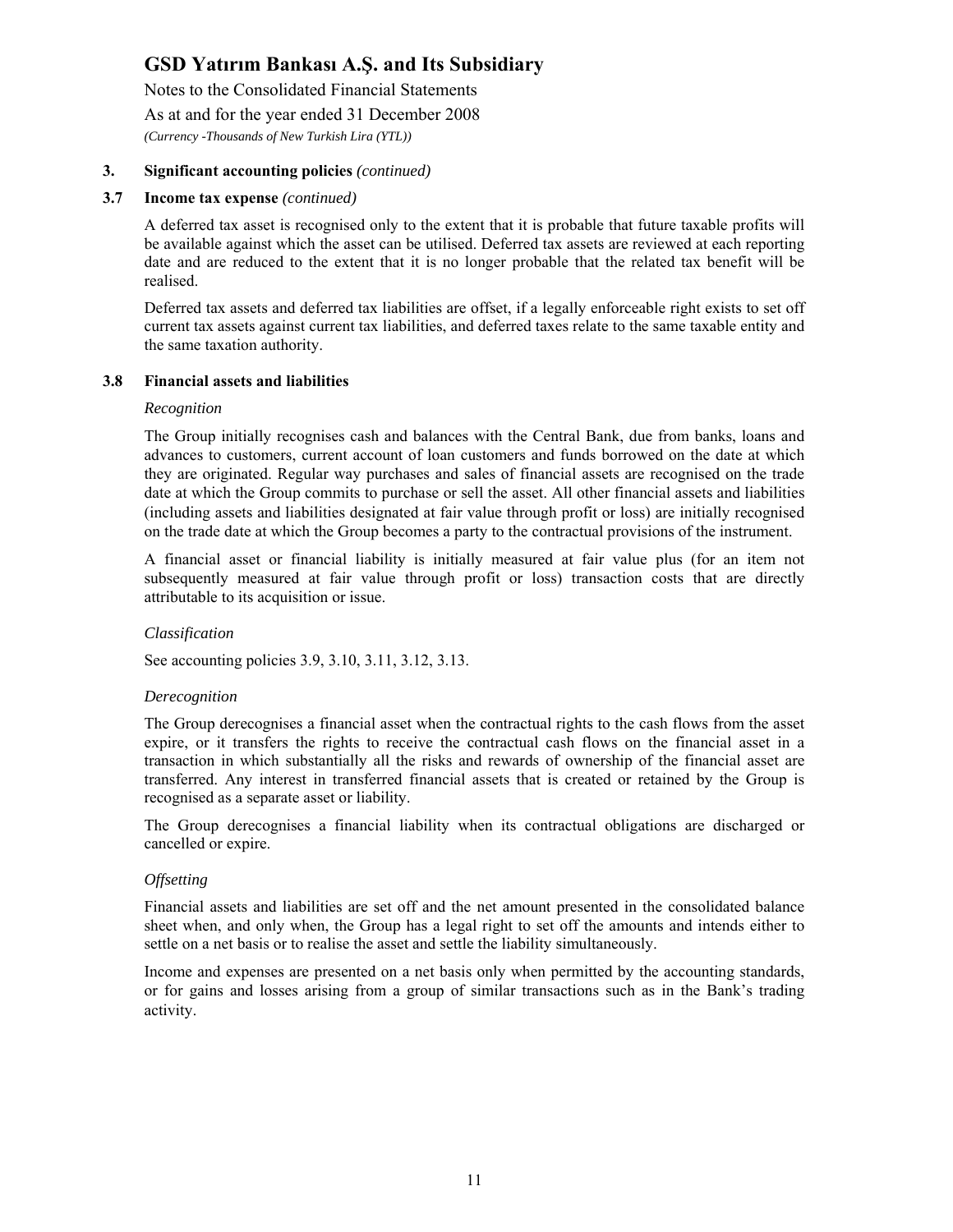## 3. Significant accounting policies *(continued)*

### 3.7 Income tax expense *(continued)*

A deferred tax asset is recognised only to the extent that it is probable that future taxable profits will be available against which the asset can be utilised. Deferred tax assets are reviewed at each reporting date and are reduced to the extent that it is no longer probable that the related tax benefit will be realised.

Deferred tax assets and deferred tax liabilities are offset, if a legally enforceable right exists to set off current tax assets against current tax liabilities, and deferred taxes relate to the same taxable entity and the same taxation authority.

### 3.8 Financial assets and liabilities

*Recognition*

The Group initially recognises cash and balances with the Central Bank, due from banks, loans and advances to customers, current account of loan customers and funds borrowed on the date at which they are originated. Regular way purchases and sales of financial assets are recognised on the trade date at which the Group commits to purchase or sell the asset. All other financial assets and liabilities (including assets and liabilities designated at fair value through profit or loss) are initially recognised on the trade date at which the Group becomes a party to the contractual provisions of the instrument.

A financial asset or financial liability is initially measured at fair value plus (for an item not subsequently measured at fair value through profit or loss) transaction costs that are directly attributable to its acquisition or issue.

*Classification*

See accounting policies 3.9, 3.10, 3.11, 3.12, 3.13.

*Derecognition*

The Group derecognises a financial asset when the contractual rights to the cash flows from the asset expire, or it transfers the rights to receive the contractual cash flows on the financial asset in a transaction in which substantially all the risks and rewards of ownership of the financial asset are transferred. Any interest in transferred financial assets that is created or retained by the Group is recognised as a separate asset or liability.

The Group derecognises a financial liability when its contractual obligations are discharged or cancelled or expire.

*Offsetting*

Financial assets and liabilities are set off and the net amount presented in the consolidated balance sheet when, and only when, the Group has a legal right to set off the amounts and intends either to settle on a net basis or to realise the asset and settle the liability simultaneously.

Income and expenses are presented on a net basis only when permitted by the accounting standards, or for gains and losses arising from a group of similar transactions such as in the Bank's trading activity.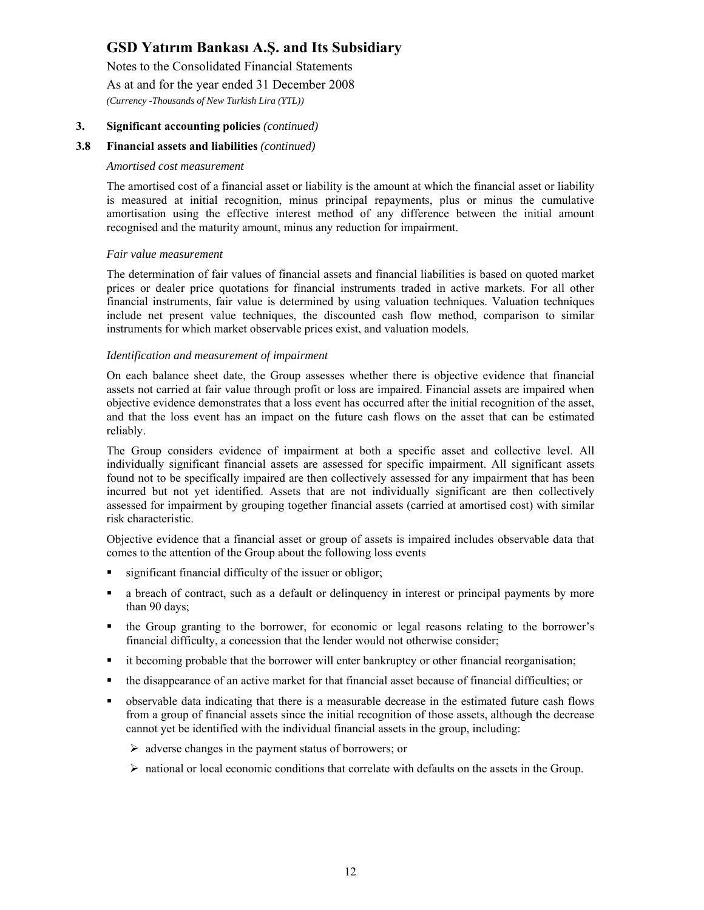## 3. Significant accounting policies *(continued)*

### 3.8 Financial assets and liabilities *(continued)*

*Amortised cost measurement*

The amortised cost of a financial asset or liability is the amount at which the financial asset or liability is measured at initial recognition, minus principal repayments, plus or minus the cumulative amortisation using the effective interest method of any difference between the initial amount recognised and the maturity amount, minus any reduction for impairment.

*Fair value measurement*

The determination of fair values of financial assets and financial liabilities is based on quoted market prices or dealer price quotations for financial instruments traded in active markets. For all other financial instruments, fair value is determined by using valuation techniques. Valuation techniques include net present value techniques, the discounted cash flow method, comparison to similar instruments for which market observable prices exist, and valuation models.

*Identification and measurement of impairment*

On each balance sheet date, the Group assesses whether there is objective evidence that financial assets not carried at fair value through profit or loss are impaired. Financial assets are impaired when objective evidence demonstrates that a loss event has occurred after the initial recognition of the asset, and that the loss event has an impact on the future cash flows on the asset that can be estimated reliably.

The Group considers evidence of impairment at both a specific asset and collective level. All individually significant financial assets are assessed for specific impairment. All significant assets found not to be specifically impaired are then collectively assessed for any impairment that has been incurred but not yet identified. Assets that are not individually significant are then collectively assessed for impairment by grouping together financial assets (carried at amortised cost) with similar risk characteristic.

Objective evidence that a financial asset or group of assets is impaired includes observable data that comes to the attention of the Group about the following loss events

- significant financial difficulty of the issuer or obligor;
- a breach of contract, such as a default or delinquency in interest or principal payments by more than 90 days;
- the Group granting to the borrower, for economic or legal reasons relating to the borrower's financial difficulty, a concession that the lender would not otherwise consider;
- it becoming probable that the borrower will enter bankruptcy or other financial reorganisation;
- the disappearance of an active market for that financial asset because of financial difficulties; or
- observable data indicating that there is a measurable decrease in the estimated future cash flows from a group of financial assets since the initial recognition of those assets, although the decrease cannot yet be identified with the individual financial assets in the group, including:
  - adverse changes in the payment status of borrowers; or
  - national or local economic conditions that correlate with defaults on the assets in the Group.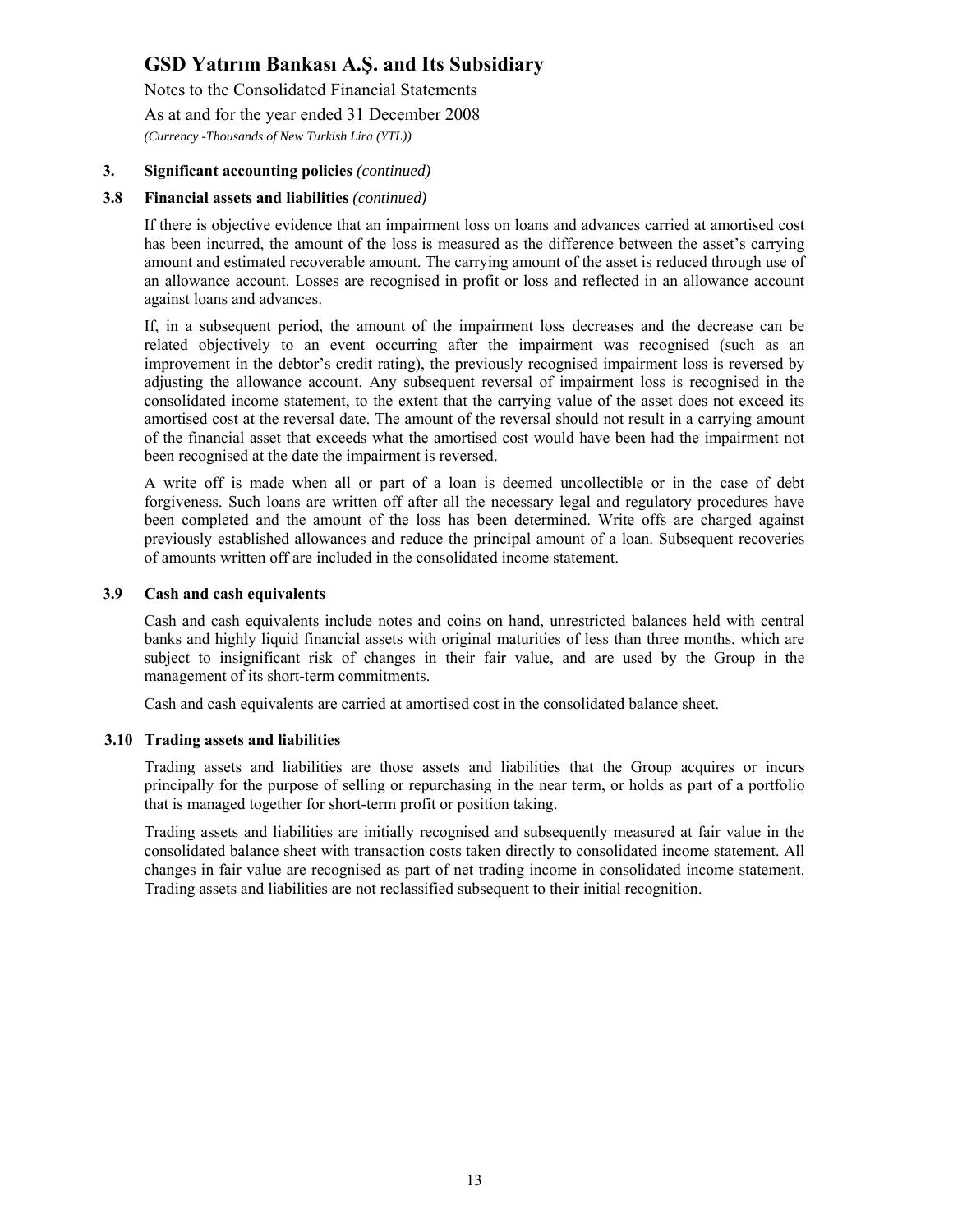## 3. Significant accounting policies *(continued)*

### 3.8 Financial assets and liabilities *(continued)*

If there is objective evidence that an impairment loss on loans and advances carried at amortised cost has been incurred, the amount of the loss is measured as the difference between the asset's carrying amount and estimated recoverable amount. The carrying amount of the asset is reduced through use of an allowance account. Losses are recognised in profit or loss and reflected in an allowance account against loans and advances.

If, in a subsequent period, the amount of the impairment loss decreases and the decrease can be related objectively to an event occurring after the impairment was recognised (such as an improvement in the debtor's credit rating), the previously recognised impairment loss is reversed by adjusting the allowance account. Any subsequent reversal of impairment loss is recognised in the consolidated income statement, to the extent that the carrying value of the asset does not exceed its amortised cost at the reversal date. The amount of the reversal should not result in a carrying amount of the financial asset that exceeds what the amortised cost would have been had the impairment not been recognised at the date the impairment is reversed.

A write off is made when all or part of a loan is deemed uncollectible or in the case of debt forgiveness. Such loans are written off after all the necessary legal and regulatory procedures have been completed and the amount of the loss has been determined. Write offs are charged against previously established allowances and reduce the principal amount of a loan. Subsequent recoveries of amounts written off are included in the consolidated income statement.

### 3.9 Cash and cash equivalents

Cash and cash equivalents include notes and coins on hand, unrestricted balances held with central banks and highly liquid financial assets with original maturities of less than three months, which are subject to insignificant risk of changes in their fair value, and are used by the Group in the management of its short-term commitments.

Cash and cash equivalents are carried at amortised cost in the consolidated balance sheet.

### 3.10 Trading assets and liabilities

Trading assets and liabilities are those assets and liabilities that the Group acquires or incurs principally for the purpose of selling or repurchasing in the near term, or holds as part of a portfolio that is managed together for short-term profit or position taking.

Trading assets and liabilities are initially recognised and subsequently measured at fair value in the consolidated balance sheet with transaction costs taken directly to consolidated income statement. All changes in fair value are recognised as part of net trading income in consolidated income statement. Trading assets and liabilities are not reclassified subsequent to their initial recognition.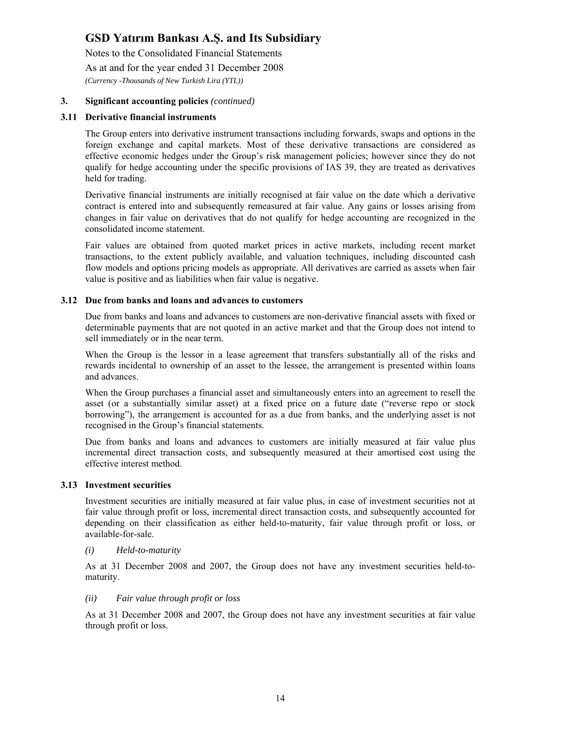### 3. Significant accounting policies *(continued)*

### 3.11 Derivative financial instruments

The Group enters into derivative instrument transactions including forwards, swaps and options in the foreign exchange and capital markets. Most of these derivative transactions are considered as effective economic hedges under the Group's risk management policies; however since they do not qualify for hedge accounting under the specific provisions of IAS 39, they are treated as derivatives held for trading.

Derivative financial instruments are initially recognised at fair value on the date which a derivative contract is entered into and subsequently remeasured at fair value. Any gains or losses arising from changes in fair value on derivatives that do not qualify for hedge accounting are recognized in the consolidated income statement.

Fair values are obtained from quoted market prices in active markets, including recent market transactions, to the extent publicly available, and valuation techniques, including discounted cash flow models and options pricing models as appropriate. All derivatives are carried as assets when fair value is positive and as liabilities when fair value is negative.

### 3.12 Due from banks and loans and advances to customers

Due from banks and loans and advances to customers are non-derivative financial assets with fixed or determinable payments that are not quoted in an active market and that the Group does not intend to sell immediately or in the near term.

When the Group is the lessor in a lease agreement that transfers substantially all of the risks and rewards incidental to ownership of an asset to the lessee, the arrangement is presented within loans and advances.

When the Group purchases a financial asset and simultaneously enters into an agreement to resell the asset (or a substantially similar asset) at a fixed price on a future date ("reverse repo or stock borrowing"), the arrangement is accounted for as a due from banks, and the underlying asset is not recognised in the Group's financial statements.

Due from banks and loans and advances to customers are initially measured at fair value plus incremental direct transaction costs, and subsequently measured at their amortised cost using the effective interest method.

### 3.13 Investment securities

Investment securities are initially measured at fair value plus, in case of investment securities not at fair value through profit or loss, incremental direct transaction costs, and subsequently accounted for depending on their classification as either held-to-maturity, fair value through profit or loss, or available-for-sale.

*(i) Held-to-maturity*

As at 31 December 2008 and 2007, the Group does not have any investment securities held-to-maturity.

*(ii) Fair value through profit or loss*

As at 31 December 2008 and 2007, the Group does not have any investment securities at fair value through profit or loss.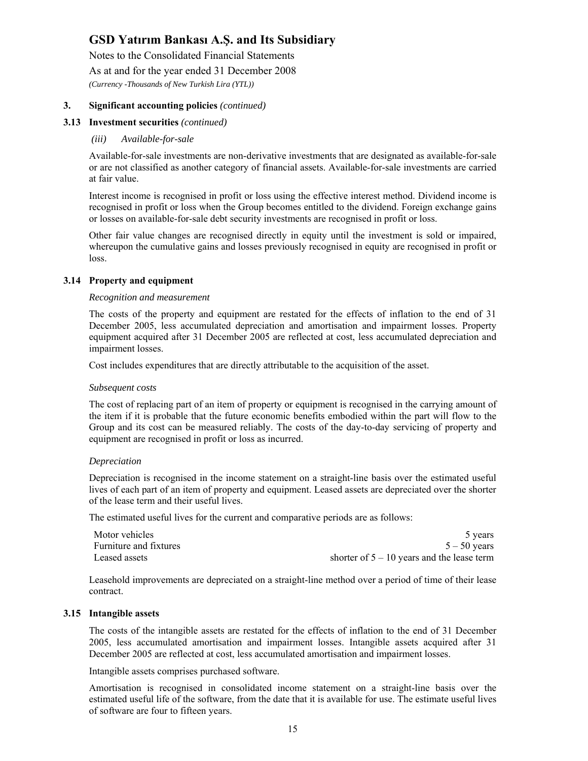## 3. Significant accounting policies *(continued)*

### 3.13 Investment securities *(continued)*

*(iii) Available-for-sale*

Available-for-sale investments are non-derivative investments that are designated as available-for-sale or are not classified as another category of financial assets. Available-for-sale investments are carried at fair value.

Interest income is recognised in profit or loss using the effective interest method. Dividend income is recognised in profit or loss when the Group becomes entitled to the dividend. Foreign exchange gains or losses on available-for-sale debt security investments are recognised in profit or loss.

Other fair value changes are recognised directly in equity until the investment is sold or impaired, whereupon the cumulative gains and losses previously recognised in equity are recognised in profit or loss.

### 3.14 Property and equipment

*Recognition and measurement*

The costs of the property and equipment are restated for the effects of inflation to the end of 31 December 2005, less accumulated depreciation and amortisation and impairment losses. Property equipment acquired after 31 December 2005 are reflected at cost, less accumulated depreciation and impairment losses.

Cost includes expenditures that are directly attributable to the acquisition of the asset.

*Subsequent costs*

The cost of replacing part of an item of property or equipment is recognised in the carrying amount of the item if it is probable that the future economic benefits embodied within the part will flow to the Group and its cost can be measured reliably. The costs of the day-to-day servicing of property and equipment are recognised in profit or loss as incurred.

*Depreciation*

Depreciation is recognised in the income statement on a straight-line basis over the estimated useful lives of each part of an item of property and equipment. Leased assets are depreciated over the shorter of the lease term and their useful lives.

The estimated useful lives for the current and comparative periods are as follows:

| | |
|---|---|
| Motor vehicles | 5 years |
| Furniture and fixtures | 5 – 50 years |
| Leased assets | shorter of 5 – 10 years and the lease term |

Leasehold improvements are depreciated on a straight-line method over a period of time of their lease contract.

### 3.15 Intangible assets

The costs of the intangible assets are restated for the effects of inflation to the end of 31 December 2005, less accumulated amortisation and impairment losses. Intangible assets acquired after 31 December 2005 are reflected at cost, less accumulated amortisation and impairment losses.

Intangible assets comprises purchased software.

Amortisation is recognised in consolidated income statement on a straight-line basis over the estimated useful life of the software, from the date that it is available for use. The estimate useful lives of software are four to fifteen years.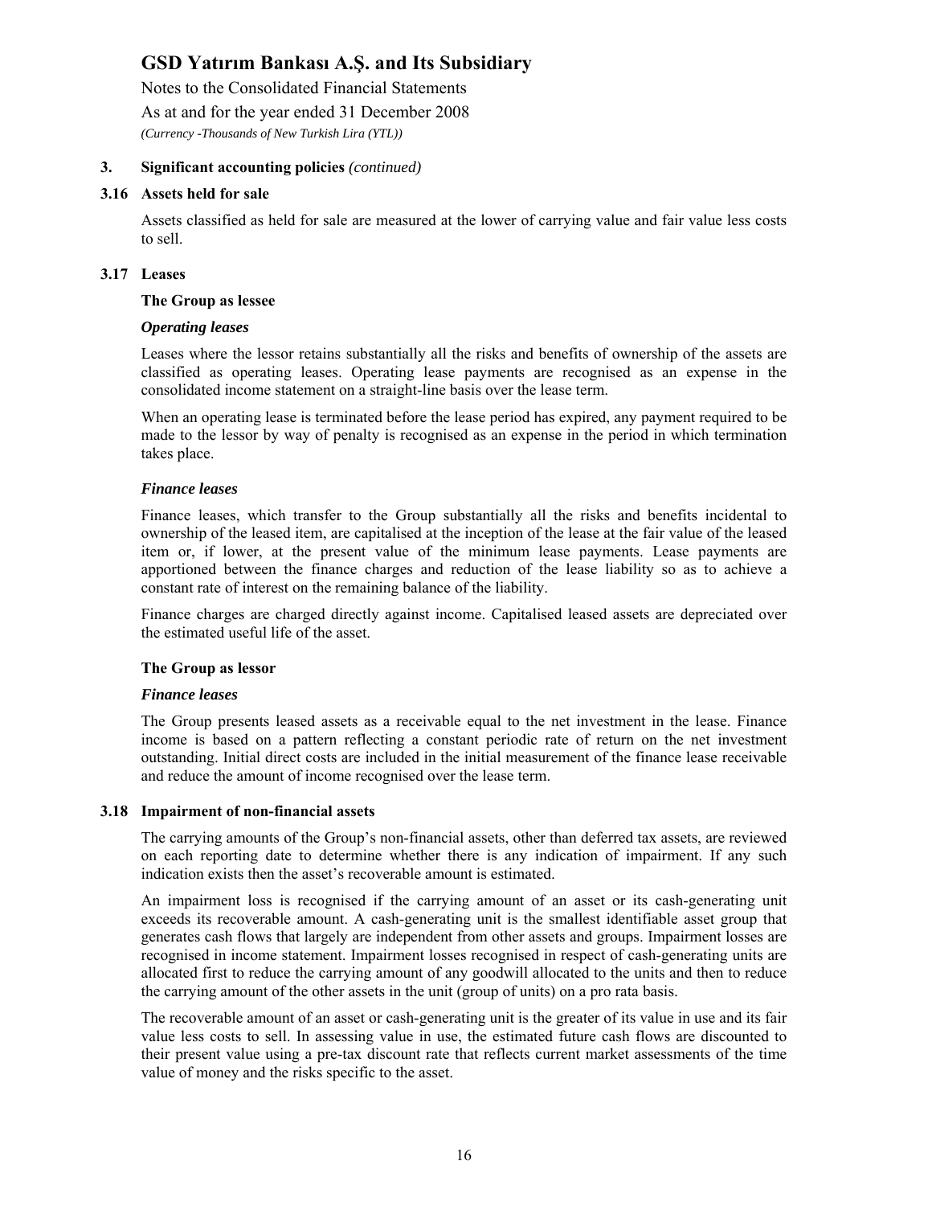### 3. Significant accounting policies *(continued)*

### 3.16 Assets held for sale

Assets classified as held for sale are measured at the lower of carrying value and fair value less costs to sell.

### 3.17 Leases

**The Group as lessee**

***Operating leases***

Leases where the lessor retains substantially all the risks and benefits of ownership of the assets are classified as operating leases. Operating lease payments are recognised as an expense in the consolidated income statement on a straight-line basis over the lease term.

When an operating lease is terminated before the lease period has expired, any payment required to be made to the lessor by way of penalty is recognised as an expense in the period in which termination takes place.

***Finance leases***

Finance leases, which transfer to the Group substantially all the risks and benefits incidental to ownership of the leased item, are capitalised at the inception of the lease at the fair value of the leased item or, if lower, at the present value of the minimum lease payments. Lease payments are apportioned between the finance charges and reduction of the lease liability so as to achieve a constant rate of interest on the remaining balance of the liability.

Finance charges are charged directly against income. Capitalised leased assets are depreciated over the estimated useful life of the asset.

**The Group as lessor**

***Finance leases***

The Group presents leased assets as a receivable equal to the net investment in the lease. Finance income is based on a pattern reflecting a constant periodic rate of return on the net investment outstanding. Initial direct costs are included in the initial measurement of the finance lease receivable and reduce the amount of income recognised over the lease term.

### 3.18 Impairment of non-financial assets

The carrying amounts of the Group's non-financial assets, other than deferred tax assets, are reviewed on each reporting date to determine whether there is any indication of impairment. If any such indication exists then the asset's recoverable amount is estimated.

An impairment loss is recognised if the carrying amount of an asset or its cash-generating unit exceeds its recoverable amount. A cash-generating unit is the smallest identifiable asset group that generates cash flows that largely are independent from other assets and groups. Impairment losses are recognised in income statement. Impairment losses recognised in respect of cash-generating units are allocated first to reduce the carrying amount of any goodwill allocated to the units and then to reduce the carrying amount of the other assets in the unit (group of units) on a pro rata basis.

The recoverable amount of an asset or cash-generating unit is the greater of its value in use and its fair value less costs to sell. In assessing value in use, the estimated future cash flows are discounted to their present value using a pre-tax discount rate that reflects current market assessments of the time value of money and the risks specific to the asset.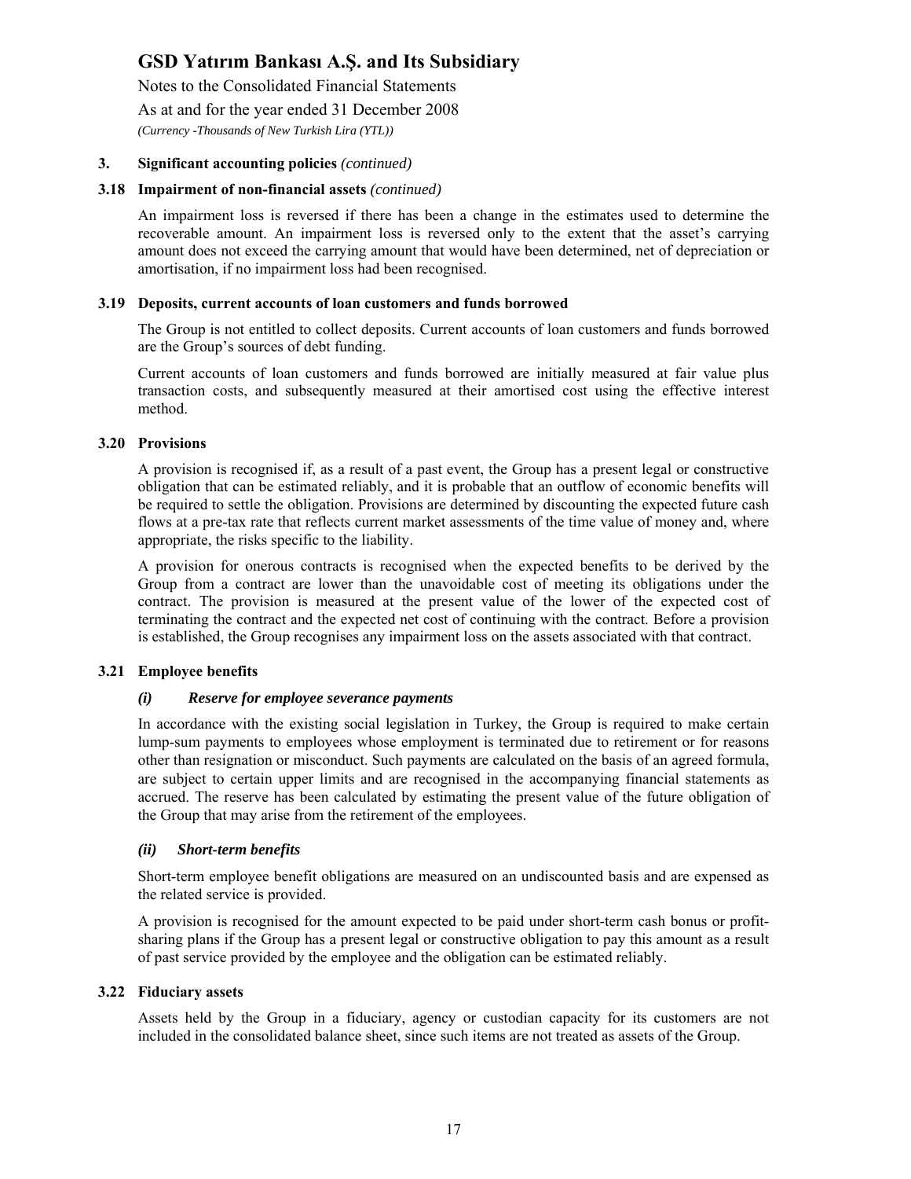### 3. Significant accounting policies *(continued)*

### 3.18 Impairment of non-financial assets *(continued)*

An impairment loss is reversed if there has been a change in the estimates used to determine the recoverable amount. An impairment loss is reversed only to the extent that the asset's carrying amount does not exceed the carrying amount that would have been determined, net of depreciation or amortisation, if no impairment loss had been recognised.

### 3.19 Deposits, current accounts of loan customers and funds borrowed

The Group is not entitled to collect deposits. Current accounts of loan customers and funds borrowed are the Group's sources of debt funding.

Current accounts of loan customers and funds borrowed are initially measured at fair value plus transaction costs, and subsequently measured at their amortised cost using the effective interest method.

### 3.20 Provisions

A provision is recognised if, as a result of a past event, the Group has a present legal or constructive obligation that can be estimated reliably, and it is probable that an outflow of economic benefits will be required to settle the obligation. Provisions are determined by discounting the expected future cash flows at a pre-tax rate that reflects current market assessments of the time value of money and, where appropriate, the risks specific to the liability.

A provision for onerous contracts is recognised when the expected benefits to be derived by the Group from a contract are lower than the unavoidable cost of meeting its obligations under the contract. The provision is measured at the present value of the lower of the expected cost of terminating the contract and the expected net cost of continuing with the contract. Before a provision is established, the Group recognises any impairment loss on the assets associated with that contract.

### 3.21 Employee benefits

***(i) Reserve for employee severance payments***

In accordance with the existing social legislation in Turkey, the Group is required to make certain lump-sum payments to employees whose employment is terminated due to retirement or for reasons other than resignation or misconduct. Such payments are calculated on the basis of an agreed formula, are subject to certain upper limits and are recognised in the accompanying financial statements as accrued. The reserve has been calculated by estimating the present value of the future obligation of the Group that may arise from the retirement of the employees.

***(ii) Short-term benefits***

Short-term employee benefit obligations are measured on an undiscounted basis and are expensed as the related service is provided.

A provision is recognised for the amount expected to be paid under short-term cash bonus or profit-sharing plans if the Group has a present legal or constructive obligation to pay this amount as a result of past service provided by the employee and the obligation can be estimated reliably.

### 3.22 Fiduciary assets

Assets held by the Group in a fiduciary, agency or custodian capacity for its customers are not included in the consolidated balance sheet, since such items are not treated as assets of the Group.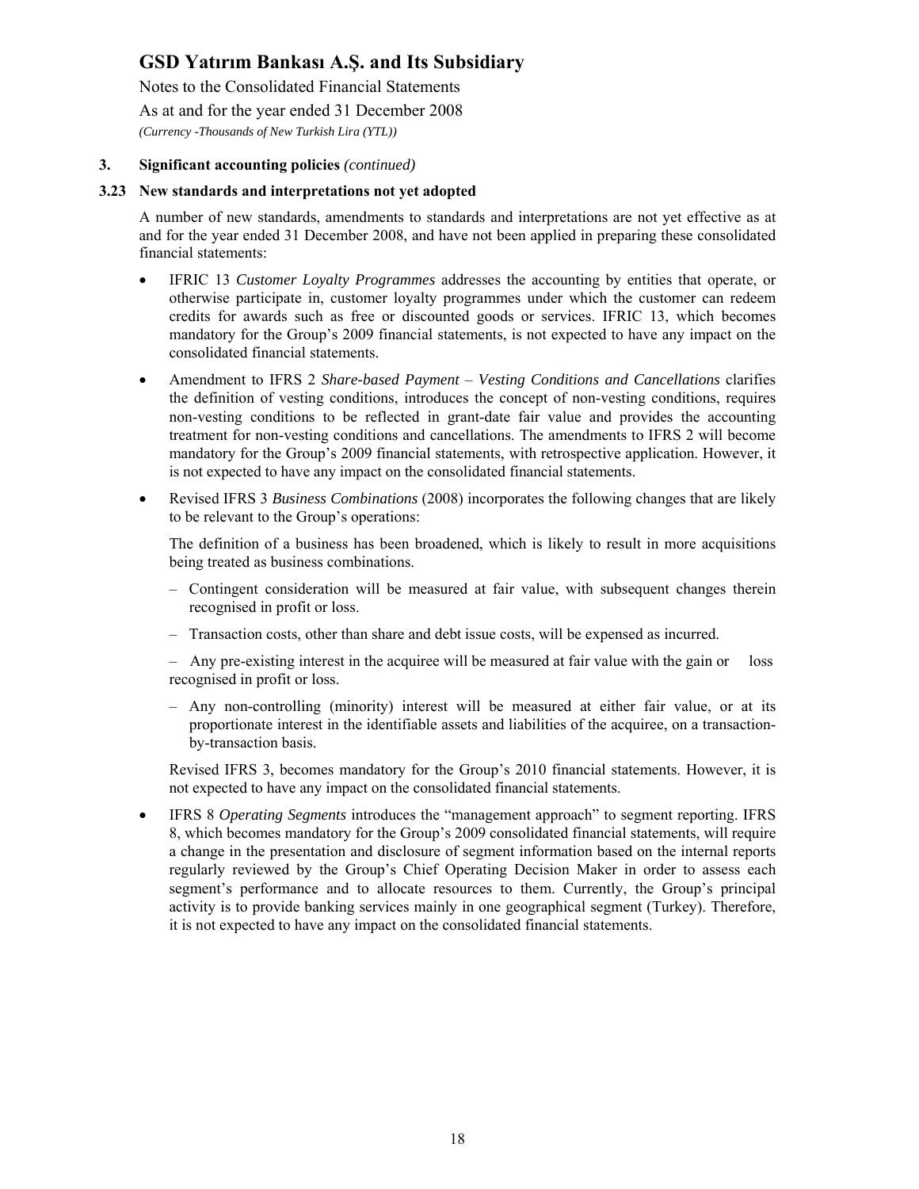## 3. Significant accounting policies *(continued)*

### 3.23 New standards and interpretations not yet adopted

A number of new standards, amendments to standards and interpretations are not yet effective as at and for the year ended 31 December 2008, and have not been applied in preparing these consolidated financial statements:

- IFRIC 13 *Customer Loyalty Programmes* addresses the accounting by entities that operate, or otherwise participate in, customer loyalty programmes under which the customer can redeem credits for awards such as free or discounted goods or services. IFRIC 13, which becomes mandatory for the Group's 2009 financial statements, is not expected to have any impact on the consolidated financial statements.

- Amendment to IFRS 2 *Share-based Payment – Vesting Conditions and Cancellations* clarifies the definition of vesting conditions, introduces the concept of non-vesting conditions, requires non-vesting conditions to be reflected in grant-date fair value and provides the accounting treatment for non-vesting conditions and cancellations. The amendments to IFRS 2 will become mandatory for the Group's 2009 financial statements, with retrospective application. However, it is not expected to have any impact on the consolidated financial statements.

- Revised IFRS 3 *Business Combinations* (2008) incorporates the following changes that are likely to be relevant to the Group's operations:

  The definition of a business has been broadened, which is likely to result in more acquisitions being treated as business combinations.

  – Contingent consideration will be measured at fair value, with subsequent changes therein recognised in profit or loss.

  – Transaction costs, other than share and debt issue costs, will be expensed as incurred.

  – Any pre-existing interest in the acquiree will be measured at fair value with the gain or loss recognised in profit or loss.

  – Any non-controlling (minority) interest will be measured at either fair value, or at its proportionate interest in the identifiable assets and liabilities of the acquiree, on a transaction-by-transaction basis.

  Revised IFRS 3, becomes mandatory for the Group's 2010 financial statements. However, it is not expected to have any impact on the consolidated financial statements.

- IFRS 8 *Operating Segments* introduces the "management approach" to segment reporting. IFRS 8, which becomes mandatory for the Group's 2009 consolidated financial statements, will require a change in the presentation and disclosure of segment information based on the internal reports regularly reviewed by the Group's Chief Operating Decision Maker in order to assess each segment's performance and to allocate resources to them. Currently, the Group's principal activity is to provide banking services mainly in one geographical segment (Turkey). Therefore, it is not expected to have any impact on the consolidated financial statements.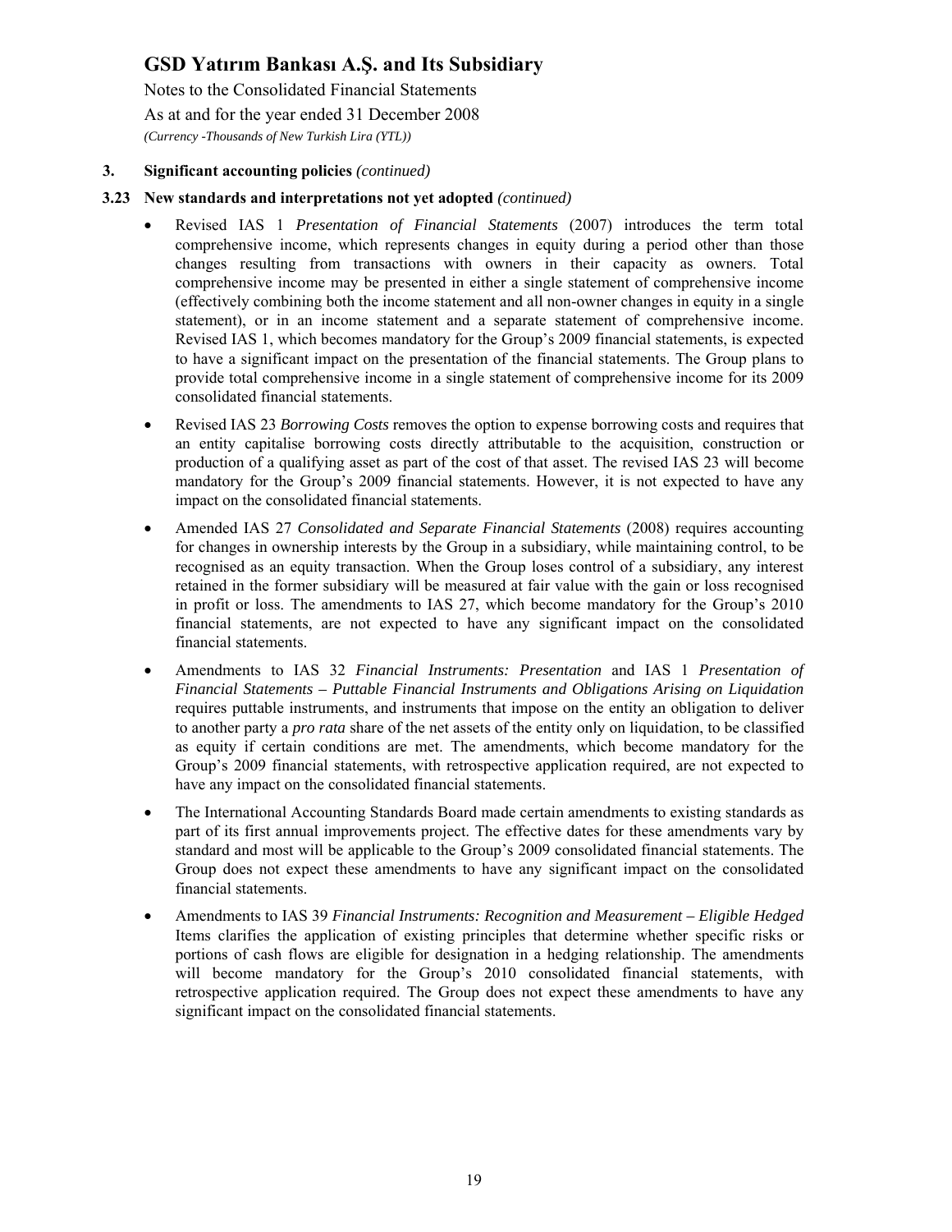### 3. Significant accounting policies *(continued)*

#### 3.23 New standards and interpretations not yet adopted *(continued)*

- Revised IAS 1 *Presentation of Financial Statements* (2007) introduces the term total comprehensive income, which represents changes in equity during a period other than those changes resulting from transactions with owners in their capacity as owners. Total comprehensive income may be presented in either a single statement of comprehensive income (effectively combining both the income statement and all non-owner changes in equity in a single statement), or in an income statement and a separate statement of comprehensive income. Revised IAS 1, which becomes mandatory for the Group's 2009 financial statements, is expected to have a significant impact on the presentation of the financial statements. The Group plans to provide total comprehensive income in a single statement of comprehensive income for its 2009 consolidated financial statements.

- Revised IAS 23 *Borrowing Costs* removes the option to expense borrowing costs and requires that an entity capitalise borrowing costs directly attributable to the acquisition, construction or production of a qualifying asset as part of the cost of that asset. The revised IAS 23 will become mandatory for the Group's 2009 financial statements. However, it is not expected to have any impact on the consolidated financial statements.

- Amended IAS 27 *Consolidated and Separate Financial Statements* (2008) requires accounting for changes in ownership interests by the Group in a subsidiary, while maintaining control, to be recognised as an equity transaction. When the Group loses control of a subsidiary, any interest retained in the former subsidiary will be measured at fair value with the gain or loss recognised in profit or loss. The amendments to IAS 27, which become mandatory for the Group's 2010 financial statements, are not expected to have any significant impact on the consolidated financial statements.

- Amendments to IAS 32 *Financial Instruments: Presentation* and IAS 1 *Presentation of Financial Statements – Puttable Financial Instruments and Obligations Arising on Liquidation* requires puttable instruments, and instruments that impose on the entity an obligation to deliver to another party a *pro rata* share of the net assets of the entity only on liquidation, to be classified as equity if certain conditions are met. The amendments, which become mandatory for the Group's 2009 financial statements, with retrospective application required, are not expected to have any impact on the consolidated financial statements.

- The International Accounting Standards Board made certain amendments to existing standards as part of its first annual improvements project. The effective dates for these amendments vary by standard and most will be applicable to the Group's 2009 consolidated financial statements. The Group does not expect these amendments to have any significant impact on the consolidated financial statements.

- Amendments to IAS 39 *Financial Instruments: Recognition and Measurement – Eligible Hedged* Items clarifies the application of existing principles that determine whether specific risks or portions of cash flows are eligible for designation in a hedging relationship. The amendments will become mandatory for the Group's 2010 consolidated financial statements, with retrospective application required. The Group does not expect these amendments to have any significant impact on the consolidated financial statements.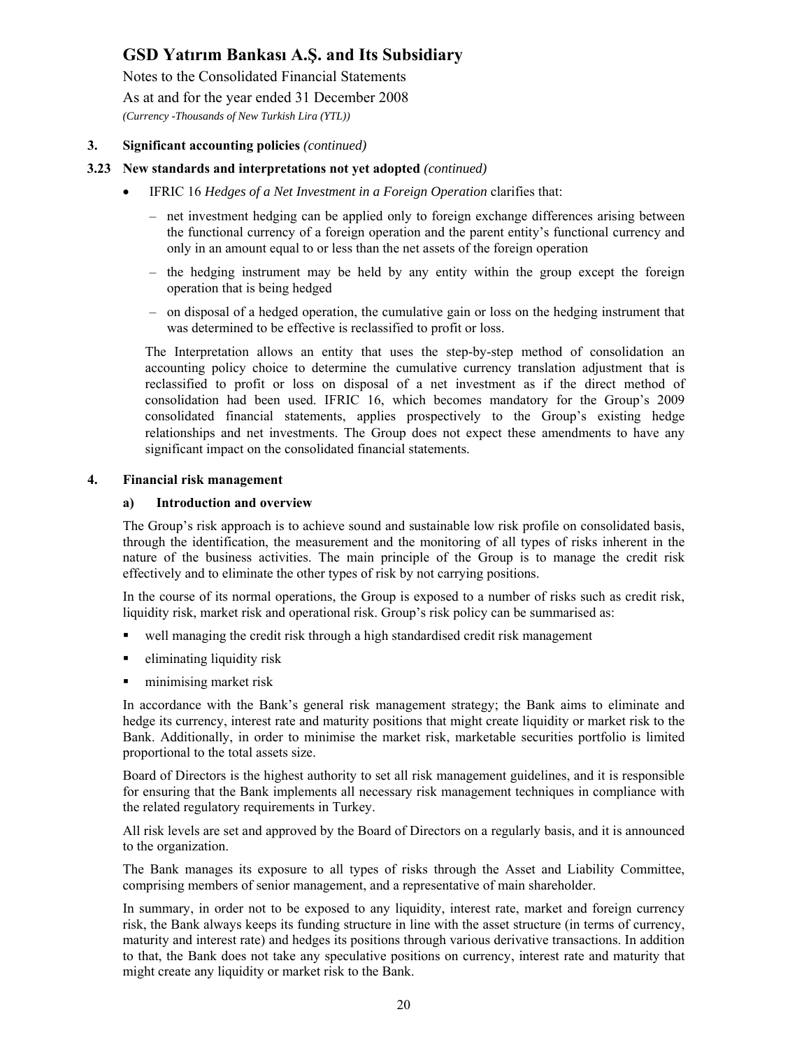### 3. Significant accounting policies *(continued)*

### 3.23 New standards and interpretations not yet adopted *(continued)*

- IFRIC 16 *Hedges of a Net Investment in a Foreign Operation* clarifies that:
  - net investment hedging can be applied only to foreign exchange differences arising between the functional currency of a foreign operation and the parent entity's functional currency and only in an amount equal to or less than the net assets of the foreign operation
  - the hedging instrument may be held by any entity within the group except the foreign operation that is being hedged
  - on disposal of a hedged operation, the cumulative gain or loss on the hedging instrument that was determined to be effective is reclassified to profit or loss.

  The Interpretation allows an entity that uses the step-by-step method of consolidation an accounting policy choice to determine the cumulative currency translation adjustment that is reclassified to profit or loss on disposal of a net investment as if the direct method of consolidation had been used. IFRIC 16, which becomes mandatory for the Group's 2009 consolidated financial statements, applies prospectively to the Group's existing hedge relationships and net investments. The Group does not expect these amendments to have any significant impact on the consolidated financial statements.

### 4. Financial risk management

#### a) Introduction and overview

The Group's risk approach is to achieve sound and sustainable low risk profile on consolidated basis, through the identification, the measurement and the monitoring of all types of risks inherent in the nature of the business activities. The main principle of the Group is to manage the credit risk effectively and to eliminate the other types of risk by not carrying positions.

In the course of its normal operations, the Group is exposed to a number of risks such as credit risk, liquidity risk, market risk and operational risk. Group's risk policy can be summarised as:

- well managing the credit risk through a high standardised credit risk management
- eliminating liquidity risk
- minimising market risk

In accordance with the Bank's general risk management strategy; the Bank aims to eliminate and hedge its currency, interest rate and maturity positions that might create liquidity or market risk to the Bank. Additionally, in order to minimise the market risk, marketable securities portfolio is limited proportional to the total assets size.

Board of Directors is the highest authority to set all risk management guidelines, and it is responsible for ensuring that the Bank implements all necessary risk management techniques in compliance with the related regulatory requirements in Turkey.

All risk levels are set and approved by the Board of Directors on a regularly basis, and it is announced to the organization.

The Bank manages its exposure to all types of risks through the Asset and Liability Committee, comprising members of senior management, and a representative of main shareholder.

In summary, in order not to be exposed to any liquidity, interest rate, market and foreign currency risk, the Bank always keeps its funding structure in line with the asset structure (in terms of currency, maturity and interest rate) and hedges its positions through various derivative transactions. In addition to that, the Bank does not take any speculative positions on currency, interest rate and maturity that might create any liquidity or market risk to the Bank.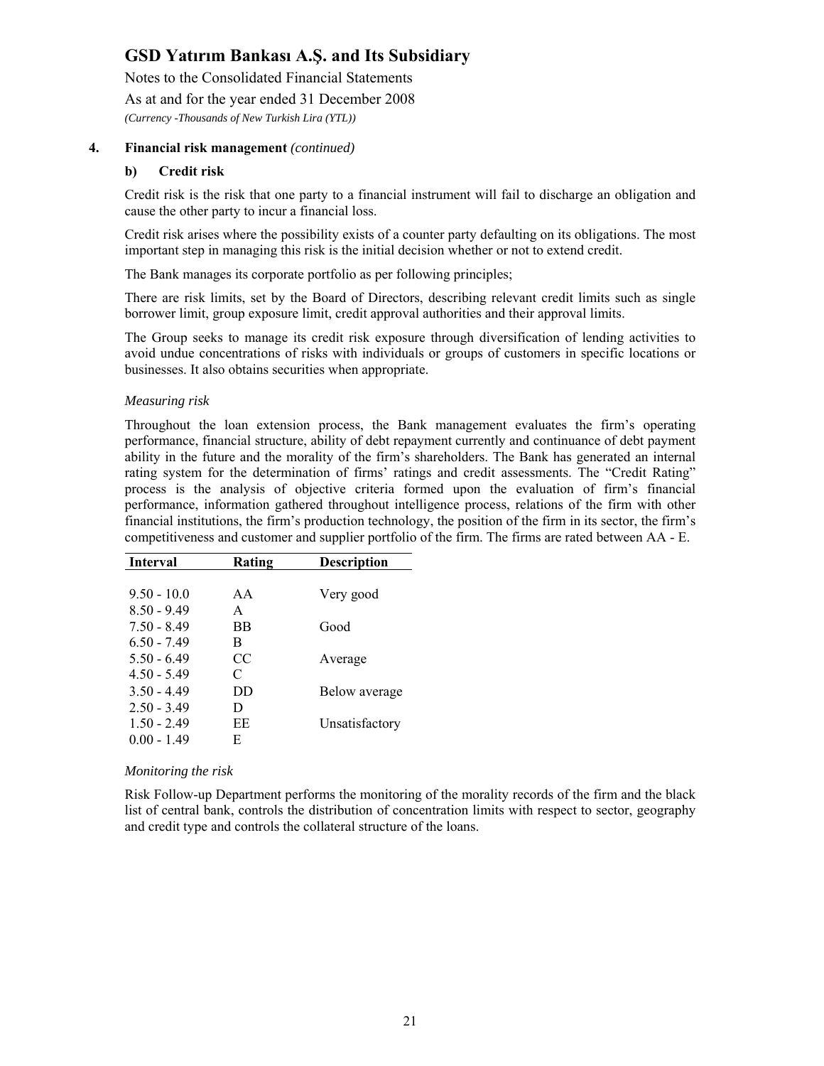## 4. Financial risk management *(continued)*

### b) Credit risk

Credit risk is the risk that one party to a financial instrument will fail to discharge an obligation and cause the other party to incur a financial loss.

Credit risk arises where the possibility exists of a counter party defaulting on its obligations. The most important step in managing this risk is the initial decision whether or not to extend credit.

The Bank manages its corporate portfolio as per following principles;

There are risk limits, set by the Board of Directors, describing relevant credit limits such as single borrower limit, group exposure limit, credit approval authorities and their approval limits.

The Group seeks to manage its credit risk exposure through diversification of lending activities to avoid undue concentrations of risks with individuals or groups of customers in specific locations or businesses. It also obtains securities when appropriate.

*Measuring risk*

Throughout the loan extension process, the Bank management evaluates the firm's operating performance, financial structure, ability of debt repayment currently and continuance of debt payment ability in the future and the morality of the firm's shareholders. The Bank has generated an internal rating system for the determination of firms' ratings and credit assessments. The "Credit Rating" process is the analysis of objective criteria formed upon the evaluation of firm's financial performance, information gathered throughout intelligence process, relations of the firm with other financial institutions, the firm's production technology, the position of the firm in its sector, the firm's competitiveness and customer and supplier portfolio of the firm. The firms are rated between AA - E.

| Interval | Rating | Description |
|---|---|---|
| 9.50 - 10.0 | AA | Very good |
| 8.50 - 9.49 | A | |
| 7.50 - 8.49 | BB | Good |
| 6.50 - 7.49 | B | |
| 5.50 - 6.49 | CC | Average |
| 4.50 - 5.49 | C | |
| 3.50 - 4.49 | DD | Below average |
| 2.50 - 3.49 | D | |
| 1.50 - 2.49 | EE | Unsatisfactory |
| 0.00 - 1.49 | E | |

*Monitoring the risk*

Risk Follow-up Department performs the monitoring of the morality records of the firm and the black list of central bank, controls the distribution of concentration limits with respect to sector, geography and credit type and controls the collateral structure of the loans.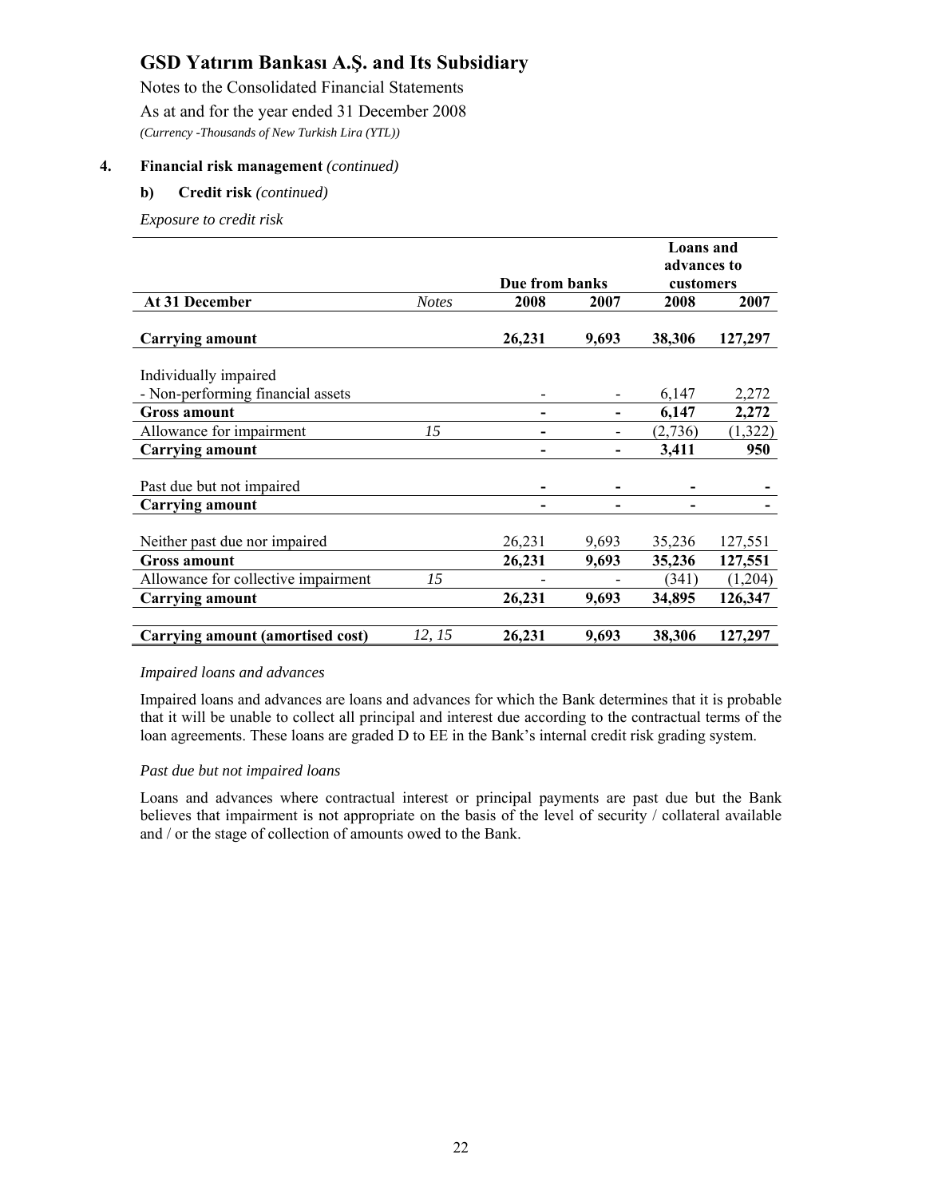# GSD Yatırım Bankası A.Ş. and Its Subsidiary

Notes to the Consolidated Financial Statements

As at and for the year ended 31 December 2008

*(Currency -Thousands of New Turkish Lira (YTL))*

## 4. Financial risk management *(continued)*

### b) Credit risk *(continued)*

*Exposure to credit risk*

| | | Due from banks | | Loans and advances to customers | |
|---|---|---|---|---|---|
| **At 31 December** | *Notes* | **2008** | **2007** | **2008** | **2007** |
| **Carrying amount** | | **26,231** | **9,693** | **38,306** | **127,297** |
| Individually impaired | | | | | |
| - Non-performing financial assets | | - | - | 6,147 | 2,272 |
| **Gross amount** | | **-** | **-** | **6,147** | **2,272** |
| Allowance for impairment | *15* | - | - | (2,736) | (1,322) |
| **Carrying amount** | | **-** | **-** | **3,411** | **950** |
| Past due but not impaired | | **-** | **-** | **-** | **-** |
| **Carrying amount** | | **-** | **-** | **-** | **-** |
| Neither past due nor impaired | | 26,231 | 9,693 | 35,236 | 127,551 |
| **Gross amount** | | **26,231** | **9,693** | **35,236** | **127,551** |
| Allowance for collective impairment | *15* | - | - | (341) | (1,204) |
| **Carrying amount** | | **26,231** | **9,693** | **34,895** | **126,347** |
| **Carrying amount (amortised cost)** | *12, 15* | **26,231** | **9,693** | **38,306** | **127,297** |

*Impaired loans and advances*

Impaired loans and advances are loans and advances for which the Bank determines that it is probable that it will be unable to collect all principal and interest due according to the contractual terms of the loan agreements. These loans are graded D to EE in the Bank's internal credit risk grading system.

*Past due but not impaired loans*

Loans and advances where contractual interest or principal payments are past due but the Bank believes that impairment is not appropriate on the basis of the level of security / collateral available and / or the stage of collection of amounts owed to the Bank.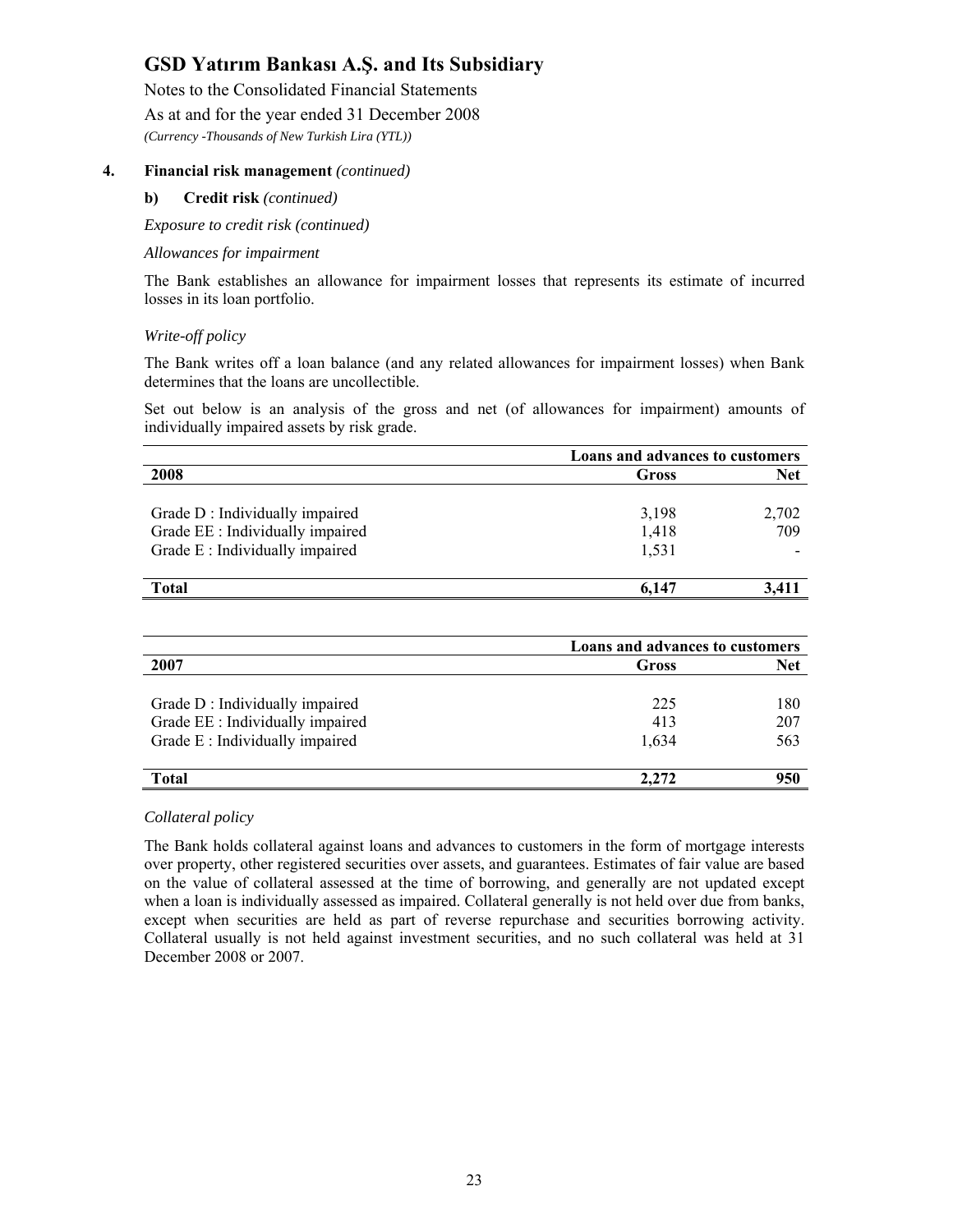## 4. Financial risk management *(continued)*

### b) Credit risk *(continued)*

*Exposure to credit risk (continued)*

*Allowances for impairment*

The Bank establishes an allowance for impairment losses that represents its estimate of incurred losses in its loan portfolio.

*Write-off policy*

The Bank writes off a loan balance (and any related allowances for impairment losses) when Bank determines that the loans are uncollectible.

Set out below is an analysis of the gross and net (of allowances for impairment) amounts of individually impaired assets by risk grade.

| | **Loans and advances to customers** | |
|---|---|---|
| **2008** | **Gross** | **Net** |
| Grade D : Individually impaired | 3,198 | 2,702 |
| Grade EE : Individually impaired | 1,418 | 709 |
| Grade E : Individually impaired | 1,531 | - |
| **Total** | **6,147** | **3,411** |

| | **Loans and advances to customers** | |
|---|---|---|
| **2007** | **Gross** | **Net** |
| Grade D : Individually impaired | 225 | 180 |
| Grade EE : Individually impaired | 413 | 207 |
| Grade E : Individually impaired | 1,634 | 563 |
| **Total** | **2,272** | **950** |

*Collateral policy*

The Bank holds collateral against loans and advances to customers in the form of mortgage interests over property, other registered securities over assets, and guarantees. Estimates of fair value are based on the value of collateral assessed at the time of borrowing, and generally are not updated except when a loan is individually assessed as impaired. Collateral generally is not held over due from banks, except when securities are held as part of reverse repurchase and securities borrowing activity. Collateral usually is not held against investment securities, and no such collateral was held at 31 December 2008 or 2007.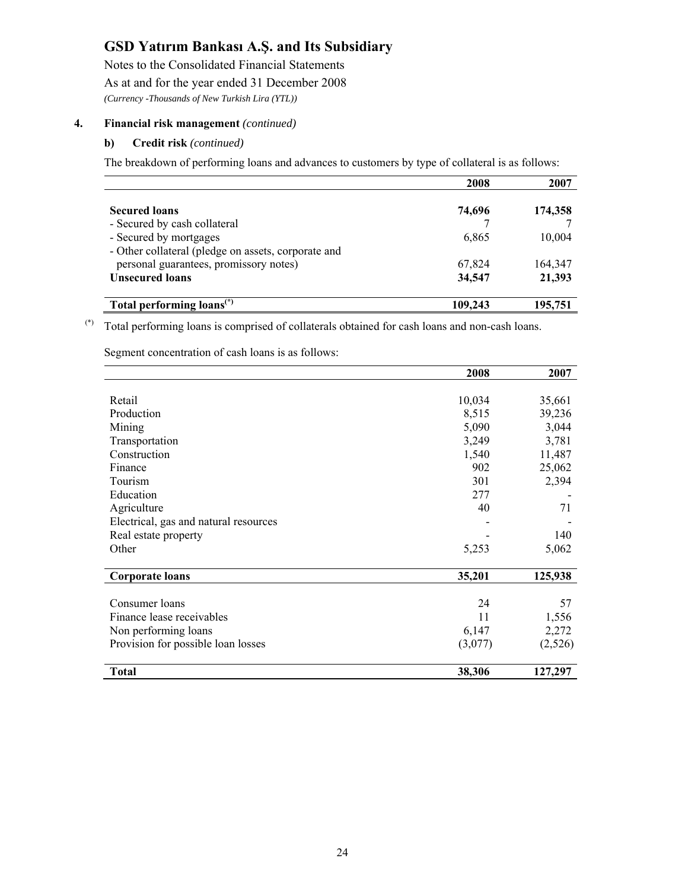# GSD Yatırım Bankası A.Ş. and Its Subsidiary

Notes to the Consolidated Financial Statements

As at and for the year ended 31 December 2008

*(Currency -Thousands of New Turkish Lira (YTL))*

## 4. Financial risk management *(continued)*

### b) Credit risk *(continued)*

The breakdown of performing loans and advances to customers by type of collateral is as follows:

| | 2008 | 2007 |
|---|---|---|
| **Secured loans** | **74,696** | **174,358** |
| - Secured by cash collateral | 7 | 7 |
| - Secured by mortgages | 6,865 | 10,004 |
| - Other collateral (pledge on assets, corporate and personal guarantees, promissory notes) | 67,824 | 164,347 |
| **Unsecured loans** | **34,547** | **21,393** |
| **Total performing loans(*)** | **109,243** | **195,751** |

(*) Total performing loans is comprised of collaterals obtained for cash loans and non-cash loans.

Segment concentration of cash loans is as follows:

| | 2008 | 2007 |
|---|---|---|
| Retail | 10,034 | 35,661 |
| Production | 8,515 | 39,236 |
| Mining | 5,090 | 3,044 |
| Transportation | 3,249 | 3,781 |
| Construction | 1,540 | 11,487 |
| Finance | 902 | 25,062 |
| Tourism | 301 | 2,394 |
| Education | 277 | - |
| Agriculture | 40 | 71 |
| Electrical, gas and natural resources | - | - |
| Real estate property | - | 140 |
| Other | 5,253 | 5,062 |
| **Corporate loans** | **35,201** | **125,938** |
| Consumer loans | 24 | 57 |
| Finance lease receivables | 11 | 1,556 |
| Non performing loans | 6,147 | 2,272 |
| Provision for possible loan losses | (3,077) | (2,526) |
| **Total** | **38,306** | **127,297** |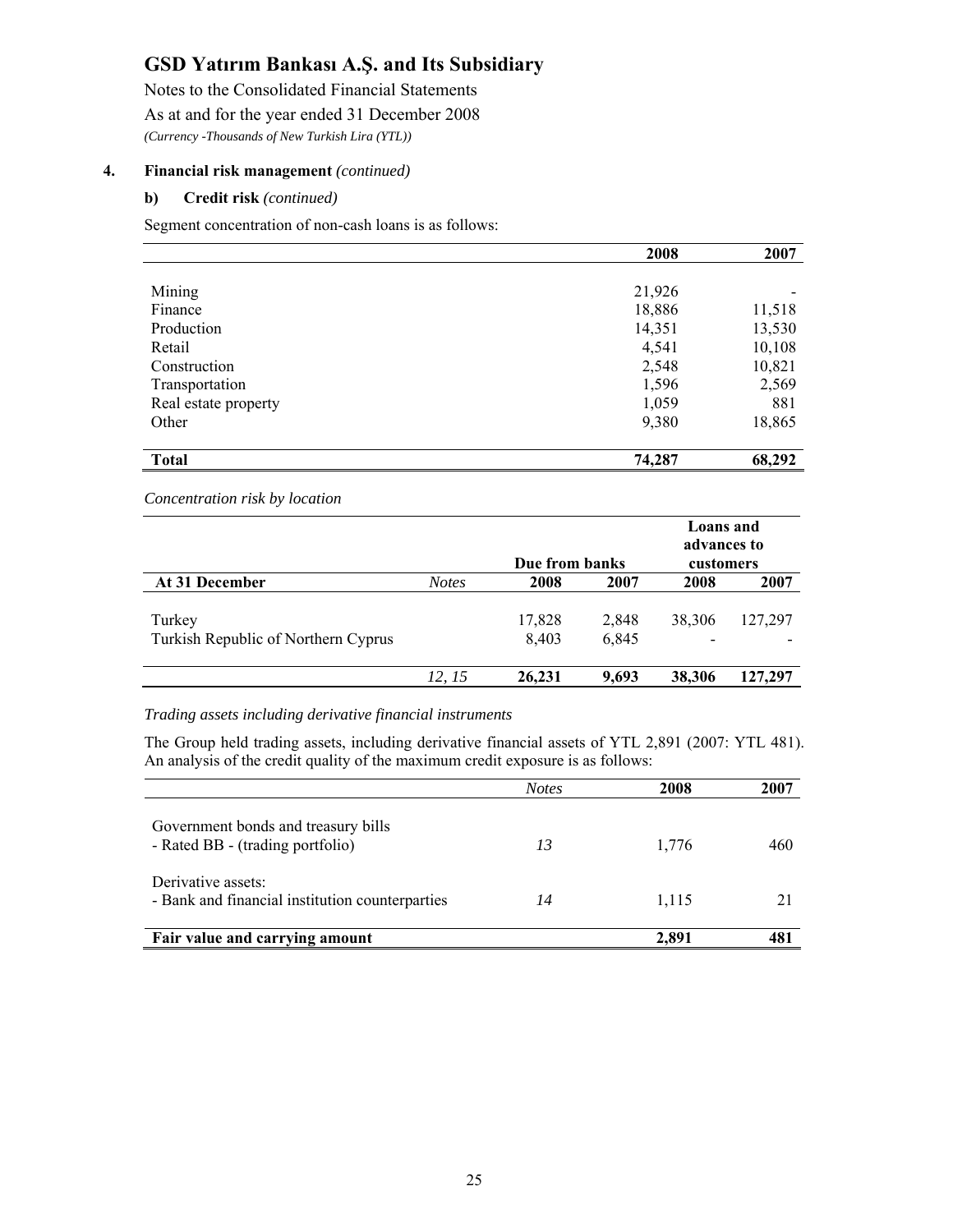# GSD Yatırım Bankası A.Ş. and Its Subsidiary

Notes to the Consolidated Financial Statements

As at and for the year ended 31 December 2008

*(Currency -Thousands of New Turkish Lira (YTL))*

## 4. Financial risk management *(continued)*

### b) Credit risk *(continued)*

Segment concentration of non-cash loans is as follows:

| | 2008 | 2007 |
|---|---|---|
| Mining | 21,926 | - |
| Finance | 18,886 | 11,518 |
| Production | 14,351 | 13,530 |
| Retail | 4,541 | 10,108 |
| Construction | 2,548 | 10,821 |
| Transportation | 1,596 | 2,569 |
| Real estate property | 1,059 | 881 |
| Other | 9,380 | 18,865 |
| **Total** | **74,287** | **68,292** |

*Concentration risk by location*

| | | Due from banks | | Loans and advances to customers | |
|---|---|---|---|---|---|
| **At 31 December** | *Notes* | **2008** | **2007** | **2008** | **2007** |
| Turkey | | 17,828 | 2,848 | 38,306 | 127,297 |
| Turkish Republic of Northern Cyprus | | 8,403 | 6,845 | - | - |
| | *12, 15* | **26,231** | **9,693** | **38,306** | **127,297** |

*Trading assets including derivative financial instruments*

The Group held trading assets, including derivative financial assets of YTL 2,891 (2007: YTL 481). An analysis of the credit quality of the maximum credit exposure is as follows:

| | *Notes* | 2008 | 2007 |
|---|---|---|---|
| Government bonds and treasury bills<br>- Rated BB - (trading portfolio) | *13* | 1,776 | 460 |
| Derivative assets:<br>- Bank and financial institution counterparties | *14* | 1,115 | 21 |
| **Fair value and carrying amount** | | **2,891** | **481** |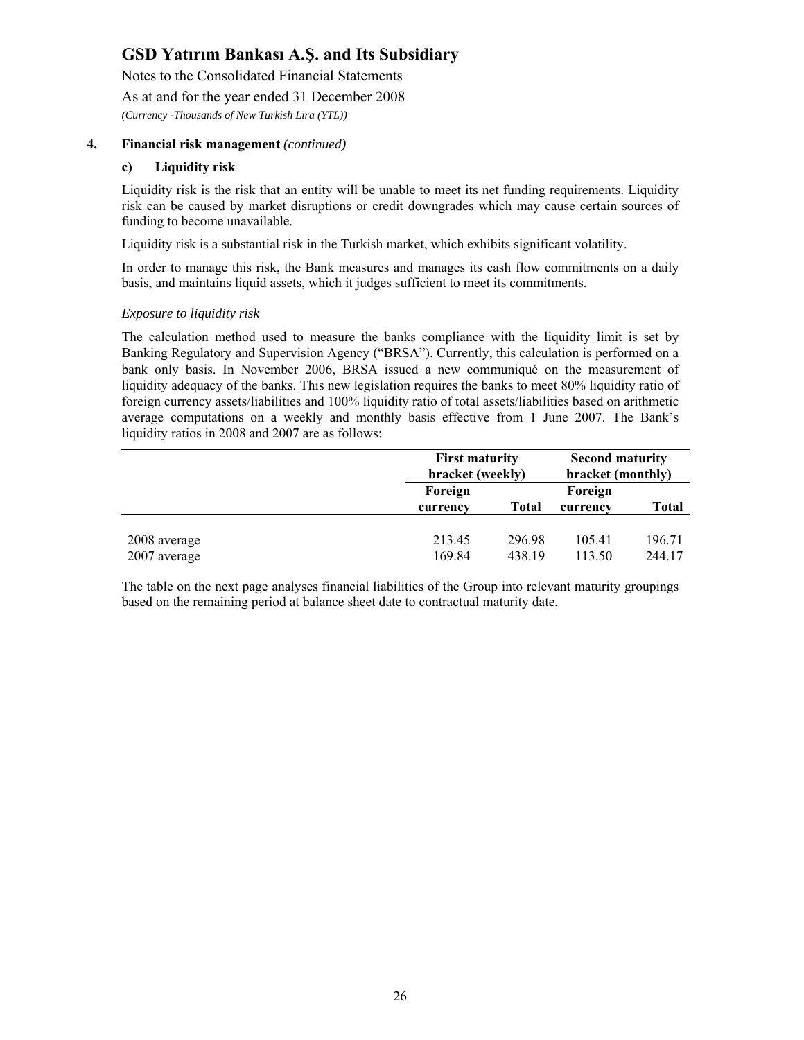# GSD Yatırım Bankası A.Ş. and Its Subsidiary

Notes to the Consolidated Financial Statements

As at and for the year ended 31 December 2008

*(Currency -Thousands of New Turkish Lira (YTL))*

**4. Financial risk management** *(continued)*

**c) Liquidity risk**

Liquidity risk is the risk that an entity will be unable to meet its net funding requirements. Liquidity risk can be caused by market disruptions or credit downgrades which may cause certain sources of funding to become unavailable.

Liquidity risk is a substantial risk in the Turkish market, which exhibits significant volatility.

In order to manage this risk, the Bank measures and manages its cash flow commitments on a daily basis, and maintains liquid assets, which it judges sufficient to meet its commitments.

*Exposure to liquidity risk*

The calculation method used to measure the banks compliance with the liquidity limit is set by Banking Regulatory and Supervision Agency ("BRSA"). Currently, this calculation is performed on a bank only basis. In November 2006, BRSA issued a new communiqué on the measurement of liquidity adequacy of the banks. This new legislation requires the banks to meet 80% liquidity ratio of foreign currency assets/liabilities and 100% liquidity ratio of total assets/liabilities based on arithmetic average computations on a weekly and monthly basis effective from 1 June 2007. The Bank's liquidity ratios in 2008 and 2007 are as follows:

| | First maturity bracket (weekly) | | Second maturity bracket (monthly) | |
|---|---|---|---|---|
| | Foreign currency | Total | Foreign currency | Total |
| 2008 average | 213.45 | 296.98 | 105.41 | 196.71 |
| 2007 average | 169.84 | 438.19 | 113.50 | 244.17 |

The table on the next page analyses financial liabilities of the Group into relevant maturity groupings based on the remaining period at balance sheet date to contractual maturity date.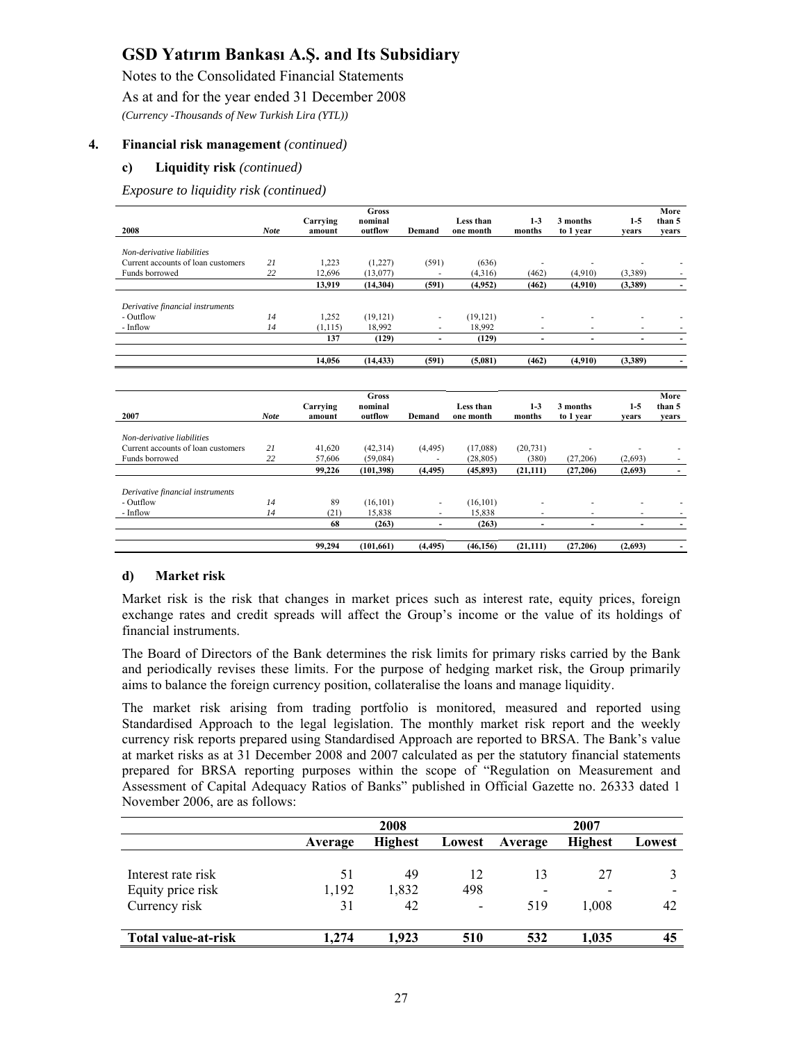# GSD Yatırım Bankası A.Ş. and Its Subsidiary

Notes to the Consolidated Financial Statements

As at and for the year ended 31 December 2008

*(Currency -Thousands of New Turkish Lira (YTL))*

## 4. Financial risk management *(continued)*

### c) Liquidity risk *(continued)*

*Exposure to liquidity risk (continued)*

| 2008 | Note | Carrying amount | Gross nominal outflow | Demand | Less than one month | 1-3 months | 3 months to 1 year | 1-5 years | More than 5 years |
|---|---|---|---|---|---|---|---|---|---|
| *Non-derivative liabilities* | | | | | | | | | |
| Current accounts of loan customers | *21* | 1,223 | (1,227) | (591) | (636) | - | - | - | - |
| Funds borrowed | *22* | 12,696 | (13,077) | - | (4,316) | (462) | (4,910) | (3,389) | - |
| | | **13,919** | **(14,304)** | **(591)** | **(4,952)** | **(462)** | **(4,910)** | **(3,389)** | **-** |
| *Derivative financial instruments* | | | | | | | | | |
| - Outflow | *14* | 1,252 | (19,121) | - | (19,121) | - | - | - | - |
| - Inflow | *14* | (1,115) | 18,992 | - | 18,992 | - | - | - | - |
| | | **137** | **(129)** | **-** | **(129)** | **-** | **-** | **-** | **-** |
| | | **14,056** | **(14,433)** | **(591)** | **(5,081)** | **(462)** | **(4,910)** | **(3,389)** | **-** |

| 2007 | Note | Carrying amount | Gross nominal outflow | Demand | Less than one month | 1-3 months | 3 months to 1 year | 1-5 years | More than 5 years |
|---|---|---|---|---|---|---|---|---|---|
| *Non-derivative liabilities* | | | | | | | | | |
| Current accounts of loan customers | *21* | 41,620 | (42,314) | (4,495) | (17,088) | (20,731) | - | - | - |
| Funds borrowed | *22* | 57,606 | (59,084) | - | (28,805) | (380) | (27,206) | (2,693) | - |
| | | **99,226** | **(101,398)** | **(4,495)** | **(45,893)** | **(21,111)** | **(27,206)** | **(2,693)** | **-** |
| *Derivative financial instruments* | | | | | | | | | |
| - Outflow | *14* | 89 | (16,101) | - | (16,101) | - | - | - | - |
| - Inflow | *14* | (21) | 15,838 | - | 15,838 | - | - | - | - |
| | | **68** | **(263)** | **-** | **(263)** | **-** | **-** | **-** | **-** |
| | | **99,294** | **(101,661)** | **(4,495)** | **(46,156)** | **(21,111)** | **(27,206)** | **(2,693)** | **-** |

### d) Market risk

Market risk is the risk that changes in market prices such as interest rate, equity prices, foreign exchange rates and credit spreads will affect the Group's income or the value of its holdings of financial instruments.

The Board of Directors of the Bank determines the risk limits for primary risks carried by the Bank and periodically revises these limits. For the purpose of hedging market risk, the Group primarily aims to balance the foreign currency position, collateralise the loans and manage liquidity.

The market risk arising from trading portfolio is monitored, measured and reported using Standardised Approach to the legal legislation. The monthly market risk report and the weekly currency risk reports prepared using Standardised Approach are reported to BRSA. The Bank's value at market risks as at 31 December 2008 and 2007 calculated as per the statutory financial statements prepared for BRSA reporting purposes within the scope of "Regulation on Measurement and Assessment of Capital Adequacy Ratios of Banks" published in Official Gazette no. 26333 dated 1 November 2006, are as follows:

| | 2008 | | | 2007 | | |
|---|---|---|---|---|---|---|
| | **Average** | **Highest** | **Lowest** | **Average** | **Highest** | **Lowest** |
| Interest rate risk | 51 | 49 | 12 | 13 | 27 | 3 |
| Equity price risk | 1,192 | 1,832 | 498 | - | - | - |
| Currency risk | 31 | 42 | - | 519 | 1,008 | 42 |
| **Total value-at-risk** | **1,274** | **1,923** | **510** | **532** | **1,035** | **45** |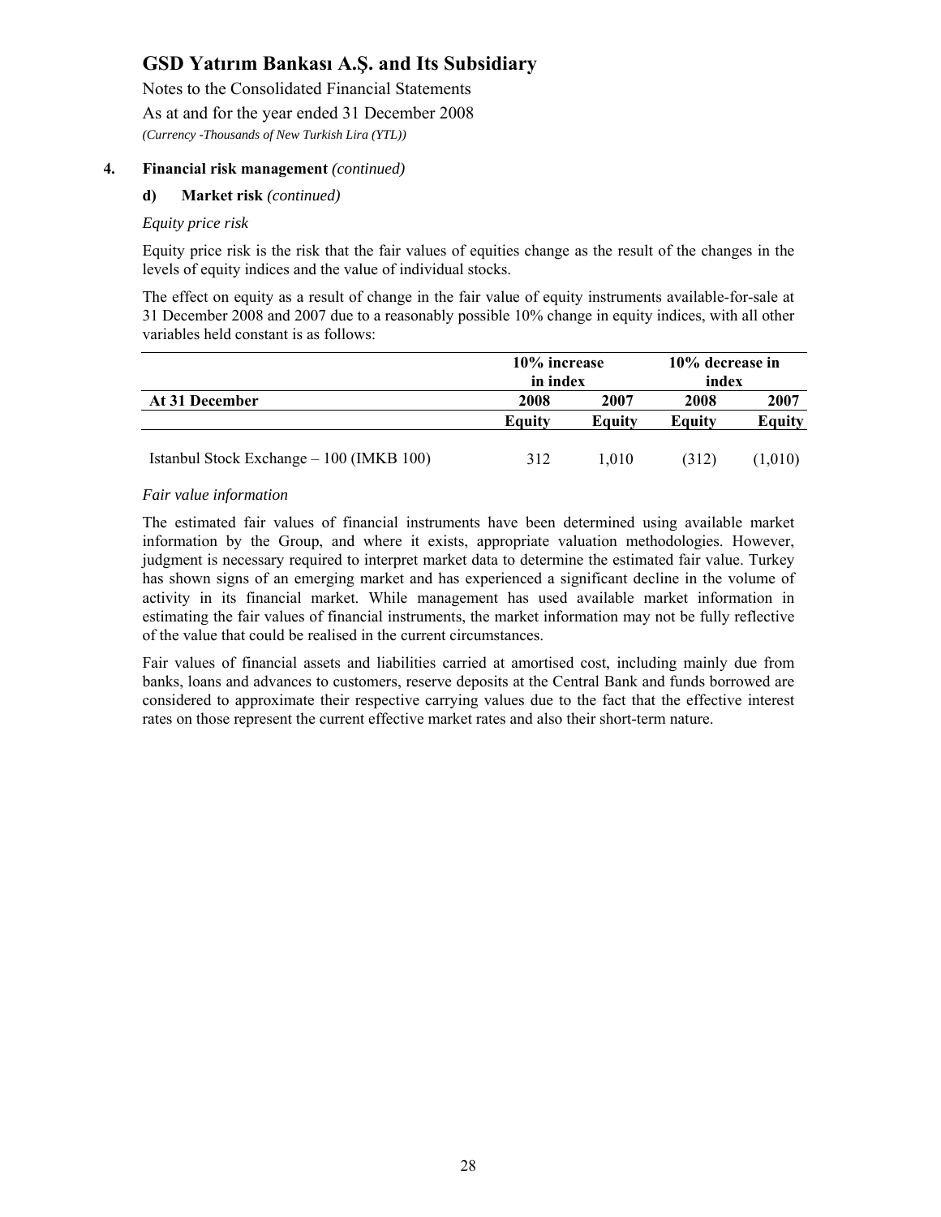## 4. Financial risk management *(continued)*

### d) Market risk *(continued)*

*Equity price risk*

Equity price risk is the risk that the fair values of equities change as the result of the changes in the levels of equity indices and the value of individual stocks.

The effect on equity as a result of change in the fair value of equity instruments available-for-sale at 31 December 2008 and 2007 due to a reasonably possible 10% change in equity indices, with all other variables held constant is as follows:

| | 10% increase in index | | 10% decrease in index | |
|---|---|---|---|---|
| **At 31 December** | **2008** | **2007** | **2008** | **2007** |
| | **Equity** | **Equity** | **Equity** | **Equity** |
| Istanbul Stock Exchange – 100 (IMKB 100) | 312 | 1,010 | (312) | (1,010) |

*Fair value information*

The estimated fair values of financial instruments have been determined using available market information by the Group, and where it exists, appropriate valuation methodologies. However, judgment is necessary required to interpret market data to determine the estimated fair value. Turkey has shown signs of an emerging market and has experienced a significant decline in the volume of activity in its financial market. While management has used available market information in estimating the fair values of financial instruments, the market information may not be fully reflective of the value that could be realised in the current circumstances.

Fair values of financial assets and liabilities carried at amortised cost, including mainly due from banks, loans and advances to customers, reserve deposits at the Central Bank and funds borrowed are considered to approximate their respective carrying values due to the fact that the effective interest rates on those represent the current effective market rates and also their short-term nature.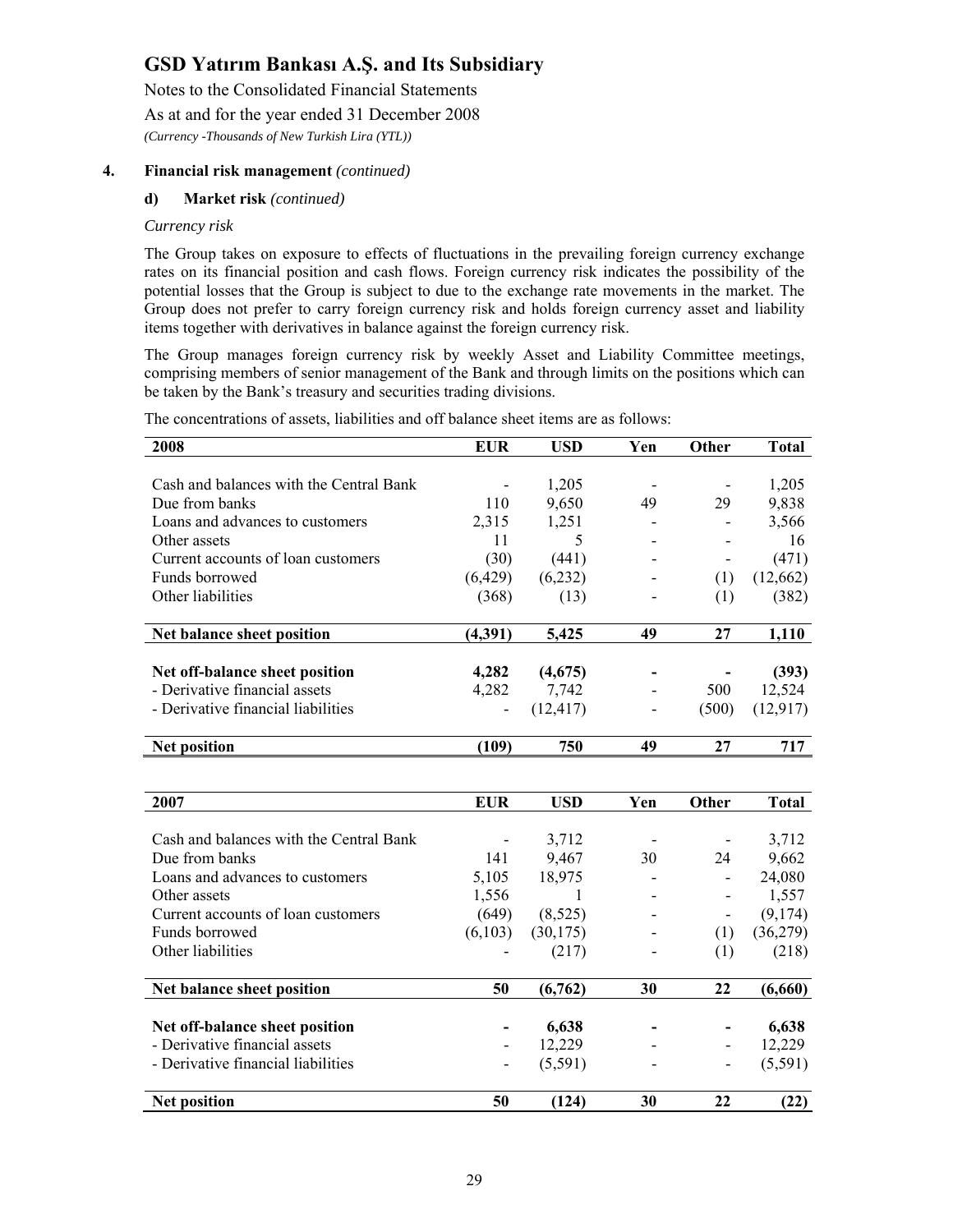## 4. Financial risk management *(continued)*

### d) Market risk *(continued)*

*Currency risk*

The Group takes on exposure to effects of fluctuations in the prevailing foreign currency exchange rates on its financial position and cash flows. Foreign currency risk indicates the possibility of the potential losses that the Group is subject to due to the exchange rate movements in the market. The Group does not prefer to carry foreign currency risk and holds foreign currency asset and liability items together with derivatives in balance against the foreign currency risk.

The Group manages foreign currency risk by weekly Asset and Liability Committee meetings, comprising members of senior management of the Bank and through limits on the positions which can be taken by the Bank's treasury and securities trading divisions.

The concentrations of assets, liabilities and off balance sheet items are as follows:

| 2008 | EUR | USD | Yen | Other | Total |
|---|---|---|---|---|---|
| Cash and balances with the Central Bank | - | 1,205 | - | - | 1,205 |
| Due from banks | 110 | 9,650 | 49 | 29 | 9,838 |
| Loans and advances to customers | 2,315 | 1,251 | - | - | 3,566 |
| Other assets | 11 | 5 | - | - | 16 |
| Current accounts of loan customers | (30) | (441) | - | - | (471) |
| Funds borrowed | (6,429) | (6,232) | - | (1) | (12,662) |
| Other liabilities | (368) | (13) | - | (1) | (382) |
| **Net balance sheet position** | **(4,391)** | **5,425** | **49** | **27** | **1,110** |
| **Net off-balance sheet position** | **4,282** | **(4,675)** | **-** | **-** | **(393)** |
| - Derivative financial assets | 4,282 | 7,742 | - | 500 | 12,524 |
| - Derivative financial liabilities | - | (12,417) | - | (500) | (12,917) |
| **Net position** | **(109)** | **750** | **49** | **27** | **717** |

| 2007 | EUR | USD | Yen | Other | Total |
|---|---|---|---|---|---|
| Cash and balances with the Central Bank | - | 3,712 | - | - | 3,712 |
| Due from banks | 141 | 9,467 | 30 | 24 | 9,662 |
| Loans and advances to customers | 5,105 | 18,975 | - | - | 24,080 |
| Other assets | 1,556 | 1 | - | - | 1,557 |
| Current accounts of loan customers | (649) | (8,525) | - | - | (9,174) |
| Funds borrowed | (6,103) | (30,175) | - | (1) | (36,279) |
| Other liabilities | - | (217) | - | (1) | (218) |
| **Net balance sheet position** | **50** | **(6,762)** | **30** | **22** | **(6,660)** |
| **Net off-balance sheet position** | **-** | **6,638** | **-** | **-** | **6,638** |
| - Derivative financial assets | - | 12,229 | - | - | 12,229 |
| - Derivative financial liabilities | - | (5,591) | - | - | (5,591) |
| **Net position** | **50** | **(124)** | **30** | **22** | **(22)** |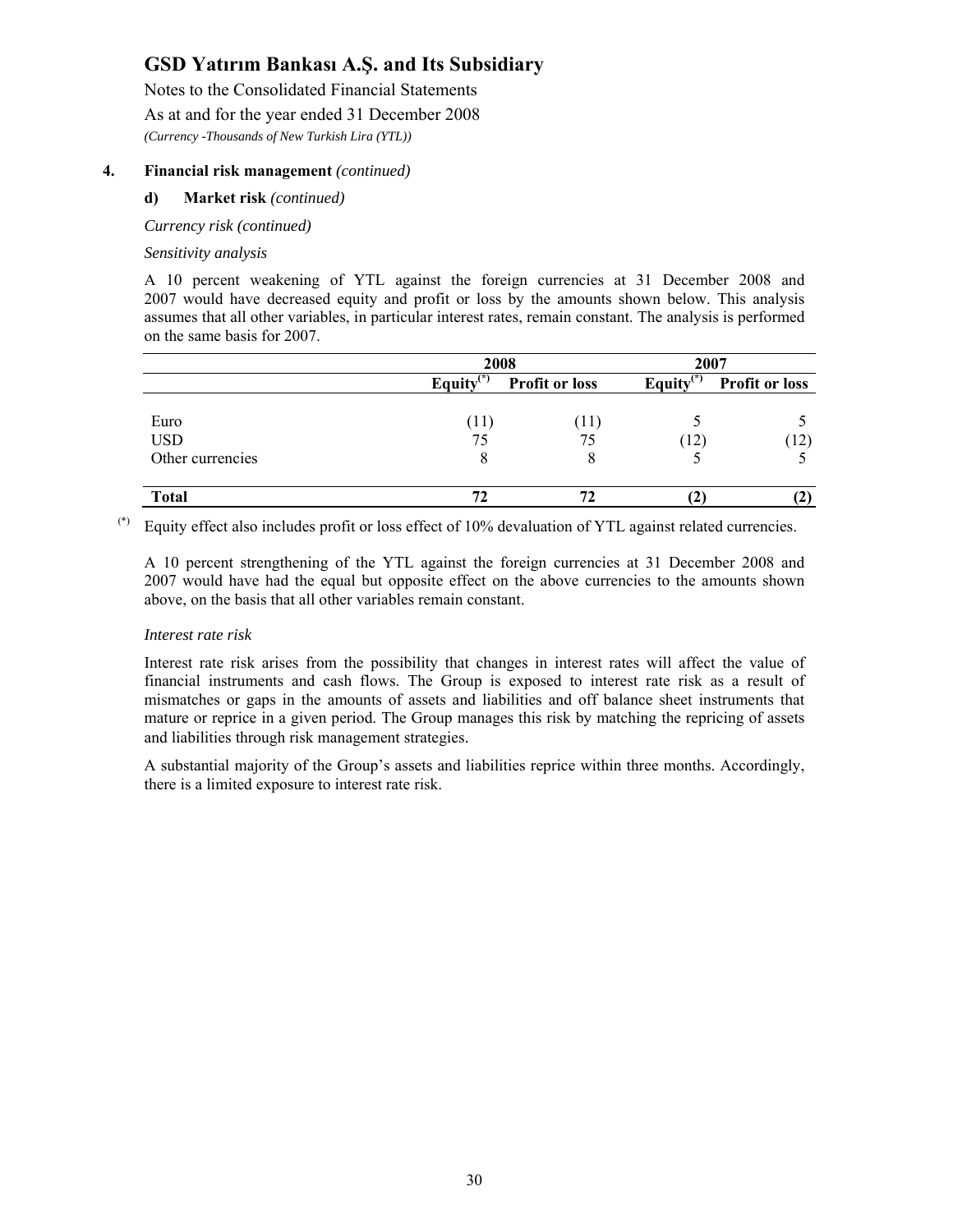**4. Financial risk management** *(continued)*

**d) Market risk** *(continued)*

*Currency risk (continued)*

*Sensitivity analysis*

A 10 percent weakening of YTL against the foreign currencies at 31 December 2008 and 2007 would have decreased equity and profit or loss by the amounts shown below. This analysis assumes that all other variables, in particular interest rates, remain constant. The analysis is performed on the same basis for 2007.

| | 2008 | | 2007 | |
|---|---|---|---|---|
| | Equity(*) | Profit or loss | Equity(*) | Profit or loss |
| Euro | (11) | (11) | 5 | 5 |
| USD | 75 | 75 | (12) | (12) |
| Other currencies | 8 | 8 | 5 | 5 |
| **Total** | **72** | **72** | **(2)** | **(2)** |

(*) Equity effect also includes profit or loss effect of 10% devaluation of YTL against related currencies.

A 10 percent strengthening of the YTL against the foreign currencies at 31 December 2008 and 2007 would have had the equal but opposite effect on the above currencies to the amounts shown above, on the basis that all other variables remain constant.

*Interest rate risk*

Interest rate risk arises from the possibility that changes in interest rates will affect the value of financial instruments and cash flows. The Group is exposed to interest rate risk as a result of mismatches or gaps in the amounts of assets and liabilities and off balance sheet instruments that mature or reprice in a given period. The Group manages this risk by matching the repricing of assets and liabilities through risk management strategies.

A substantial majority of the Group's assets and liabilities reprice within three months. Accordingly, there is a limited exposure to interest rate risk.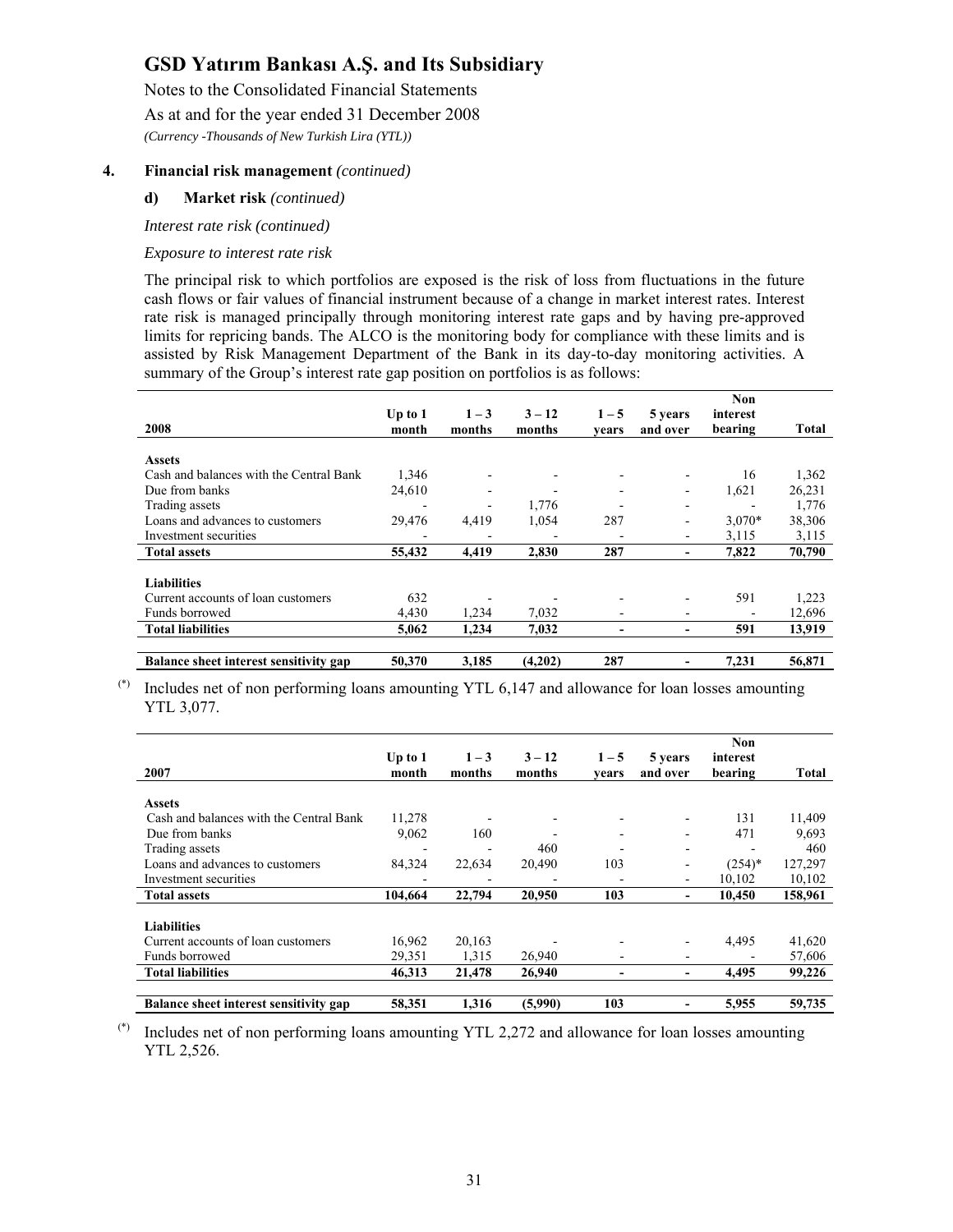# GSD Yatırım Bankası A.Ş. and Its Subsidiary

Notes to the Consolidated Financial Statements

As at and for the year ended 31 December 2008

*(Currency -Thousands of New Turkish Lira (YTL))*

## 4. Financial risk management *(continued)*

### d) Market risk *(continued)*

*Interest rate risk (continued)*

*Exposure to interest rate risk*

The principal risk to which portfolios are exposed is the risk of loss from fluctuations in the future cash flows or fair values of financial instrument because of a change in market interest rates. Interest rate risk is managed principally through monitoring interest rate gaps and by having pre-approved limits for repricing bands. The ALCO is the monitoring body for compliance with these limits and is assisted by Risk Management Department of the Bank in its day-to-day monitoring activities. A summary of the Group's interest rate gap position on portfolios is as follows:

| 2008 | Up to 1 month | 1 – 3 months | 3 – 12 months | 1 – 5 years | 5 years and over | Non interest bearing | Total |
|---|---|---|---|---|---|---|---|
| **Assets** | | | | | | | |
| Cash and balances with the Central Bank | 1,346 | - | - | - | - | 16 | 1,362 |
| Due from banks | 24,610 | - | - | - | - | 1,621 | 26,231 |
| Trading assets | - | - | 1,776 | - | - | - | 1,776 |
| Loans and advances to customers | 29,476 | 4,419 | 1,054 | 287 | - | 3,070* | 38,306 |
| Investment securities | - | - | - | - | - | 3,115 | 3,115 |
| **Total assets** | **55,432** | **4,419** | **2,830** | **287** | **-** | **7,822** | **70,790** |
| **Liabilities** | | | | | | | |
| Current accounts of loan customers | 632 | - | - | - | - | 591 | 1,223 |
| Funds borrowed | 4,430 | 1,234 | 7,032 | - | - | - | 12,696 |
| **Total liabilities** | **5,062** | **1,234** | **7,032** | **-** | **-** | **591** | **13,919** |
| **Balance sheet interest sensitivity gap** | **50,370** | **3,185** | **(4,202)** | **287** | **-** | **7,231** | **56,871** |

(*) Includes net of non performing loans amounting YTL 6,147 and allowance for loan losses amounting YTL 3,077.

| 2007 | Up to 1 month | 1 – 3 months | 3 – 12 months | 1 – 5 years | 5 years and over | Non interest bearing | Total |
|---|---|---|---|---|---|---|---|
| **Assets** | | | | | | | |
| Cash and balances with the Central Bank | 11,278 | - | - | - | - | 131 | 11,409 |
| Due from banks | 9,062 | 160 | - | - | - | 471 | 9,693 |
| Trading assets | - | - | 460 | - | - | - | 460 |
| Loans and advances to customers | 84,324 | 22,634 | 20,490 | 103 | - | (254)* | 127,297 |
| Investment securities | - | - | - | - | - | 10,102 | 10,102 |
| **Total assets** | **104,664** | **22,794** | **20,950** | **103** | **-** | **10,450** | **158,961** |
| **Liabilities** | | | | | | | |
| Current accounts of loan customers | 16,962 | 20,163 | - | - | - | 4,495 | 41,620 |
| Funds borrowed | 29,351 | 1,315 | 26,940 | - | - | - | 57,606 |
| **Total liabilities** | **46,313** | **21,478** | **26,940** | **-** | **-** | **4,495** | **99,226** |
| **Balance sheet interest sensitivity gap** | **58,351** | **1,316** | **(5,990)** | **103** | **-** | **5,955** | **59,735** |

(*) Includes net of non performing loans amounting YTL 2,272 and allowance for loan losses amounting YTL 2,526.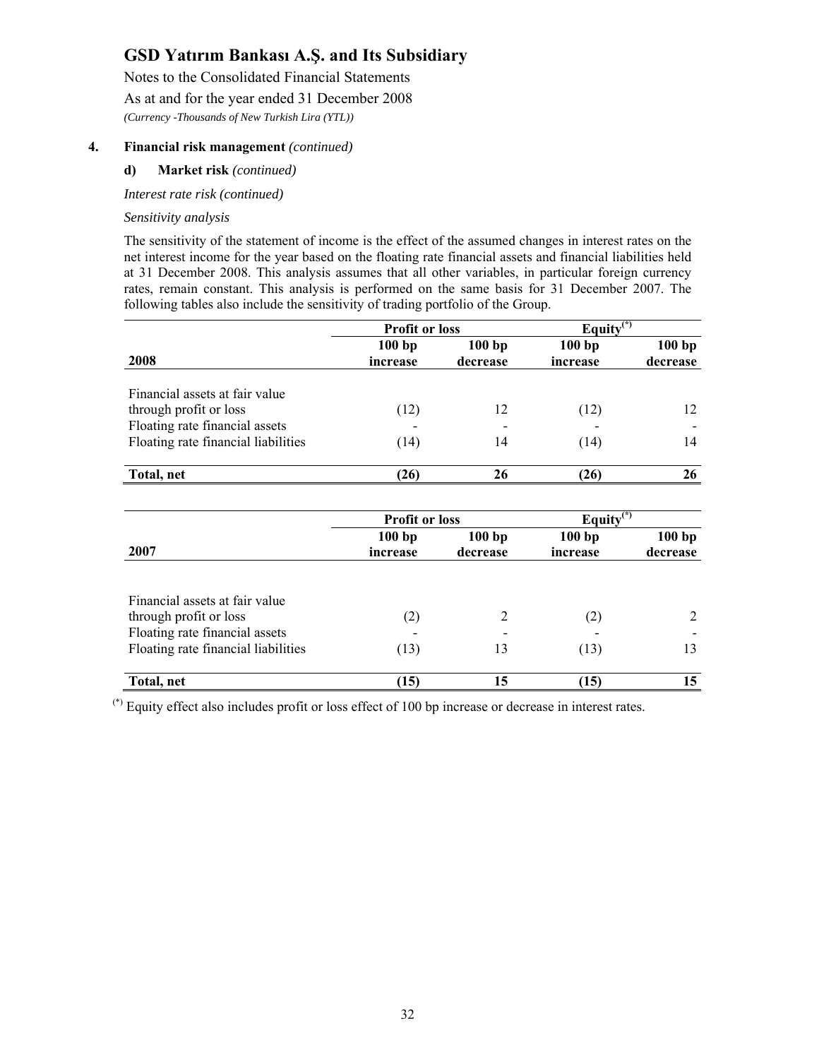**4. Financial risk management** *(continued)*

**d) Market risk** *(continued)*

*Interest rate risk (continued)*

*Sensitivity analysis*

The sensitivity of the statement of income is the effect of the assumed changes in interest rates on the net interest income for the year based on the floating rate financial assets and financial liabilities held at 31 December 2008. This analysis assumes that all other variables, in particular foreign currency rates, remain constant. This analysis is performed on the same basis for 31 December 2007. The following tables also include the sensitivity of trading portfolio of the Group.

| | **Profit or loss** | | **Equity(\*)** | |
|---|---|---|---|---|
| **2008** | **100 bp increase** | **100 bp decrease** | **100 bp increase** | **100 bp decrease** |
| Financial assets at fair value through profit or loss | (12) | 12 | (12) | 12 |
| Floating rate financial assets | - | - | - | - |
| Floating rate financial liabilities | (14) | 14 | (14) | 14 |
| **Total, net** | **(26)** | **26** | **(26)** | **26** |

| | **Profit or loss** | | **Equity(\*)** | |
|---|---|---|---|---|
| **2007** | **100 bp increase** | **100 bp decrease** | **100 bp increase** | **100 bp decrease** |
| Financial assets at fair value through profit or loss | (2) | 2 | (2) | 2 |
| Floating rate financial assets | - | - | - | - |
| Floating rate financial liabilities | (13) | 13 | (13) | 13 |
| **Total, net** | **(15)** | **15** | **(15)** | **15** |

(\*) Equity effect also includes profit or loss effect of 100 bp increase or decrease in interest rates.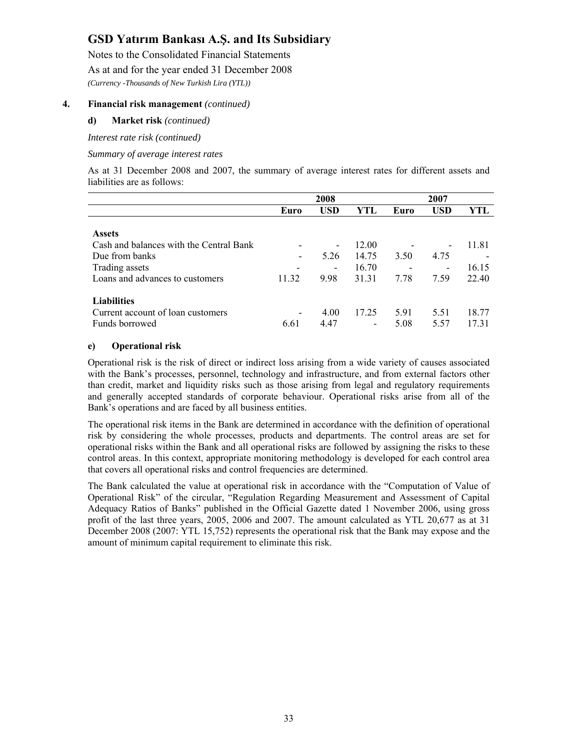## 4. Financial risk management *(continued)*

### d) Market risk *(continued)*

*Interest rate risk (continued)*

*Summary of average interest rates*

As at 31 December 2008 and 2007, the summary of average interest rates for different assets and liabilities are as follows:

| | 2008 | | | 2007 | | |
|---|---|---|---|---|---|---|
| | **Euro** | **USD** | **YTL** | **Euro** | **USD** | **YTL** |
| **Assets** | | | | | | |
| Cash and balances with the Central Bank | - | - | 12.00 | - | - | 11.81 |
| Due from banks | - | 5.26 | 14.75 | 3.50 | 4.75 | - |
| Trading assets | - | - | 16.70 | - | - | 16.15 |
| Loans and advances to customers | 11.32 | 9.98 | 31.31 | 7.78 | 7.59 | 22.40 |
| **Liabilities** | | | | | | |
| Current account of loan customers | - | 4.00 | 17.25 | 5.91 | 5.51 | 18.77 |
| Funds borrowed | 6.61 | 4.47 | - | 5.08 | 5.57 | 17.31 |

### e) Operational risk

Operational risk is the risk of direct or indirect loss arising from a wide variety of causes associated with the Bank's processes, personnel, technology and infrastructure, and from external factors other than credit, market and liquidity risks such as those arising from legal and regulatory requirements and generally accepted standards of corporate behaviour. Operational risks arise from all of the Bank's operations and are faced by all business entities.

The operational risk items in the Bank are determined in accordance with the definition of operational risk by considering the whole processes, products and departments. The control areas are set for operational risks within the Bank and all operational risks are followed by assigning the risks to these control areas. In this context, appropriate monitoring methodology is developed for each control area that covers all operational risks and control frequencies are determined.

The Bank calculated the value at operational risk in accordance with the "Computation of Value of Operational Risk" of the circular, "Regulation Regarding Measurement and Assessment of Capital Adequacy Ratios of Banks" published in the Official Gazette dated 1 November 2006, using gross profit of the last three years, 2005, 2006 and 2007. The amount calculated as YTL 20,677 as at 31 December 2008 (2007: YTL 15,752) represents the operational risk that the Bank may expose and the amount of minimum capital requirement to eliminate this risk.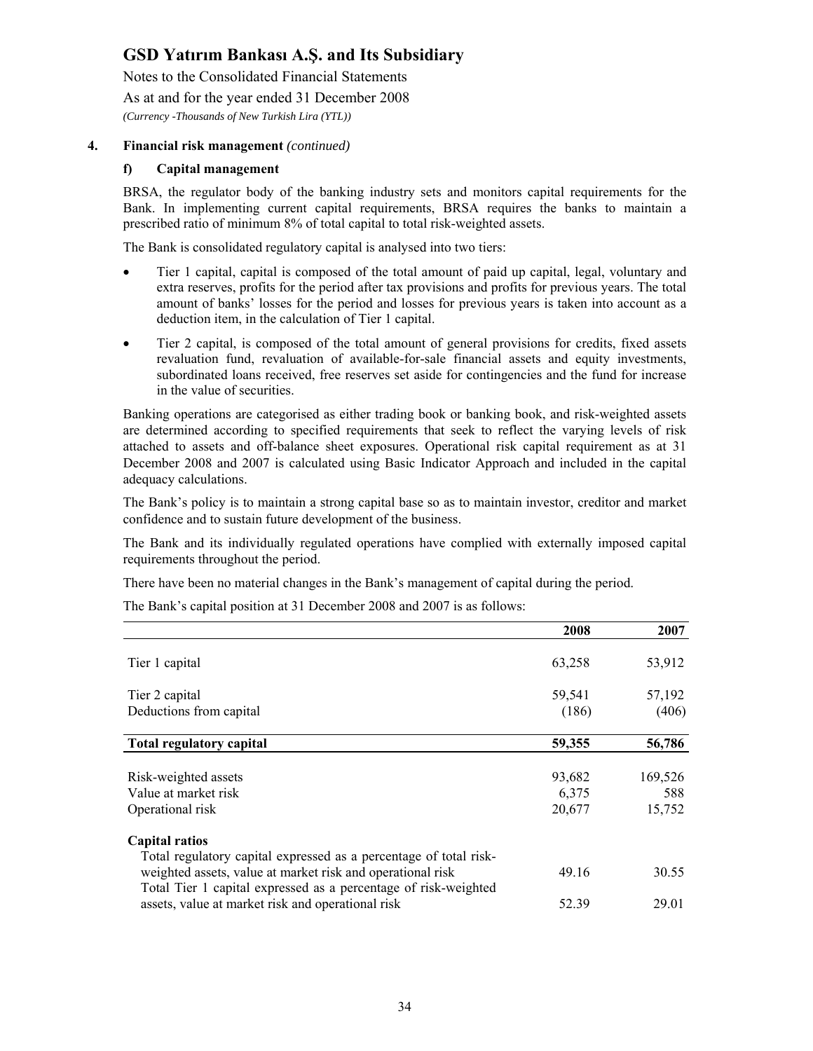**4. Financial risk management** *(continued)*

**f) Capital management**

BRSA, the regulator body of the banking industry sets and monitors capital requirements for the Bank. In implementing current capital requirements, BRSA requires the banks to maintain a prescribed ratio of minimum 8% of total capital to total risk-weighted assets.

The Bank is consolidated regulatory capital is analysed into two tiers:

- Tier 1 capital, capital is composed of the total amount of paid up capital, legal, voluntary and extra reserves, profits for the period after tax provisions and profits for previous years. The total amount of banks' losses for the period and losses for previous years is taken into account as a deduction item, in the calculation of Tier 1 capital.
- Tier 2 capital, is composed of the total amount of general provisions for credits, fixed assets revaluation fund, revaluation of available-for-sale financial assets and equity investments, subordinated loans received, free reserves set aside for contingencies and the fund for increase in the value of securities.

Banking operations are categorised as either trading book or banking book, and risk-weighted assets are determined according to specified requirements that seek to reflect the varying levels of risk attached to assets and off-balance sheet exposures. Operational risk capital requirement as at 31 December 2008 and 2007 is calculated using Basic Indicator Approach and included in the capital adequacy calculations.

The Bank's policy is to maintain a strong capital base so as to maintain investor, creditor and market confidence and to sustain future development of the business.

The Bank and its individually regulated operations have complied with externally imposed capital requirements throughout the period.

There have been no material changes in the Bank's management of capital during the period.

The Bank's capital position at 31 December 2008 and 2007 is as follows:

| | 2008 | 2007 |
|---|---|---|
| Tier 1 capital | 63,258 | 53,912 |
| Tier 2 capital | 59,541 | 57,192 |
| Deductions from capital | (186) | (406) |
| **Total regulatory capital** | **59,355** | **56,786** |
| Risk-weighted assets | 93,682 | 169,526 |
| Value at market risk | 6,375 | 588 |
| Operational risk | 20,677 | 15,752 |
| **Capital ratios** | | |
| Total regulatory capital expressed as a percentage of total risk-weighted assets, value at market risk and operational risk | 49.16 | 30.55 |
| Total Tier 1 capital expressed as a percentage of risk-weighted assets, value at market risk and operational risk | 52.39 | 29.01 |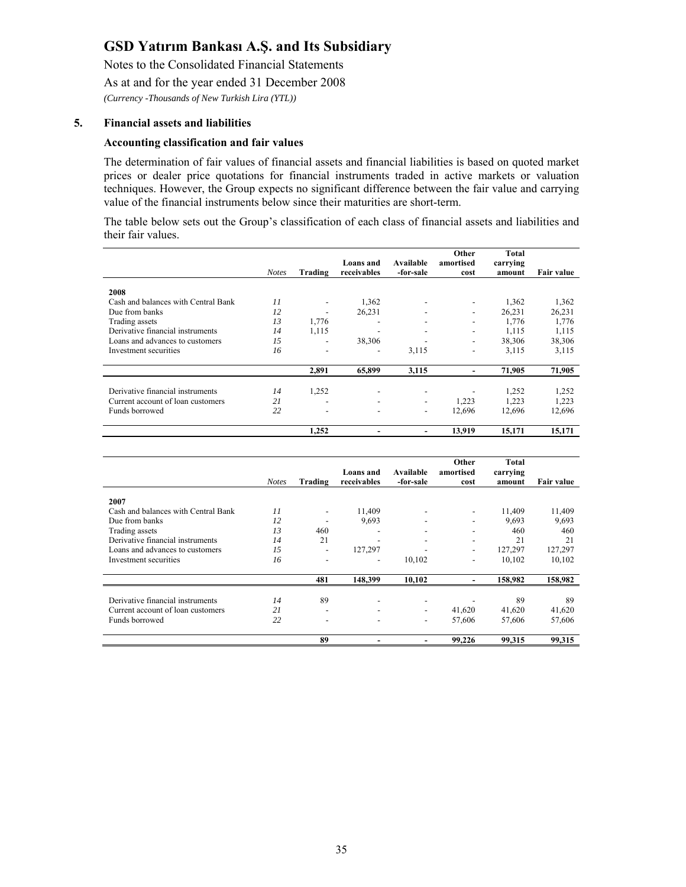# GSD Yatırım Bankası A.Ş. and Its Subsidiary

Notes to the Consolidated Financial Statements

As at and for the year ended 31 December 2008

*(Currency -Thousands of New Turkish Lira (YTL))*

## 5. Financial assets and liabilities

### Accounting classification and fair values

The determination of fair values of financial assets and financial liabilities is based on quoted market prices or dealer price quotations for financial instruments traded in active markets or valuation techniques. However, the Group expects no significant difference between the fair value and carrying value of the financial instruments below since their maturities are short-term.

The table below sets out the Group's classification of each class of financial assets and liabilities and their fair values.

| | *Notes* | Trading | Loans and receivables | Available -for-sale | Other amortised cost | Total carrying amount | Fair value |
|---|---|---|---|---|---|---|---|
| **2008** | | | | | | | |
| Cash and balances with Central Bank | *11* | - | 1,362 | - | - | 1,362 | 1,362 |
| Due from banks | *12* | - | 26,231 | - | - | 26,231 | 26,231 |
| Trading assets | *13* | 1,776 | - | - | - | 1,776 | 1,776 |
| Derivative financial instruments | *14* | 1,115 | - | - | - | 1,115 | 1,115 |
| Loans and advances to customers | *15* | - | 38,306 | - | - | 38,306 | 38,306 |
| Investment securities | *16* | - | - | 3,115 | - | 3,115 | 3,115 |
| | | **2,891** | **65,899** | **3,115** | **-** | **71,905** | **71,905** |
| Derivative financial instruments | *14* | 1,252 | - | - | - | 1,252 | 1,252 |
| Current account of loan customers | *21* | - | - | - | 1,223 | 1,223 | 1,223 |
| Funds borrowed | *22* | - | - | - | 12,696 | 12,696 | 12,696 |
| | | **1,252** | **-** | **-** | **13,919** | **15,171** | **15,171** |

| | *Notes* | Trading | Loans and receivables | Available -for-sale | Other amortised cost | Total carrying amount | Fair value |
|---|---|---|---|---|---|---|---|
| **2007** | | | | | | | |
| Cash and balances with Central Bank | *11* | - | 11,409 | - | - | 11,409 | 11,409 |
| Due from banks | *12* | - | 9,693 | - | - | 9,693 | 9,693 |
| Trading assets | *13* | 460 | - | - | - | 460 | 460 |
| Derivative financial instruments | *14* | 21 | - | - | - | 21 | 21 |
| Loans and advances to customers | *15* | - | 127,297 | - | - | 127,297 | 127,297 |
| Investment securities | *16* | - | - | 10,102 | - | 10,102 | 10,102 |
| | | **481** | **148,399** | **10,102** | **-** | **158,982** | **158,982** |
| Derivative financial instruments | *14* | 89 | - | - | - | 89 | 89 |
| Current account of loan customers | *21* | - | - | - | 41,620 | 41,620 | 41,620 |
| Funds borrowed | *22* | - | - | - | 57,606 | 57,606 | 57,606 |
| | | **89** | **-** | **-** | **99,226** | **99,315** | **99,315** |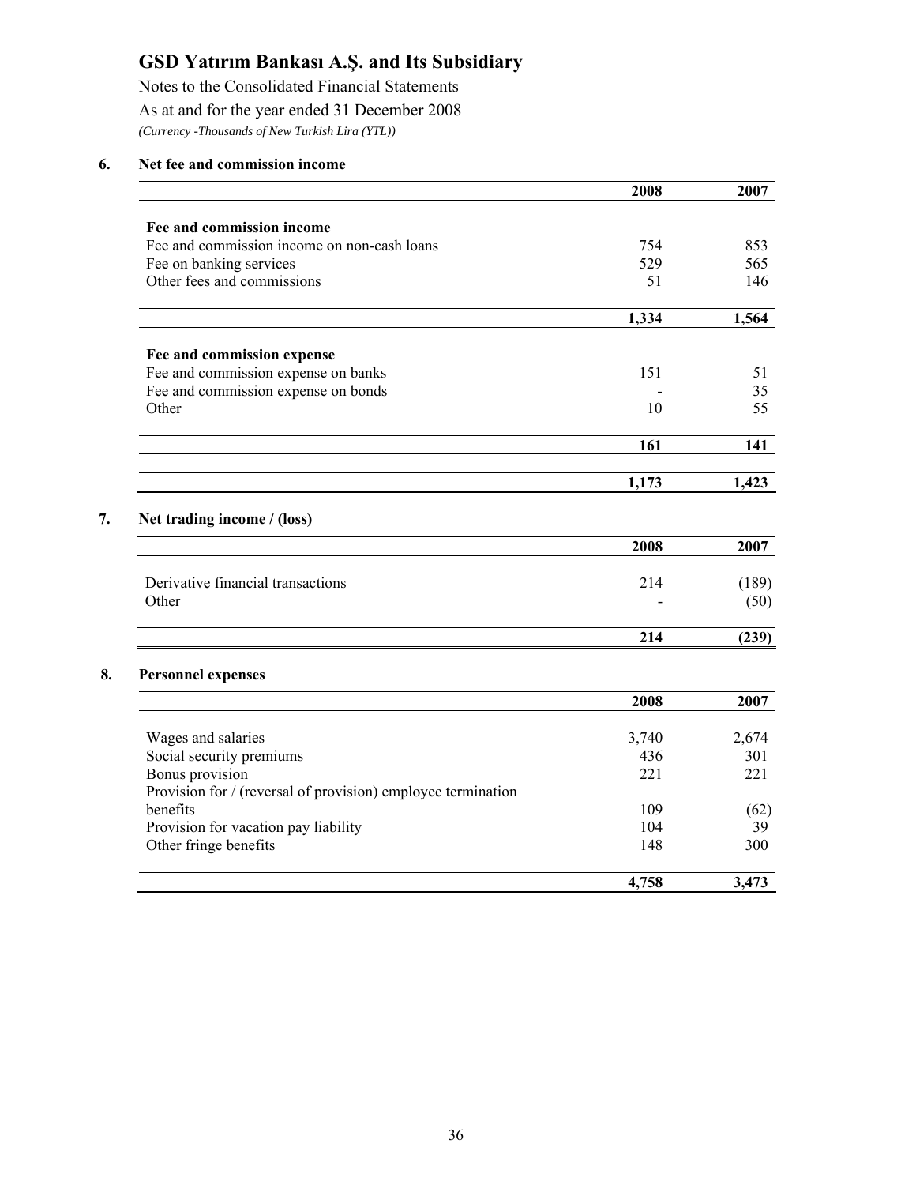# GSD Yatırım Bankası A.Ş. and Its Subsidiary

Notes to the Consolidated Financial Statements

As at and for the year ended 31 December 2008

*(Currency -Thousands of New Turkish Lira (YTL))*

## 6. Net fee and commission income

| | 2008 | 2007 |
|---|---|---|
| **Fee and commission income** | | |
| Fee and commission income on non-cash loans | 754 | 853 |
| Fee on banking services | 529 | 565 |
| Other fees and commissions | 51 | 146 |
| | **1,334** | **1,564** |
| **Fee and commission expense** | | |
| Fee and commission expense on banks | 151 | 51 |
| Fee and commission expense on bonds | - | 35 |
| Other | 10 | 55 |
| | **161** | **141** |
| | **1,173** | **1,423** |

## 7. Net trading income / (loss)

| | 2008 | 2007 |
|---|---|---|
| Derivative financial transactions | 214 | (189) |
| Other | - | (50) |
| | **214** | **(239)** |

## 8. Personnel expenses

| | 2008 | 2007 |
|---|---|---|
| Wages and salaries | 3,740 | 2,674 |
| Social security premiums | 436 | 301 |
| Bonus provision | 221 | 221 |
| Provision for / (reversal of provision) employee termination benefits | 109 | (62) |
| Provision for vacation pay liability | 104 | 39 |
| Other fringe benefits | 148 | 300 |
| | **4,758** | **3,473** |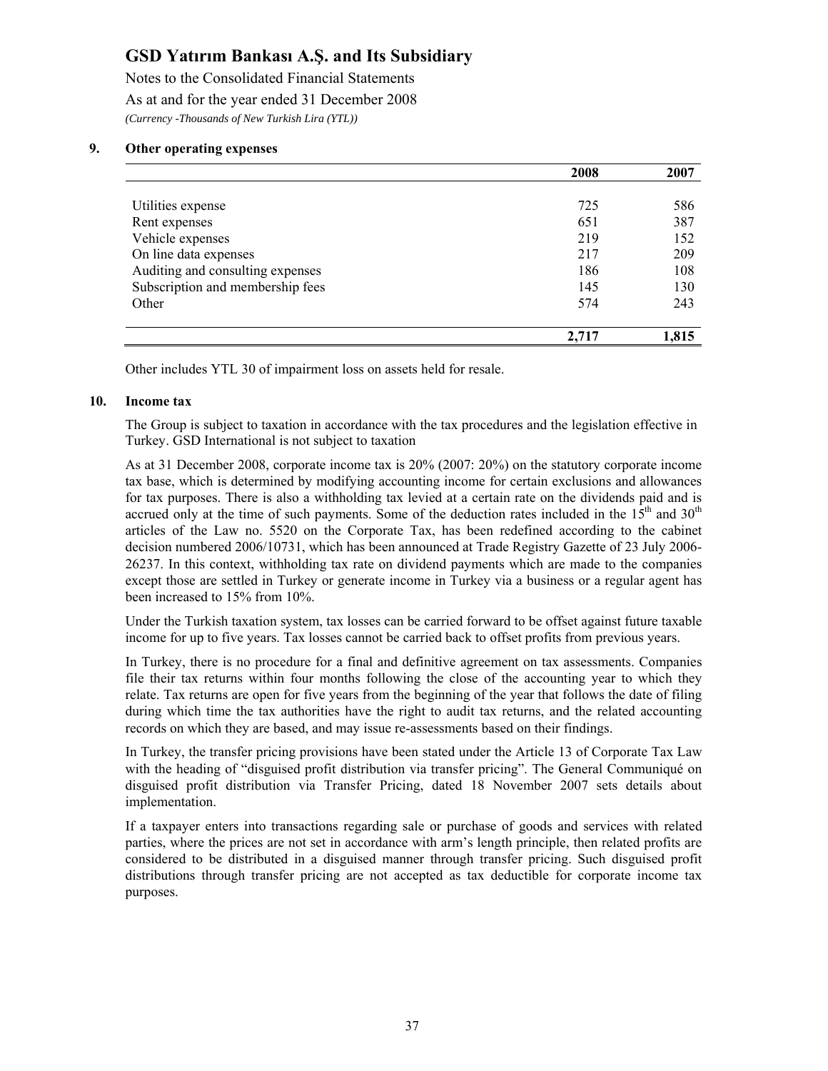## 9. Other operating expenses

| | 2008 | 2007 |
|---|---|---|
| Utilities expense | 725 | 586 |
| Rent expenses | 651 | 387 |
| Vehicle expenses | 219 | 152 |
| On line data expenses | 217 | 209 |
| Auditing and consulting expenses | 186 | 108 |
| Subscription and membership fees | 145 | 130 |
| Other | 574 | 243 |
| | **2,717** | **1,815** |

Other includes YTL 30 of impairment loss on assets held for resale.

## 10. Income tax

The Group is subject to taxation in accordance with the tax procedures and the legislation effective in Turkey. GSD International is not subject to taxation

As at 31 December 2008, corporate income tax is 20% (2007: 20%) on the statutory corporate income tax base, which is determined by modifying accounting income for certain exclusions and allowances for tax purposes. There is also a withholding tax levied at a certain rate on the dividends paid and is accrued only at the time of such payments. Some of the deduction rates included in the 15th and 30th articles of the Law no. 5520 on the Corporate Tax, has been redefined according to the cabinet decision numbered 2006/10731, which has been announced at Trade Registry Gazette of 23 July 2006-26237. In this context, withholding tax rate on dividend payments which are made to the companies except those are settled in Turkey or generate income in Turkey via a business or a regular agent has been increased to 15% from 10%.

Under the Turkish taxation system, tax losses can be carried forward to be offset against future taxable income for up to five years. Tax losses cannot be carried back to offset profits from previous years.

In Turkey, there is no procedure for a final and definitive agreement on tax assessments. Companies file their tax returns within four months following the close of the accounting year to which they relate. Tax returns are open for five years from the beginning of the year that follows the date of filing during which time the tax authorities have the right to audit tax returns, and the related accounting records on which they are based, and may issue re-assessments based on their findings.

In Turkey, the transfer pricing provisions have been stated under the Article 13 of Corporate Tax Law with the heading of "disguised profit distribution via transfer pricing". The General Communiqué on disguised profit distribution via Transfer Pricing, dated 18 November 2007 sets details about implementation.

If a taxpayer enters into transactions regarding sale or purchase of goods and services with related parties, where the prices are not set in accordance with arm's length principle, then related profits are considered to be distributed in a disguised manner through transfer pricing. Such disguised profit distributions through transfer pricing are not accepted as tax deductible for corporate income tax purposes.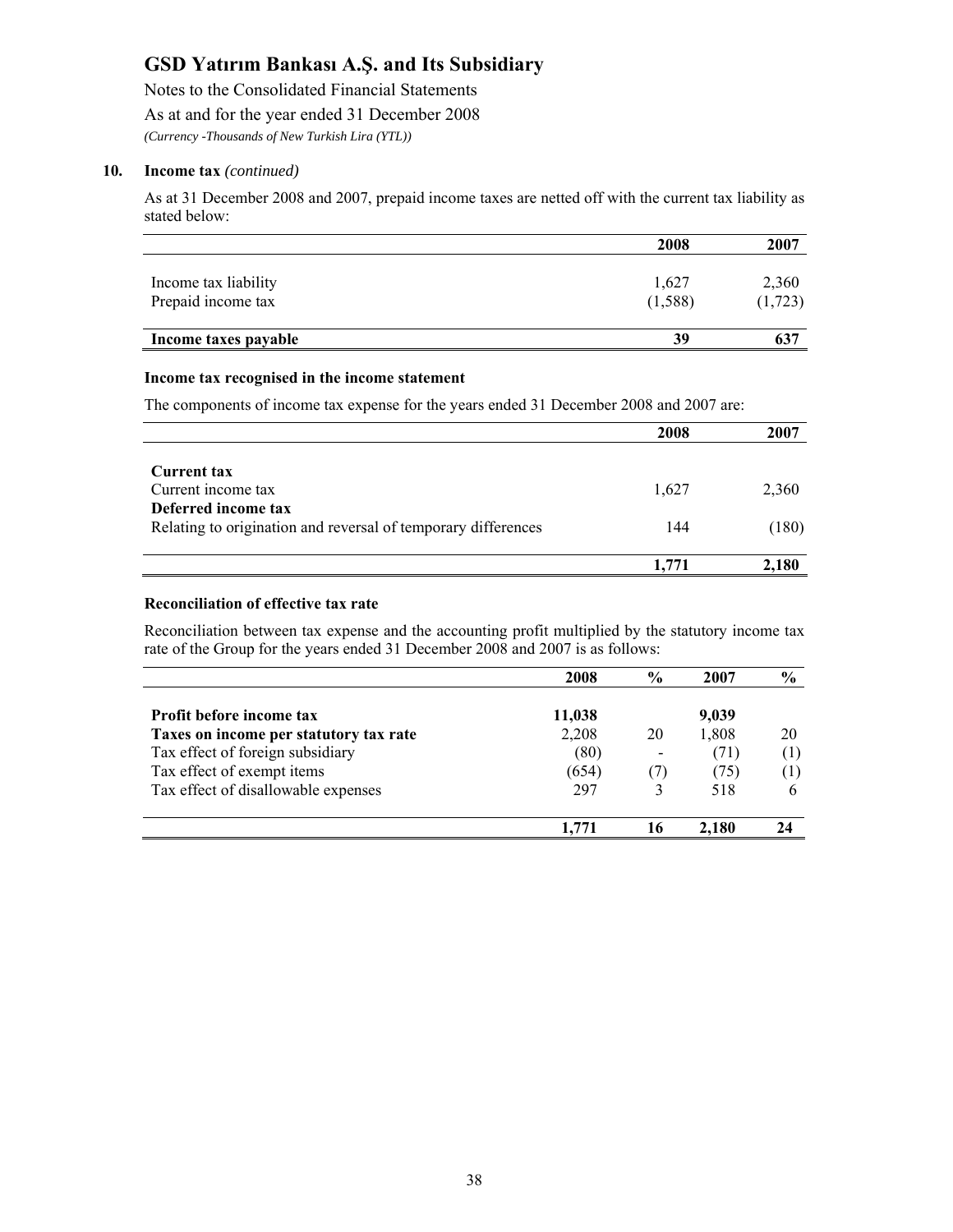## 10. Income tax *(continued)*

As at 31 December 2008 and 2007, prepaid income taxes are netted off with the current tax liability as stated below:

| | 2008 | 2007 |
|---|---|---|
| Income tax liability | 1,627 | 2,360 |
| Prepaid income tax | (1,588) | (1,723) |
| **Income taxes payable** | **39** | **637** |

### Income tax recognised in the income statement

The components of income tax expense for the years ended 31 December 2008 and 2007 are:

| | 2008 | 2007 |
|---|---|---|
| **Current tax** | | |
| Current income tax | 1,627 | 2,360 |
| **Deferred income tax** | | |
| Relating to origination and reversal of temporary differences | 144 | (180) |
| | **1,771** | **2,180** |

### Reconciliation of effective tax rate

Reconciliation between tax expense and the accounting profit multiplied by the statutory income tax rate of the Group for the years ended 31 December 2008 and 2007 is as follows:

| | 2008 | % | 2007 | % |
|---|---|---|---|---|
| **Profit before income tax** | **11,038** | | **9,039** | |
| **Taxes on income per statutory tax rate** | 2,208 | 20 | 1,808 | 20 |
| Tax effect of foreign subsidiary | (80) | - | (71) | (1) |
| Tax effect of exempt items | (654) | (7) | (75) | (1) |
| Tax effect of disallowable expenses | 297 | 3 | 518 | 6 |
| | **1,771** | **16** | **2,180** | **24** |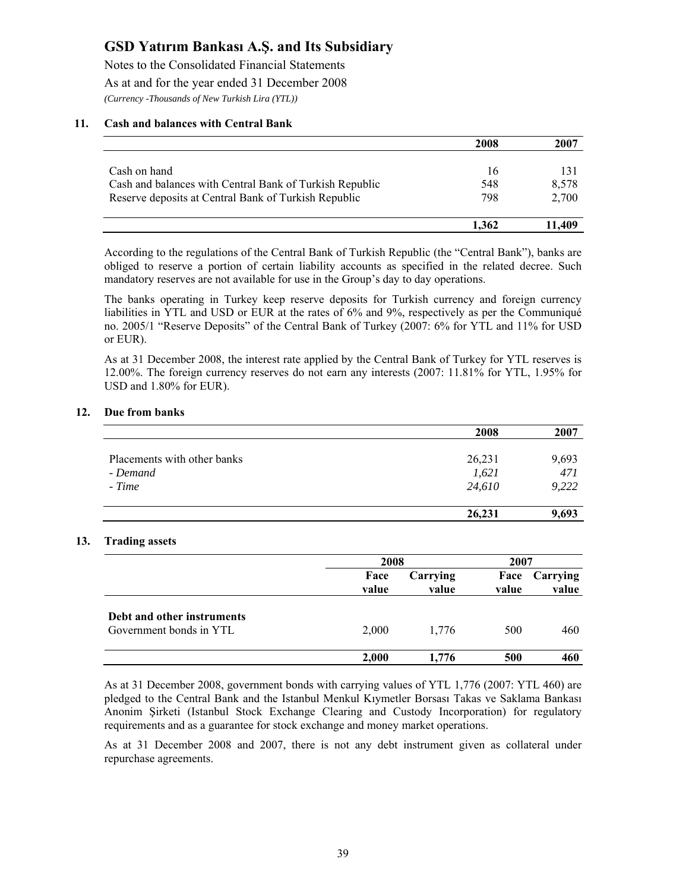## 11. Cash and balances with Central Bank

| | 2008 | 2007 |
|---|---|---|
| Cash on hand | 16 | 131 |
| Cash and balances with Central Bank of Turkish Republic | 548 | 8,578 |
| Reserve deposits at Central Bank of Turkish Republic | 798 | 2,700 |
| | **1,362** | **11,409** |

According to the regulations of the Central Bank of Turkish Republic (the "Central Bank"), banks are obliged to reserve a portion of certain liability accounts as specified in the related decree. Such mandatory reserves are not available for use in the Group's day to day operations.

The banks operating in Turkey keep reserve deposits for Turkish currency and foreign currency liabilities in YTL and USD or EUR at the rates of 6% and 9%, respectively as per the Communiqué no. 2005/1 "Reserve Deposits" of the Central Bank of Turkey (2007: 6% for YTL and 11% for USD or EUR).

As at 31 December 2008, the interest rate applied by the Central Bank of Turkey for YTL reserves is 12.00%. The foreign currency reserves do not earn any interests (2007: 11.81% for YTL, 1.95% for USD and 1.80% for EUR).

## 12. Due from banks

| | 2008 | 2007 |
|---|---|---|
| Placements with other banks | 26,231 | 9,693 |
| *- Demand* | *1,621* | *471* |
| *- Time* | *24,610* | *9,222* |
| | **26,231** | **9,693** |

## 13. Trading assets

| | 2008 | | 2007 | |
|---|---|---|---|---|
| | Face value | Carrying value | Face value | Carrying value |
| **Debt and other instruments** | | | | |
| Government bonds in YTL | 2,000 | 1,776 | 500 | 460 |
| | **2,000** | **1,776** | **500** | **460** |

As at 31 December 2008, government bonds with carrying values of YTL 1,776 (2007: YTL 460) are pledged to the Central Bank and the Istanbul Menkul Kıymetler Borsası Takas ve Saklama Bankası Anonim Şirketi (Istanbul Stock Exchange Clearing and Custody Incorporation) for regulatory requirements and as a guarantee for stock exchange and money market operations.

As at 31 December 2008 and 2007, there is not any debt instrument given as collateral under repurchase agreements.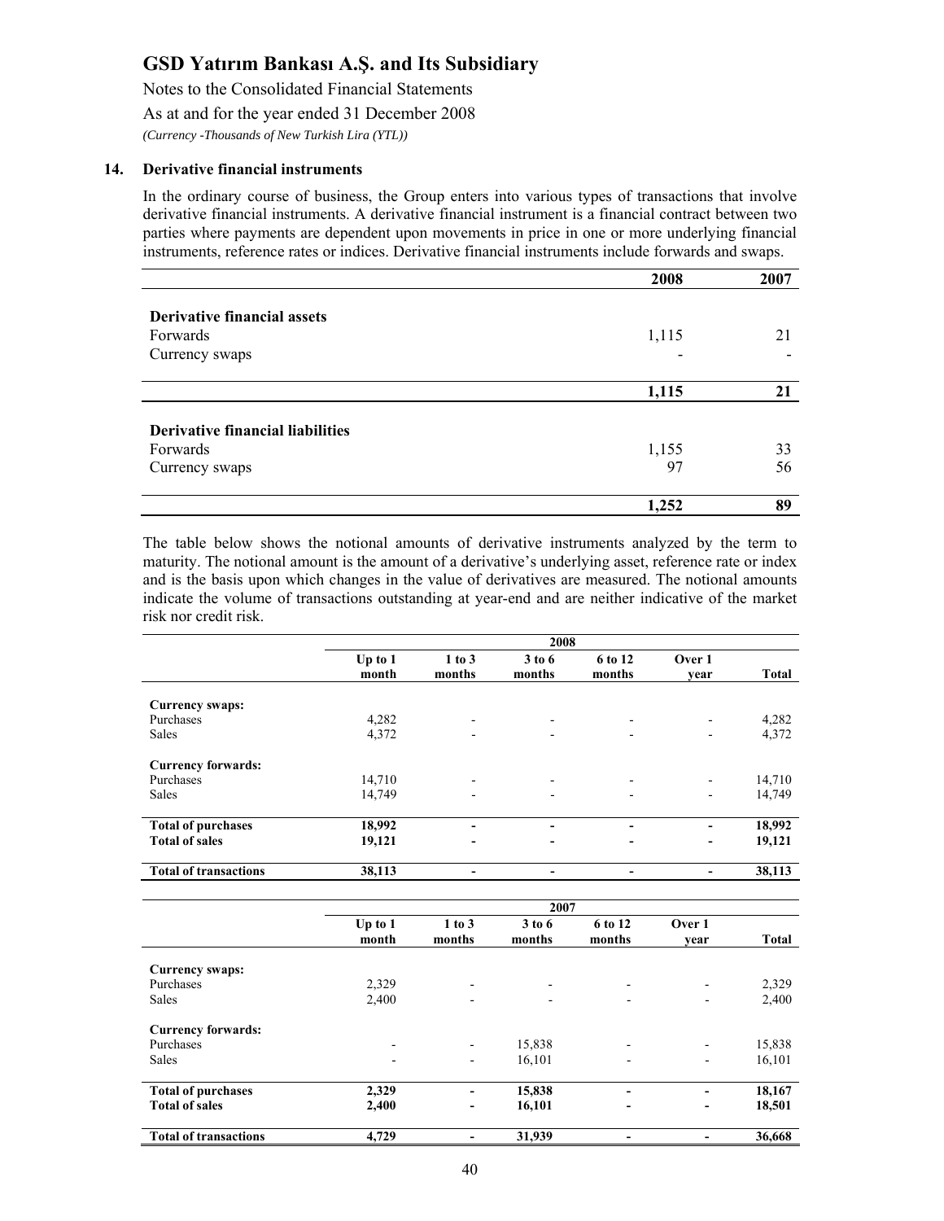### 14. Derivative financial instruments

In the ordinary course of business, the Group enters into various types of transactions that involve derivative financial instruments. A derivative financial instrument is a financial contract between two parties where payments are dependent upon movements in price in one or more underlying financial instruments, reference rates or indices. Derivative financial instruments include forwards and swaps.

| | 2008 | 2007 |
|---|---|---|
| **Derivative financial assets** | | |
| Forwards | 1,115 | 21 |
| Currency swaps | - | - |
| | **1,115** | **21** |
| **Derivative financial liabilities** | | |
| Forwards | 1,155 | 33 |
| Currency swaps | 97 | 56 |
| | **1,252** | **89** |

The table below shows the notional amounts of derivative instruments analyzed by the term to maturity. The notional amount is the amount of a derivative's underlying asset, reference rate or index and is the basis upon which changes in the value of derivatives are measured. The notional amounts indicate the volume of transactions outstanding at year-end and are neither indicative of the market risk nor credit risk.

| | 2008 | | | | | |
|---|---|---|---|---|---|---|
| | Up to 1 month | 1 to 3 months | 3 to 6 months | 6 to 12 months | Over 1 year | Total |
| **Currency swaps:** | | | | | | |
| Purchases | 4,282 | - | - | - | - | 4,282 |
| Sales | 4,372 | - | - | - | - | 4,372 |
| **Currency forwards:** | | | | | | |
| Purchases | 14,710 | - | - | - | - | 14,710 |
| Sales | 14,749 | - | - | - | - | 14,749 |
| **Total of purchases** | **18,992** | **-** | **-** | **-** | **-** | **18,992** |
| **Total of sales** | **19,121** | **-** | **-** | **-** | **-** | **19,121** |
| **Total of transactions** | **38,113** | **-** | **-** | **-** | **-** | **38,113** |

| | 2007 | | | | | |
|---|---|---|---|---|---|---|
| | Up to 1 month | 1 to 3 months | 3 to 6 months | 6 to 12 months | Over 1 year | Total |
| **Currency swaps:** | | | | | | |
| Purchases | 2,329 | - | - | - | - | 2,329 |
| Sales | 2,400 | - | - | - | - | 2,400 |
| **Currency forwards:** | | | | | | |
| Purchases | - | - | 15,838 | - | - | 15,838 |
| Sales | - | - | 16,101 | - | - | 16,101 |
| **Total of purchases** | **2,329** | **-** | **15,838** | **-** | **-** | **18,167** |
| **Total of sales** | **2,400** | **-** | **16,101** | **-** | **-** | **18,501** |
| **Total of transactions** | **4,729** | **-** | **31,939** | **-** | **-** | **36,668** |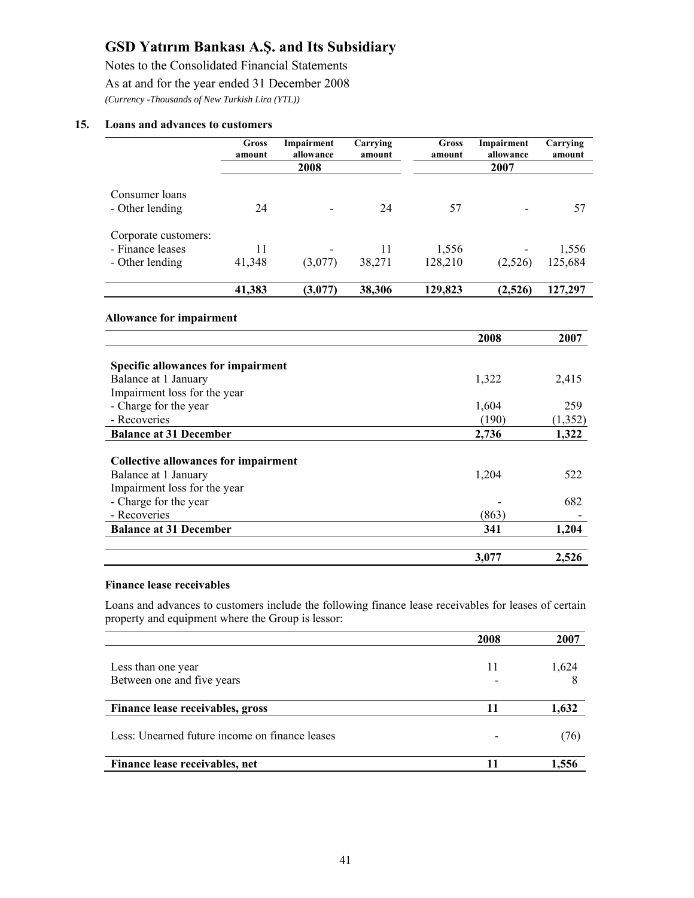## 15. Loans and advances to customers

| | Gross amount | Impairment allowance | Carrying amount | Gross amount | Impairment allowance | Carrying amount |
|---|---|---|---|---|---|---|
| | | 2008 | | | 2007 | |
| Consumer loans | | | | | | |
| - Other lending | 24 | - | 24 | 57 | - | 57 |
| Corporate customers: | | | | | | |
| - Finance leases | 11 | - | 11 | 1,556 | - | 1,556 |
| - Other lending | 41,348 | (3,077) | 38,271 | 128,210 | (2,526) | 125,684 |
| | **41,383** | **(3,077)** | **38,306** | **129,823** | **(2,526)** | **127,297** |

### Allowance for impairment

| | 2008 | 2007 |
|---|---|---|
| **Specific allowances for impairment** | | |
| Balance at 1 January | 1,322 | 2,415 |
| Impairment loss for the year | | |
| - Charge for the year | 1,604 | 259 |
| - Recoveries | (190) | (1,352) |
| **Balance at 31 December** | **2,736** | **1,322** |
| **Collective allowances for impairment** | | |
| Balance at 1 January | 1,204 | 522 |
| Impairment loss for the year | | |
| - Charge for the year | - | 682 |
| - Recoveries | (863) | - |
| **Balance at 31 December** | **341** | **1,204** |
| | **3,077** | **2,526** |

### Finance lease receivables

Loans and advances to customers include the following finance lease receivables for leases of certain property and equipment where the Group is lessor:

| | 2008 | 2007 |
|---|---|---|
| Less than one year | 11 | 1,624 |
| Between one and five years | - | 8 |
| **Finance lease receivables, gross** | **11** | **1,632** |
| Less: Unearned future income on finance leases | - | (76) |
| **Finance lease receivables, net** | **11** | **1,556** |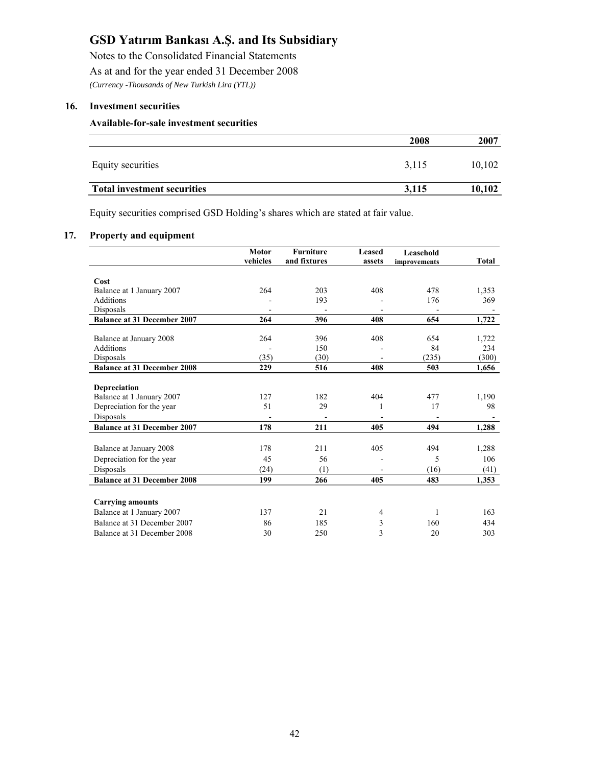# GSD Yatırım Bankası A.Ş. and Its Subsidiary

Notes to the Consolidated Financial Statements

As at and for the year ended 31 December 2008

*(Currency -Thousands of New Turkish Lira (YTL))*

## 16. Investment securities

### Available-for-sale investment securities

| | 2008 | 2007 |
|---|---|---|
| Equity securities | 3,115 | 10,102 |
| **Total investment securities** | **3,115** | **10,102** |

Equity securities comprised GSD Holding's shares which are stated at fair value.

## 17. Property and equipment

| | Motor vehicles | Furniture and fixtures | Leased assets | Leasehold improvements | Total |
|---|---|---|---|---|---|
| **Cost** | | | | | |
| Balance at 1 January 2007 | 264 | 203 | 408 | 478 | 1,353 |
| Additions | - | 193 | - | 176 | 369 |
| Disposals | - | - | - | - | - |
| **Balance at 31 December 2007** | **264** | **396** | **408** | **654** | **1,722** |
| Balance at January 2008 | 264 | 396 | 408 | 654 | 1,722 |
| Additions | - | 150 | - | 84 | 234 |
| Disposals | (35) | (30) | - | (235) | (300) |
| **Balance at 31 December 2008** | **229** | **516** | **408** | **503** | **1,656** |
| **Depreciation** | | | | | |
| Balance at 1 January 2007 | 127 | 182 | 404 | 477 | 1,190 |
| Depreciation for the year | 51 | 29 | 1 | 17 | 98 |
| Disposals | - | - | - | - | - |
| **Balance at 31 December 2007** | **178** | **211** | **405** | **494** | **1,288** |
| Balance at January 2008 | 178 | 211 | 405 | 494 | 1,288 |
| Depreciation for the year | 45 | 56 | - | 5 | 106 |
| Disposals | (24) | (1) | - | (16) | (41) |
| **Balance at 31 December 2008** | **199** | **266** | **405** | **483** | **1,353** |
| **Carrying amounts** | | | | | |
| Balance at 1 January 2007 | 137 | 21 | 4 | 1 | 163 |
| Balance at 31 December 2007 | 86 | 185 | 3 | 160 | 434 |
| Balance at 31 December 2008 | 30 | 250 | 3 | 20 | 303 |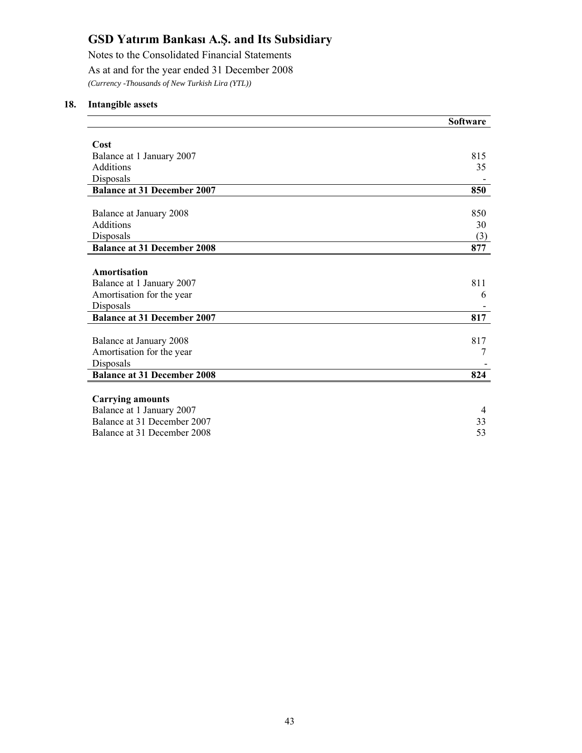# GSD Yatırım Bankası A.Ş. and Its Subsidiary

Notes to the Consolidated Financial Statements

As at and for the year ended 31 December 2008

*(Currency -Thousands of New Turkish Lira (YTL))*

## 18. Intangible assets

| | Software |
|---|---|
| **Cost** | |
| Balance at 1 January 2007 | 815 |
| Additions | 35 |
| Disposals | - |
| **Balance at 31 December 2007** | **850** |
| | |
| Balance at January 2008 | 850 |
| Additions | 30 |
| Disposals | (3) |
| **Balance at 31 December 2008** | **877** |
| | |
| **Amortisation** | |
| Balance at 1 January 2007 | 811 |
| Amortisation for the year | 6 |
| Disposals | - |
| **Balance at 31 December 2007** | **817** |
| | |
| Balance at January 2008 | 817 |
| Amortisation for the year | 7 |
| Disposals | - |
| **Balance at 31 December 2008** | **824** |
| | |
| **Carrying amounts** | |
| Balance at 1 January 2007 | 4 |
| Balance at 31 December 2007 | 33 |
| Balance at 31 December 2008 | 53 |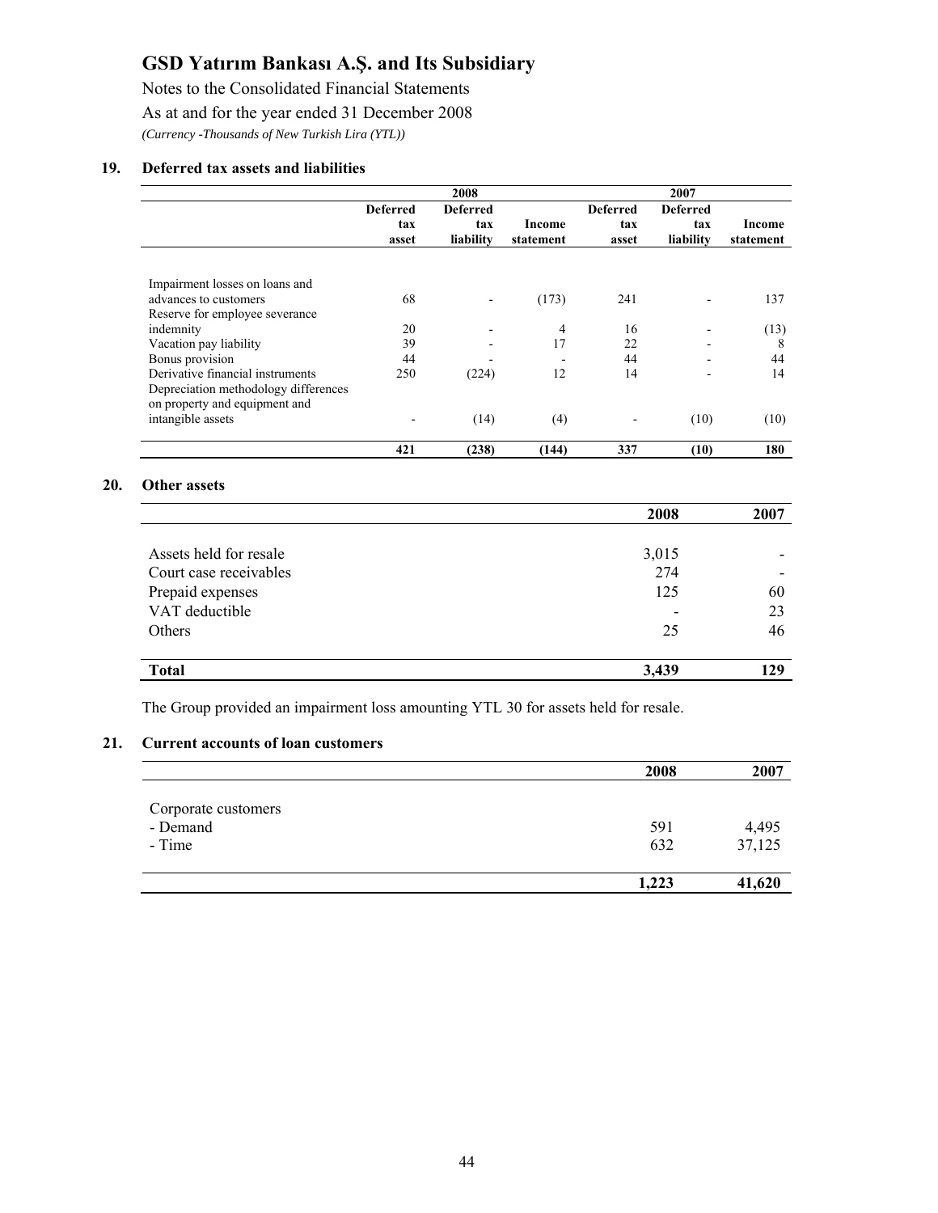## 19. Deferred tax assets and liabilities

| | 2008 | | | 2007 | | |
|---|---|---|---|---|---|---|
| | Deferred tax asset | Deferred tax liability | Income statement | Deferred tax asset | Deferred tax liability | Income statement |
| Impairment losses on loans and advances to customers | 68 | - | (173) | 241 | - | 137 |
| Reserve for employee severance indemnity | 20 | - | 4 | 16 | - | (13) |
| Vacation pay liability | 39 | - | 17 | 22 | - | 8 |
| Bonus provision | 44 | - | - | 44 | - | 44 |
| Derivative financial instruments | 250 | (224) | 12 | 14 | - | 14 |
| Depreciation methodology differences on property and equipment and intangible assets | - | (14) | (4) | - | (10) | (10) |
| | **421** | **(238)** | **(144)** | **337** | **(10)** | **180** |

## 20. Other assets

| | 2008 | 2007 |
|---|---|---|
| Assets held for resale | 3,015 | - |
| Court case receivables | 274 | - |
| Prepaid expenses | 125 | 60 |
| VAT deductible | - | 23 |
| Others | 25 | 46 |
| **Total** | **3,439** | **129** |

The Group provided an impairment loss amounting YTL 30 for assets held for resale.

## 21. Current accounts of loan customers

| | 2008 | 2007 |
|---|---|---|
| Corporate customers | | |
| - Demand | 591 | 4,495 |
| - Time | 632 | 37,125 |
| | **1,223** | **41,620** |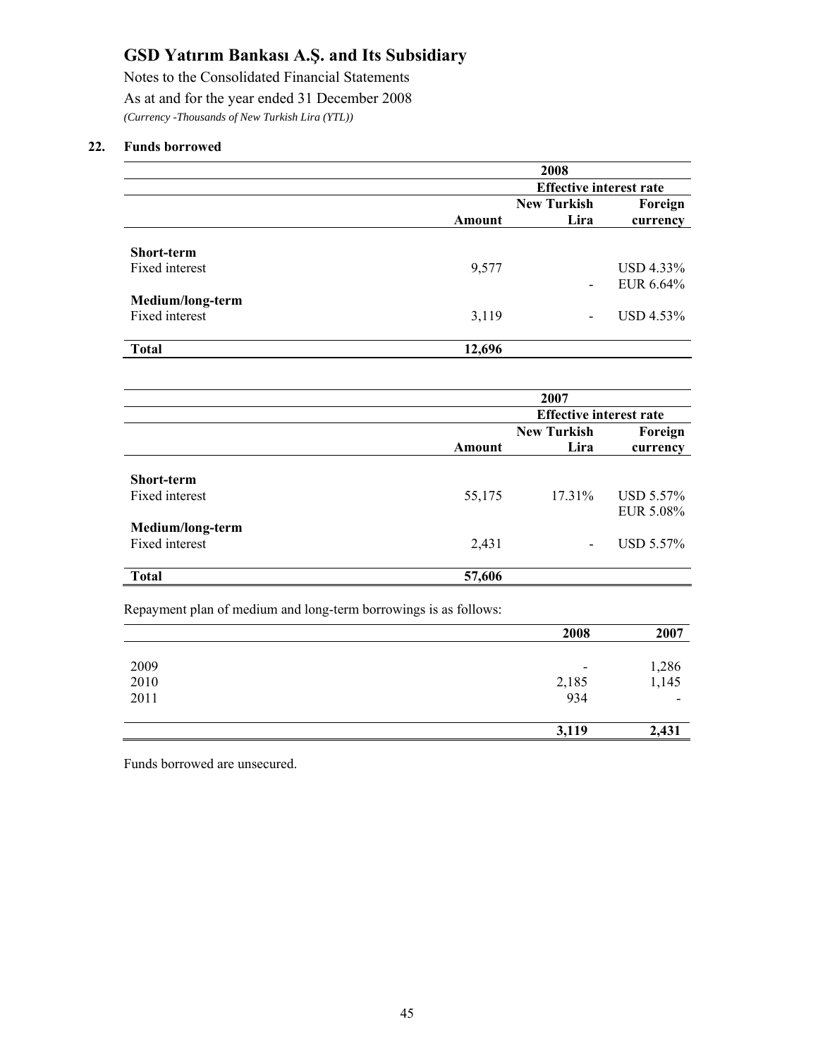# GSD Yatırım Bankası A.Ş. and Its Subsidiary

Notes to the Consolidated Financial Statements

As at and for the year ended 31 December 2008

*(Currency -Thousands of New Turkish Lira (YTL))*

## 22. Funds borrowed

| | 2008 | | |
|---|---|---|---|
| | | Effective interest rate | |
| | Amount | New Turkish Lira | Foreign currency |
| **Short-term** | | | |
| Fixed interest | 9,577 | | USD 4.33% |
| | | - | EUR 6.64% |
| **Medium/long-term** | | | |
| Fixed interest | 3,119 | - | USD 4.53% |
| **Total** | **12,696** | | |

| | 2007 | | |
|---|---|---|---|
| | | Effective interest rate | |
| | Amount | New Turkish Lira | Foreign currency |
| **Short-term** | | | |
| Fixed interest | 55,175 | 17.31% | USD 5.57% |
| | | | EUR 5.08% |
| **Medium/long-term** | | | |
| Fixed interest | 2,431 | - | USD 5.57% |
| **Total** | **57,606** | | |

Repayment plan of medium and long-term borrowings is as follows:

| | 2008 | 2007 |
|---|---|---|
| 2009 | - | 1,286 |
| 2010 | 2,185 | 1,145 |
| 2011 | 934 | - |
| | **3,119** | **2,431** |

Funds borrowed are unsecured.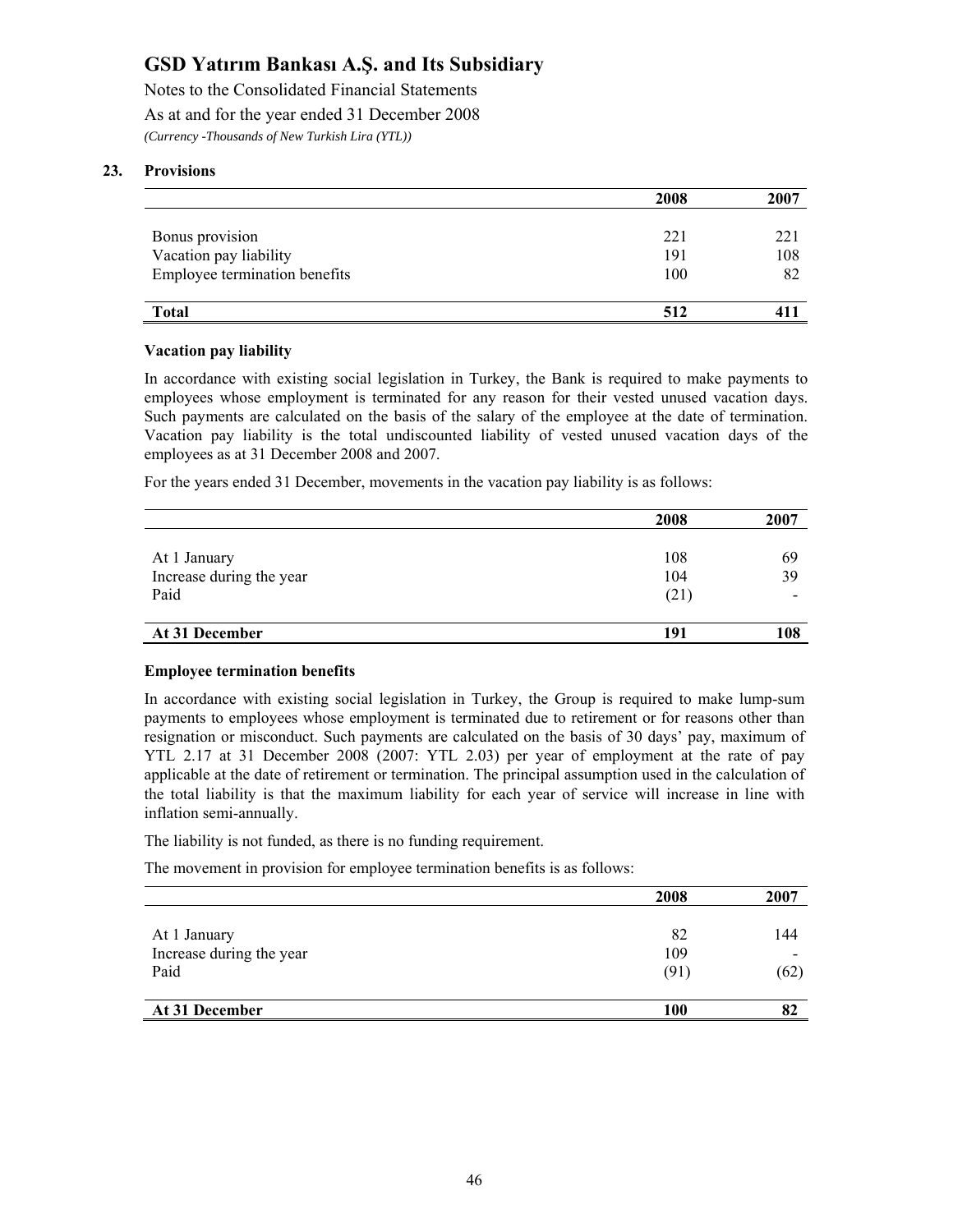## 23. Provisions

| | 2008 | 2007 |
|---|---|---|
| Bonus provision | 221 | 221 |
| Vacation pay liability | 191 | 108 |
| Employee termination benefits | 100 | 82 |
| **Total** | **512** | **411** |

### Vacation pay liability

In accordance with existing social legislation in Turkey, the Bank is required to make payments to employees whose employment is terminated for any reason for their vested unused vacation days. Such payments are calculated on the basis of the salary of the employee at the date of termination. Vacation pay liability is the total undiscounted liability of vested unused vacation days of the employees as at 31 December 2008 and 2007.

For the years ended 31 December, movements in the vacation pay liability is as follows:

| | 2008 | 2007 |
|---|---|---|
| At 1 January | 108 | 69 |
| Increase during the year | 104 | 39 |
| Paid | (21) | - |
| **At 31 December** | **191** | **108** |

### Employee termination benefits

In accordance with existing social legislation in Turkey, the Group is required to make lump-sum payments to employees whose employment is terminated due to retirement or for reasons other than resignation or misconduct. Such payments are calculated on the basis of 30 days' pay, maximum of YTL 2.17 at 31 December 2008 (2007: YTL 2.03) per year of employment at the rate of pay applicable at the date of retirement or termination. The principal assumption used in the calculation of the total liability is that the maximum liability for each year of service will increase in line with inflation semi-annually.

The liability is not funded, as there is no funding requirement.

The movement in provision for employee termination benefits is as follows:

| | 2008 | 2007 |
|---|---|---|
| At 1 January | 82 | 144 |
| Increase during the year | 109 | - |
| Paid | (91) | (62) |
| **At 31 December** | **100** | **82** |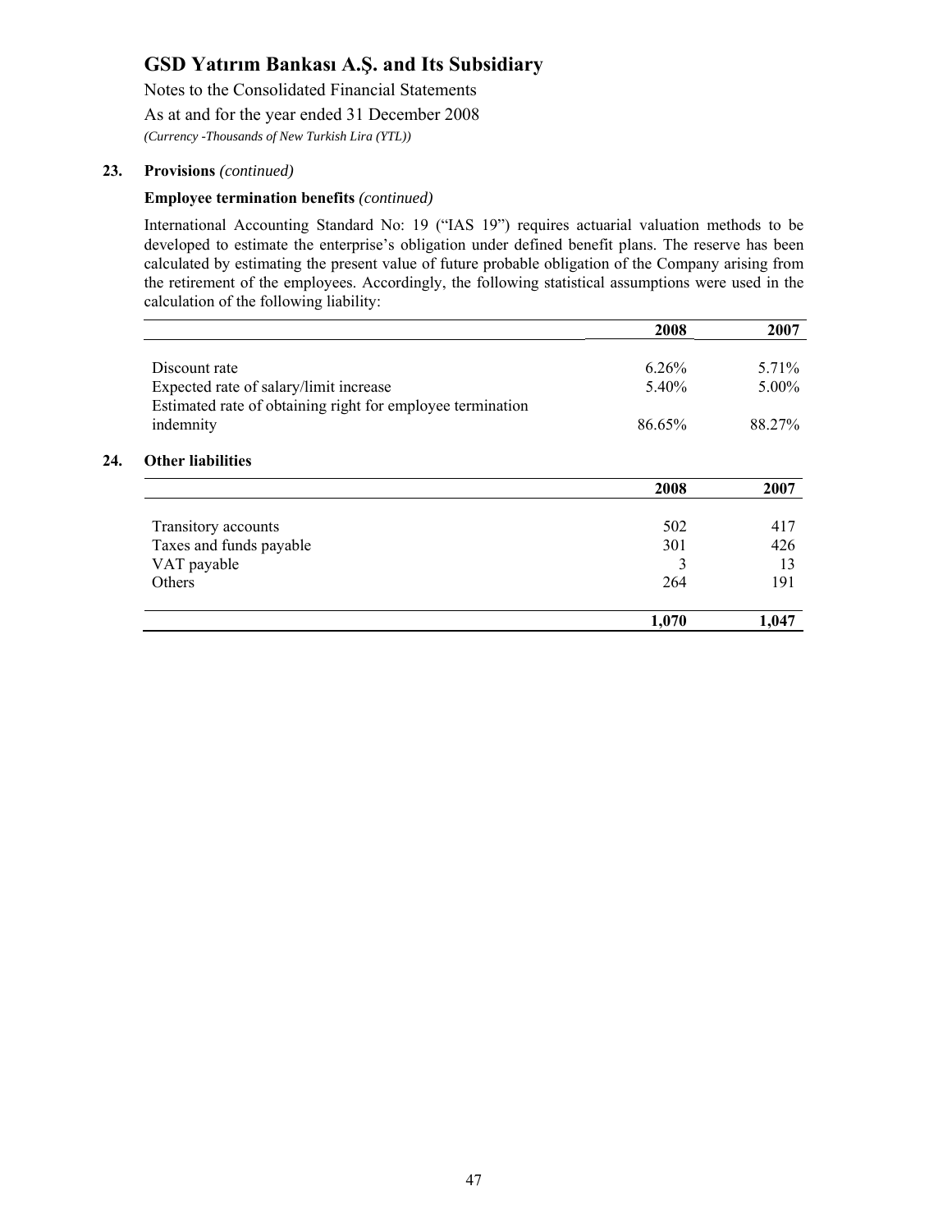## 23. Provisions *(continued)*

### Employee termination benefits *(continued)*

International Accounting Standard No: 19 ("IAS 19") requires actuarial valuation methods to be developed to estimate the enterprise's obligation under defined benefit plans. The reserve has been calculated by estimating the present value of future probable obligation of the Company arising from the retirement of the employees. Accordingly, the following statistical assumptions were used in the calculation of the following liability:

| | 2008 | 2007 |
|---|---|---|
| Discount rate | 6.26% | 5.71% |
| Expected rate of salary/limit increase | 5.40% | 5.00% |
| Estimated rate of obtaining right for employee termination indemnity | 86.65% | 88.27% |

## 24. Other liabilities

| | 2008 | 2007 |
|---|---|---|
| Transitory accounts | 502 | 417 |
| Taxes and funds payable | 301 | 426 |
| VAT payable | 3 | 13 |
| Others | 264 | 191 |
| | **1,070** | **1,047** |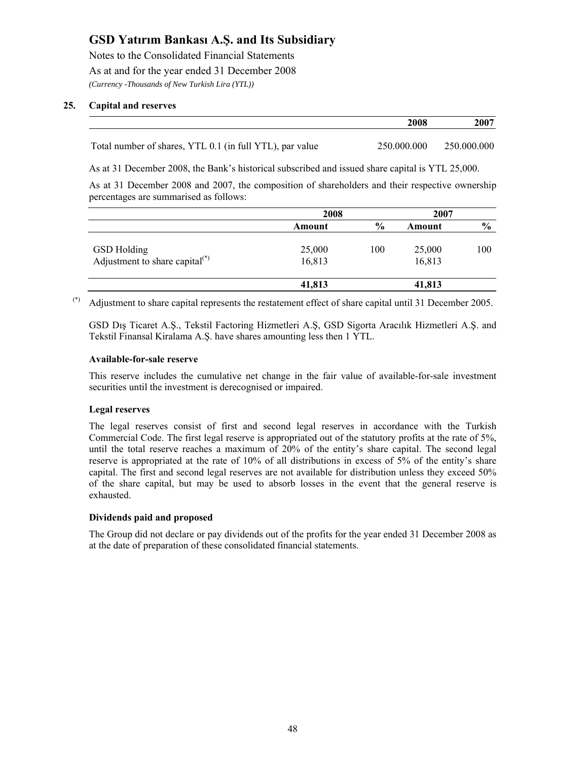## 25. Capital and reserves

| | 2008 | 2007 |
|---|---|---|
| Total number of shares, YTL 0.1 (in full YTL), par value | 250.000.000 | 250.000.000 |

As at 31 December 2008, the Bank's historical subscribed and issued share capital is YTL 25,000.

As at 31 December 2008 and 2007, the composition of shareholders and their respective ownership percentages are summarised as follows:

| | 2008 | | 2007 | |
|---|---|---|---|---|
| | **Amount** | **%** | **Amount** | **%** |
| GSD Holding | 25,000 | 100 | 25,000 | 100 |
| Adjustment to share capital(*) | 16,813 | | 16,813 | |
| | **41,813** | | **41,813** | |

(*) Adjustment to share capital represents the restatement effect of share capital until 31 December 2005.

GSD Dış Ticaret A.Ş., Tekstil Factoring Hizmetleri A.Ş, GSD Sigorta Aracılık Hizmetleri A.Ş. and Tekstil Finansal Kiralama A.Ş. have shares amounting less then 1 YTL.

### Available-for-sale reserve

This reserve includes the cumulative net change in the fair value of available-for-sale investment securities until the investment is derecognised or impaired.

### Legal reserves

The legal reserves consist of first and second legal reserves in accordance with the Turkish Commercial Code. The first legal reserve is appropriated out of the statutory profits at the rate of 5%, until the total reserve reaches a maximum of 20% of the entity's share capital. The second legal reserve is appropriated at the rate of 10% of all distributions in excess of 5% of the entity's share capital. The first and second legal reserves are not available for distribution unless they exceed 50% of the share capital, but may be used to absorb losses in the event that the general reserve is exhausted.

### Dividends paid and proposed

The Group did not declare or pay dividends out of the profits for the year ended 31 December 2008 as at the date of preparation of these consolidated financial statements.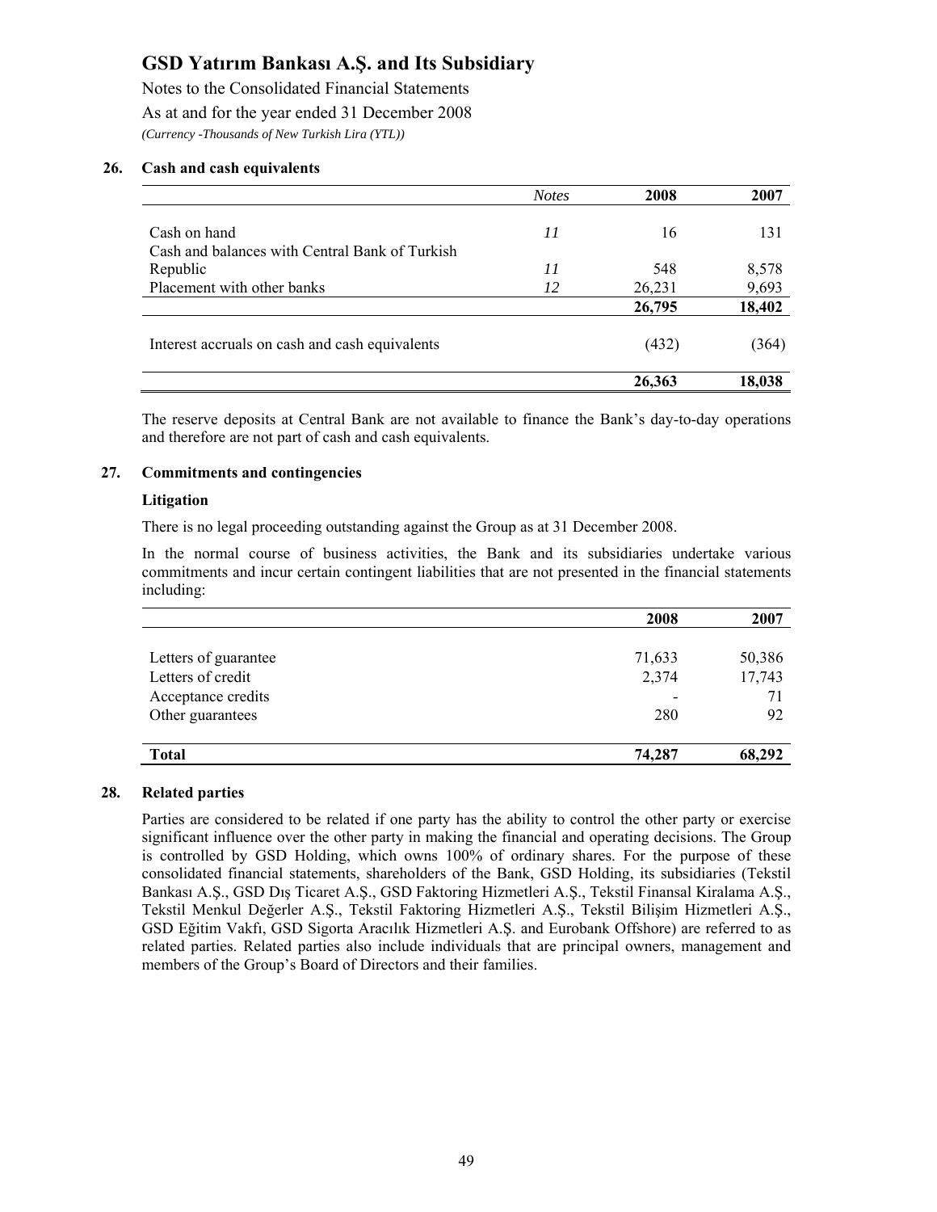## 26. Cash and cash equivalents

| | *Notes* | 2008 | 2007 |
|---|---|---|---|
| Cash on hand | *11* | 16 | 131 |
| Cash and balances with Central Bank of Turkish Republic | *11* | 548 | 8,578 |
| Placement with other banks | *12* | 26,231 | 9,693 |
| | | **26,795** | **18,402** |
| Interest accruals on cash and cash equivalents | | (432) | (364) |
| | | **26,363** | **18,038** |

The reserve deposits at Central Bank are not available to finance the Bank's day-to-day operations and therefore are not part of cash and cash equivalents.

## 27. Commitments and contingencies

### Litigation

There is no legal proceeding outstanding against the Group as at 31 December 2008.

In the normal course of business activities, the Bank and its subsidiaries undertake various commitments and incur certain contingent liabilities that are not presented in the financial statements including:

| | 2008 | 2007 |
|---|---|---|
| Letters of guarantee | 71,633 | 50,386 |
| Letters of credit | 2,374 | 17,743 |
| Acceptance credits | - | 71 |
| Other guarantees | 280 | 92 |
| **Total** | **74,287** | **68,292** |

## 28. Related parties

Parties are considered to be related if one party has the ability to control the other party or exercise significant influence over the other party in making the financial and operating decisions. The Group is controlled by GSD Holding, which owns 100% of ordinary shares. For the purpose of these consolidated financial statements, shareholders of the Bank, GSD Holding, its subsidiaries (Tekstil Bankası A.Ş., GSD Dış Ticaret A.Ş., GSD Faktoring Hizmetleri A.Ş., Tekstil Finansal Kiralama A.Ş., Tekstil Menkul Değerler A.Ş., Tekstil Faktoring Hizmetleri A.Ş., Tekstil Bilişim Hizmetleri A.Ş., GSD Eğitim Vakfı, GSD Sigorta Aracılık Hizmetleri A.Ş. and Eurobank Offshore) are referred to as related parties. Related parties also include individuals that are principal owners, management and members of the Group's Board of Directors and their families.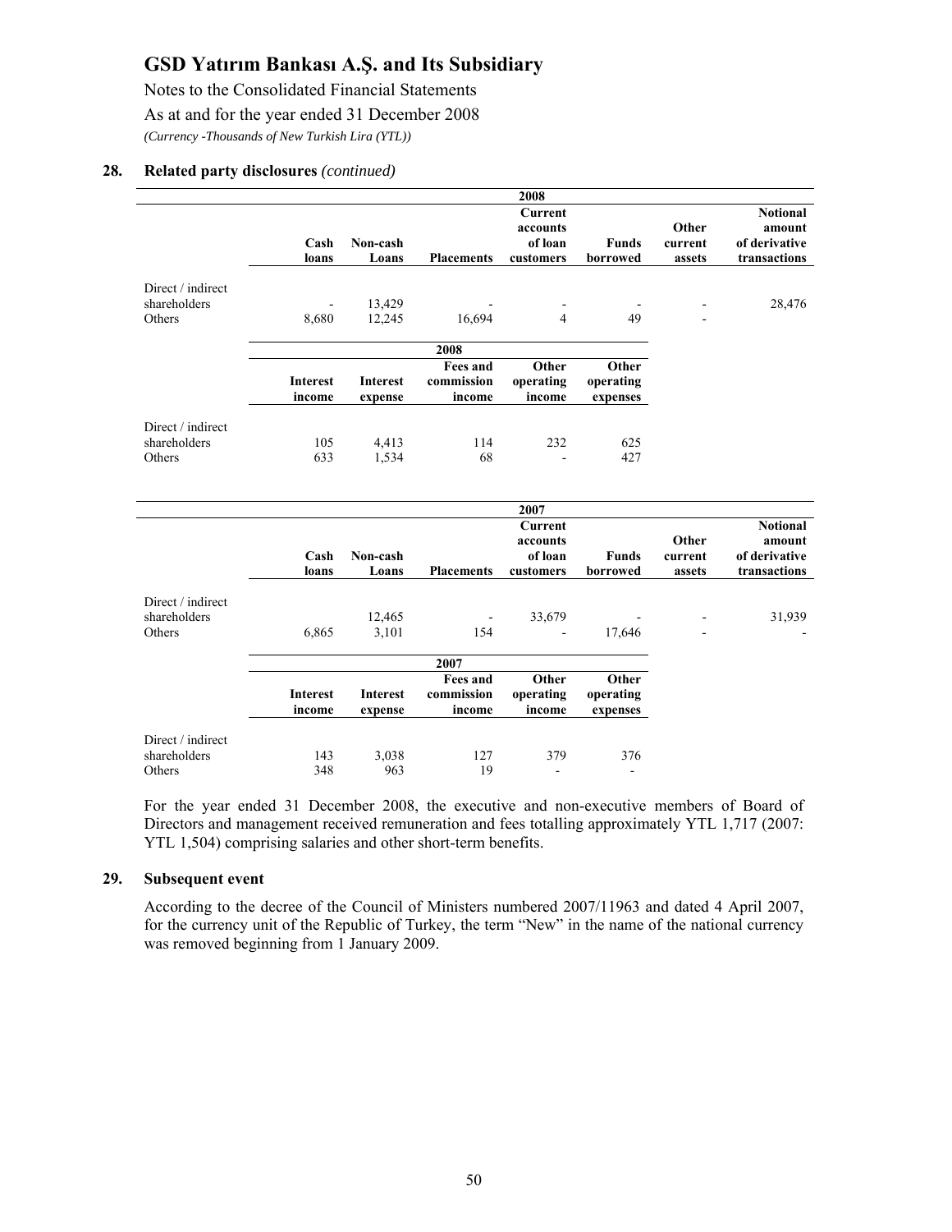## 28. Related party disclosures *(continued)*

| | 2008 | | | | | | |
|---|---|---|---|---|---|---|---|
| | **Cash loans** | **Non-cash Loans** | **Placements** | **Current accounts of loan customers** | **Funds borrowed** | **Other current assets** | **Notional amount of derivative transactions** |
| Direct / indirect shareholders | - | 13,429 | - | - | - | - | 28,476 |
| Others | 8,680 | 12,245 | 16,694 | 4 | 49 | - | |

| | 2008 | | | | |
|---|---|---|---|---|---|
| | **Interest income** | **Interest expense** | **Fees and commission income** | **Other operating income** | **Other operating expenses** |
| Direct / indirect shareholders | 105 | 4,413 | 114 | 232 | 625 |
| Others | 633 | 1,534 | 68 | - | 427 |

| | 2007 | | | | | | |
|---|---|---|---|---|---|---|---|
| | **Cash loans** | **Non-cash Loans** | **Placements** | **Current accounts of loan customers** | **Funds borrowed** | **Other current assets** | **Notional amount of derivative transactions** |
| Direct / indirect shareholders | | 12,465 | - | 33,679 | - | - | 31,939 |
| Others | 6,865 | 3,101 | 154 | - | 17,646 | - | - |

| | 2007 | | | | |
|---|---|---|---|---|---|
| | **Interest income** | **Interest expense** | **Fees and commission income** | **Other operating income** | **Other operating expenses** |
| Direct / indirect shareholders | 143 | 3,038 | 127 | 379 | 376 |
| Others | 348 | 963 | 19 | - | - |

For the year ended 31 December 2008, the executive and non-executive members of Board of Directors and management received remuneration and fees totalling approximately YTL 1,717 (2007: YTL 1,504) comprising salaries and other short-term benefits.

## 29. Subsequent event

According to the decree of the Council of Ministers numbered 2007/11963 and dated 4 April 2007, for the currency unit of the Republic of Turkey, the term "New" in the name of the national currency was removed beginning from 1 January 2009.